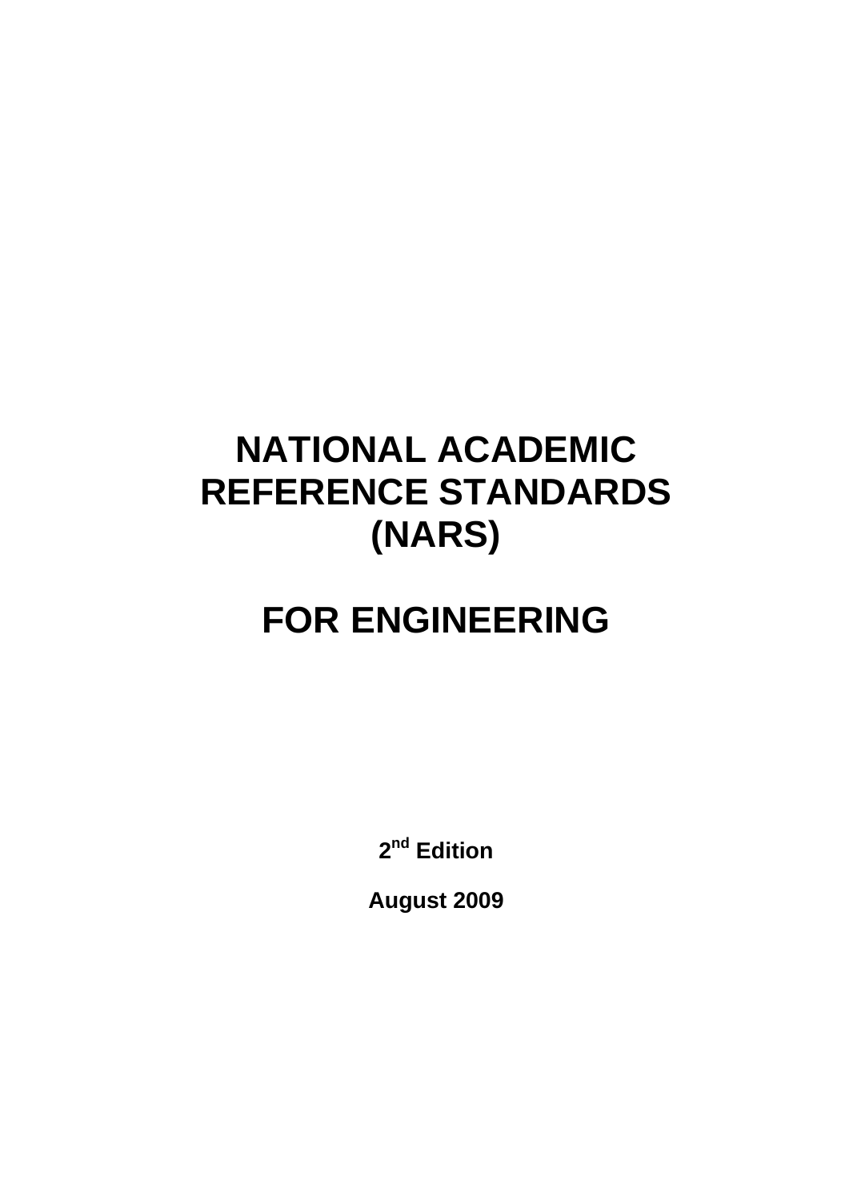# NATIONAL ACADEMIC REFERENCE STANDARDS (NARS)

# FOR ENGINEERING

**2nd Edition**

**August 2009**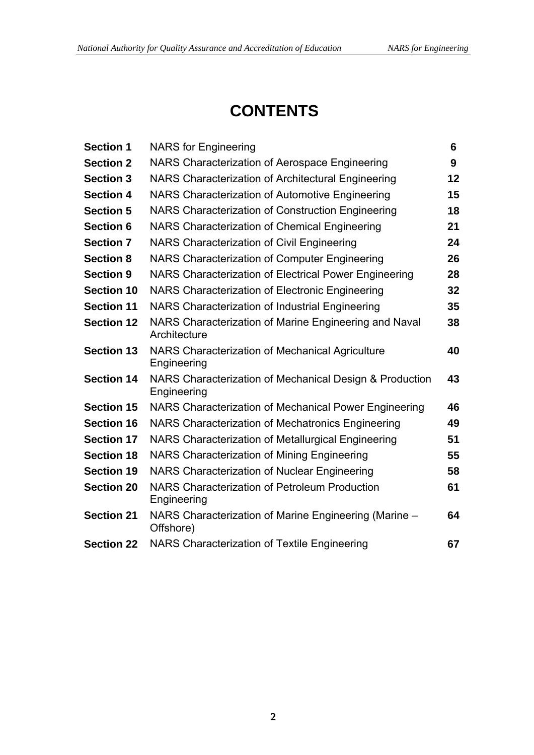# CONTENTS

| | | |
|---|---|---|
| **Section 1** | NARS for Engineering | **6** |
| **Section 2** | NARS Characterization of Aerospace Engineering | **9** |
| **Section 3** | NARS Characterization of Architectural Engineering | **12** |
| **Section 4** | NARS Characterization of Automotive Engineering | **15** |
| **Section 5** | NARS Characterization of Construction Engineering | **18** |
| **Section 6** | NARS Characterization of Chemical Engineering | **21** |
| **Section 7** | NARS Characterization of Civil Engineering | **24** |
| **Section 8** | NARS Characterization of Computer Engineering | **26** |
| **Section 9** | NARS Characterization of Electrical Power Engineering | **28** |
| **Section 10** | NARS Characterization of Electronic Engineering | **32** |
| **Section 11** | NARS Characterization of Industrial Engineering | **35** |
| **Section 12** | NARS Characterization of Marine Engineering and Naval Architecture | **38** |
| **Section 13** | NARS Characterization of Mechanical Agriculture Engineering | **40** |
| **Section 14** | NARS Characterization of Mechanical Design & Production Engineering | **43** |
| **Section 15** | NARS Characterization of Mechanical Power Engineering | **46** |
| **Section 16** | NARS Characterization of Mechatronics Engineering | **49** |
| **Section 17** | NARS Characterization of Metallurgical Engineering | **51** |
| **Section 18** | NARS Characterization of Mining Engineering | **55** |
| **Section 19** | NARS Characterization of Nuclear Engineering | **58** |
| **Section 20** | NARS Characterization of Petroleum Production Engineering | **61** |
| **Section 21** | NARS Characterization of Marine Engineering (Marine – Offshore) | **64** |
| **Section 22** | NARS Characterization of Textile Engineering | **67** |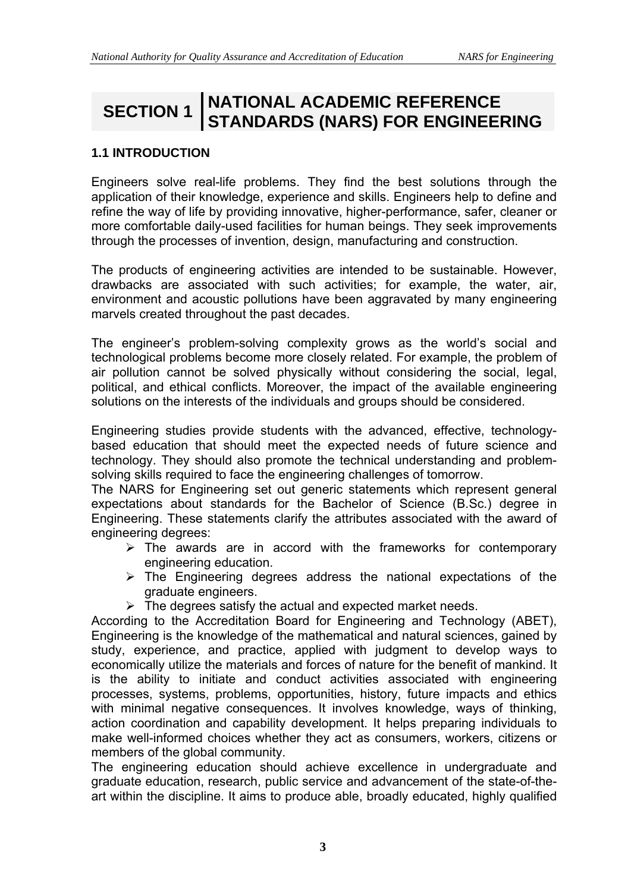# SECTION 1 NATIONAL ACADEMIC REFERENCE STANDARDS (NARS) FOR ENGINEERING

## 1.1 INTRODUCTION

Engineers solve real-life problems. They find the best solutions through the application of their knowledge, experience and skills. Engineers help to define and refine the way of life by providing innovative, higher-performance, safer, cleaner or more comfortable daily-used facilities for human beings. They seek improvements through the processes of invention, design, manufacturing and construction.

The products of engineering activities are intended to be sustainable. However, drawbacks are associated with such activities; for example, the water, air, environment and acoustic pollutions have been aggravated by many engineering marvels created throughout the past decades.

The engineer's problem-solving complexity grows as the world's social and technological problems become more closely related. For example, the problem of air pollution cannot be solved physically without considering the social, legal, political, and ethical conflicts. Moreover, the impact of the available engineering solutions on the interests of the individuals and groups should be considered.

Engineering studies provide students with the advanced, effective, technology-based education that should meet the expected needs of future science and technology. They should also promote the technical understanding and problem-solving skills required to face the engineering challenges of tomorrow.

The NARS for Engineering set out generic statements which represent general expectations about standards for the Bachelor of Science (B.Sc.) degree in Engineering. These statements clarify the attributes associated with the award of engineering degrees:

- The awards are in accord with the frameworks for contemporary engineering education.
- The Engineering degrees address the national expectations of the graduate engineers.
- The degrees satisfy the actual and expected market needs.

According to the Accreditation Board for Engineering and Technology (ABET), Engineering is the knowledge of the mathematical and natural sciences, gained by study, experience, and practice, applied with judgment to develop ways to economically utilize the materials and forces of nature for the benefit of mankind. It is the ability to initiate and conduct activities associated with engineering processes, systems, problems, opportunities, history, future impacts and ethics with minimal negative consequences. It involves knowledge, ways of thinking, action coordination and capability development. It helps preparing individuals to make well-informed choices whether they act as consumers, workers, citizens or members of the global community.

The engineering education should achieve excellence in undergraduate and graduate education, research, public service and advancement of the state-of-the-art within the discipline. It aims to produce able, broadly educated, highly qualified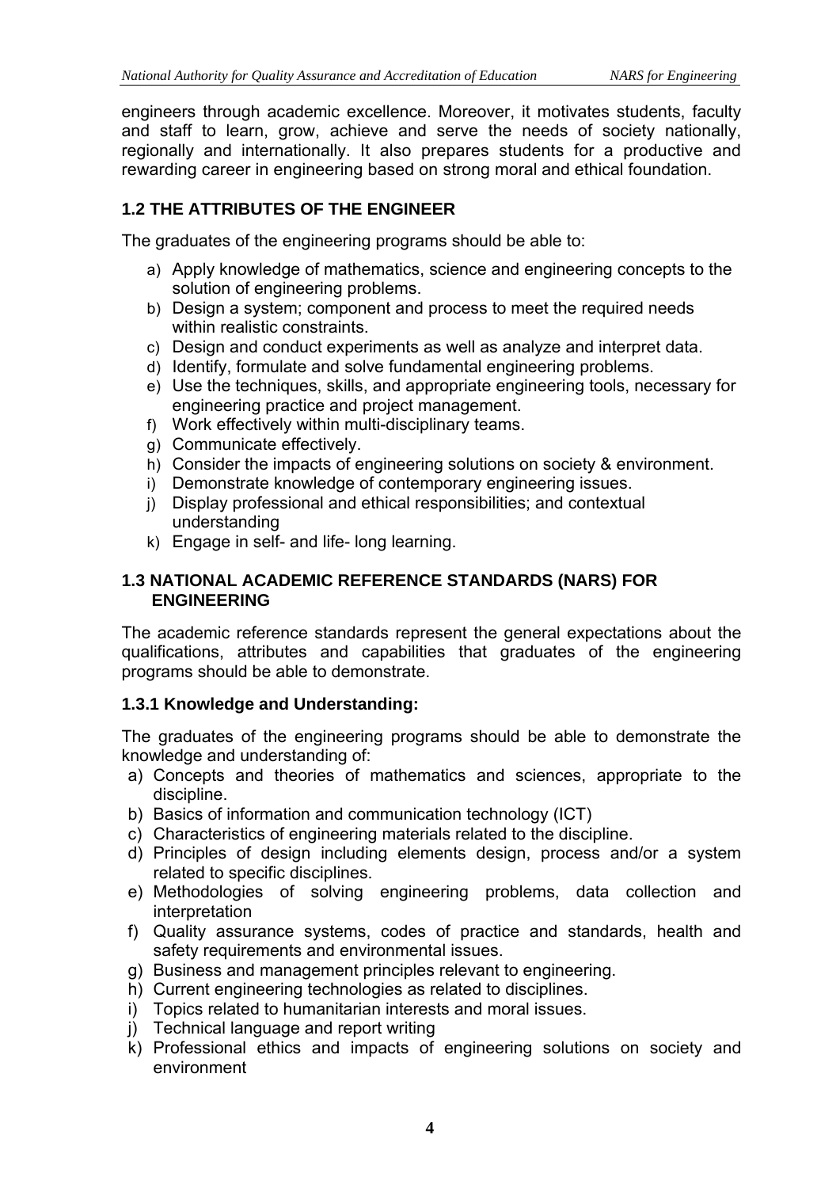engineers through academic excellence. Moreover, it motivates students, faculty and staff to learn, grow, achieve and serve the needs of society nationally, regionally and internationally. It also prepares students for a productive and rewarding career in engineering based on strong moral and ethical foundation.

## 1.2 THE ATTRIBUTES OF THE ENGINEER

The graduates of the engineering programs should be able to:

a) Apply knowledge of mathematics, science and engineering concepts to the solution of engineering problems.
b) Design a system; component and process to meet the required needs within realistic constraints.
c) Design and conduct experiments as well as analyze and interpret data.
d) Identify, formulate and solve fundamental engineering problems.
e) Use the techniques, skills, and appropriate engineering tools, necessary for engineering practice and project management.
f) Work effectively within multi-disciplinary teams.
g) Communicate effectively.
h) Consider the impacts of engineering solutions on society & environment.
i) Demonstrate knowledge of contemporary engineering issues.
j) Display professional and ethical responsibilities; and contextual understanding
k) Engage in self- and life- long learning.

## 1.3 NATIONAL ACADEMIC REFERENCE STANDARDS (NARS) FOR ENGINEERING

The academic reference standards represent the general expectations about the qualifications, attributes and capabilities that graduates of the engineering programs should be able to demonstrate.

### 1.3.1 Knowledge and Understanding:

The graduates of the engineering programs should be able to demonstrate the knowledge and understanding of:

a) Concepts and theories of mathematics and sciences, appropriate to the discipline.
b) Basics of information and communication technology (ICT)
c) Characteristics of engineering materials related to the discipline.
d) Principles of design including elements design, process and/or a system related to specific disciplines.
e) Methodologies of solving engineering problems, data collection and interpretation
f) Quality assurance systems, codes of practice and standards, health and safety requirements and environmental issues.
g) Business and management principles relevant to engineering.
h) Current engineering technologies as related to disciplines.
i) Topics related to humanitarian interests and moral issues.
j) Technical language and report writing
k) Professional ethics and impacts of engineering solutions on society and environment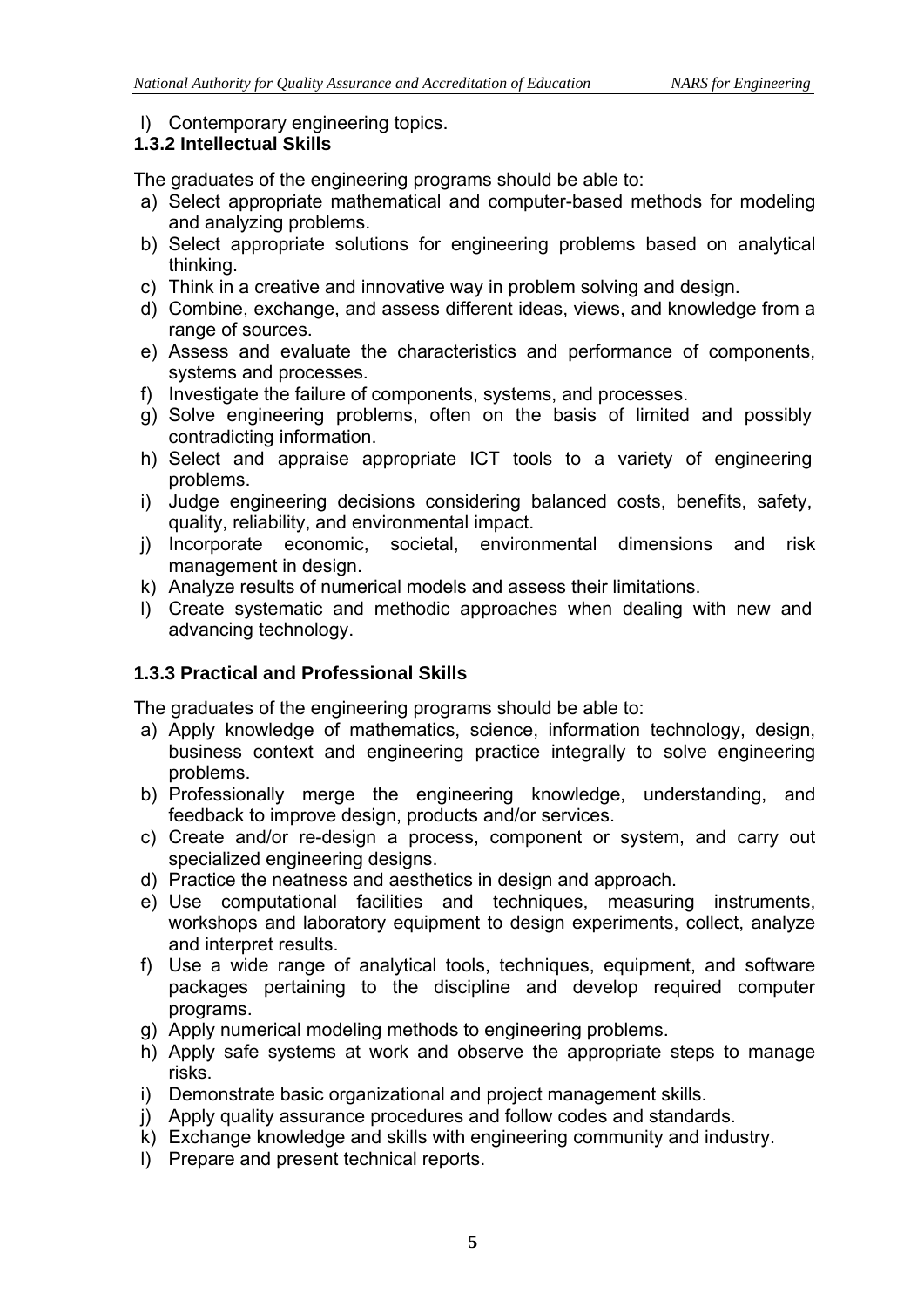l) Contemporary engineering topics.

### 1.3.2 Intellectual Skills

The graduates of the engineering programs should be able to:

a) Select appropriate mathematical and computer-based methods for modeling and analyzing problems.
b) Select appropriate solutions for engineering problems based on analytical thinking.
c) Think in a creative and innovative way in problem solving and design.
d) Combine, exchange, and assess different ideas, views, and knowledge from a range of sources.
e) Assess and evaluate the characteristics and performance of components, systems and processes.
f) Investigate the failure of components, systems, and processes.
g) Solve engineering problems, often on the basis of limited and possibly contradicting information.
h) Select and appraise appropriate ICT tools to a variety of engineering problems.
i) Judge engineering decisions considering balanced costs, benefits, safety, quality, reliability, and environmental impact.
j) Incorporate economic, societal, environmental dimensions and risk management in design.
k) Analyze results of numerical models and assess their limitations.
l) Create systematic and methodic approaches when dealing with new and advancing technology.

### 1.3.3 Practical and Professional Skills

The graduates of the engineering programs should be able to:

a) Apply knowledge of mathematics, science, information technology, design, business context and engineering practice integrally to solve engineering problems.
b) Professionally merge the engineering knowledge, understanding, and feedback to improve design, products and/or services.
c) Create and/or re-design a process, component or system, and carry out specialized engineering designs.
d) Practice the neatness and aesthetics in design and approach.
e) Use computational facilities and techniques, measuring instruments, workshops and laboratory equipment to design experiments, collect, analyze and interpret results.
f) Use a wide range of analytical tools, techniques, equipment, and software packages pertaining to the discipline and develop required computer programs.
g) Apply numerical modeling methods to engineering problems.
h) Apply safe systems at work and observe the appropriate steps to manage risks.
i) Demonstrate basic organizational and project management skills.
j) Apply quality assurance procedures and follow codes and standards.
k) Exchange knowledge and skills with engineering community and industry.
l) Prepare and present technical reports.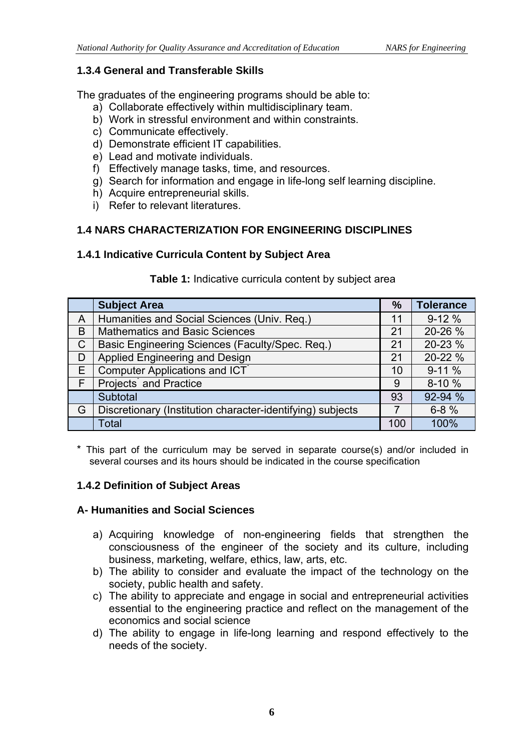### 1.3.4 General and Transferable Skills

The graduates of the engineering programs should be able to:

a) Collaborate effectively within multidisciplinary team.
b) Work in stressful environment and within constraints.
c) Communicate effectively.
d) Demonstrate efficient IT capabilities.
e) Lead and motivate individuals.
f) Effectively manage tasks, time, and resources.
g) Search for information and engage in life-long self learning discipline.
h) Acquire entrepreneurial skills.
i) Refer to relevant literatures.

## 1.4 NARS CHARACTERIZATION FOR ENGINEERING DISCIPLINES

### 1.4.1 Indicative Curricula Content by Subject Area

**Table 1:** Indicative curricula content by subject area

| | Subject Area | % | Tolerance |
|---|---|---|---|
| A | Humanities and Social Sciences (Univ. Req.) | 11 | 9-12 % |
| B | Mathematics and Basic Sciences | 21 | 20-26 % |
| C | Basic Engineering Sciences (Faculty/Spec. Req.) | 21 | 20-23 % |
| D | Applied Engineering and Design | 21 | 20-22 % |
| E | Computer Applications and ICT* | 10 | 9-11 % |
| F | Projects* and Practice | 9 | 8-10 % |
| | Subtotal | 93 | 92-94 % |
| G | Discretionary (Institution character-identifying) subjects | 7 | 6-8 % |
| | Total | 100 | 100% |

* This part of the curriculum may be served in separate course(s) and/or included in several courses and its hours should be indicated in the course specification

### 1.4.2 Definition of Subject Areas

#### A- Humanities and Social Sciences

a) Acquiring knowledge of non-engineering fields that strengthen the consciousness of the engineer of the society and its culture, including business, marketing, welfare, ethics, law, arts, etc.
b) The ability to consider and evaluate the impact of the technology on the society, public health and safety.
c) The ability to appreciate and engage in social and entrepreneurial activities essential to the engineering practice and reflect on the management of the economics and social science
d) The ability to engage in life-long learning and respond effectively to the needs of the society.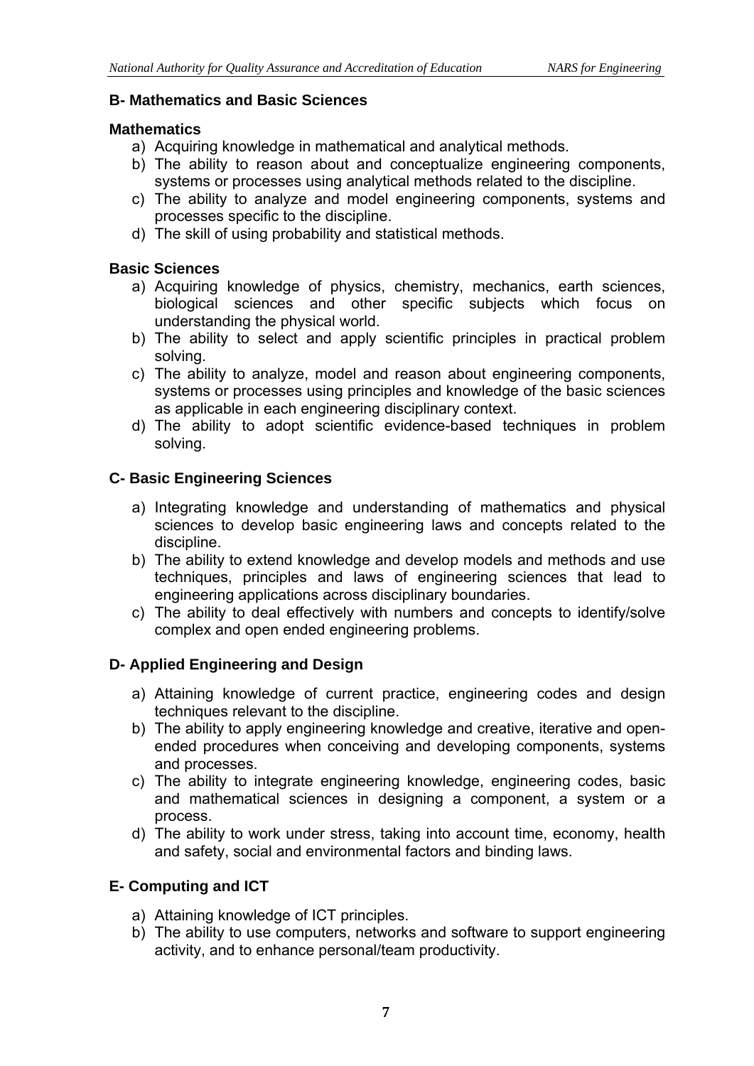## B- Mathematics and Basic Sciences

### Mathematics

a) Acquiring knowledge in mathematical and analytical methods.
b) The ability to reason about and conceptualize engineering components, systems or processes using analytical methods related to the discipline.
c) The ability to analyze and model engineering components, systems and processes specific to the discipline.
d) The skill of using probability and statistical methods.

### Basic Sciences

a) Acquiring knowledge of physics, chemistry, mechanics, earth sciences, biological sciences and other specific subjects which focus on understanding the physical world.
b) The ability to select and apply scientific principles in practical problem solving.
c) The ability to analyze, model and reason about engineering components, systems or processes using principles and knowledge of the basic sciences as applicable in each engineering disciplinary context.
d) The ability to adopt scientific evidence-based techniques in problem solving.

## C- Basic Engineering Sciences

a) Integrating knowledge and understanding of mathematics and physical sciences to develop basic engineering laws and concepts related to the discipline.
b) The ability to extend knowledge and develop models and methods and use techniques, principles and laws of engineering sciences that lead to engineering applications across disciplinary boundaries.
c) The ability to deal effectively with numbers and concepts to identify/solve complex and open ended engineering problems.

## D- Applied Engineering and Design

a) Attaining knowledge of current practice, engineering codes and design techniques relevant to the discipline.
b) The ability to apply engineering knowledge and creative, iterative and open-ended procedures when conceiving and developing components, systems and processes.
c) The ability to integrate engineering knowledge, engineering codes, basic and mathematical sciences in designing a component, a system or a process.
d) The ability to work under stress, taking into account time, economy, health and safety, social and environmental factors and binding laws.

## E- Computing and ICT

a) Attaining knowledge of ICT principles.
b) The ability to use computers, networks and software to support engineering activity, and to enhance personal/team productivity.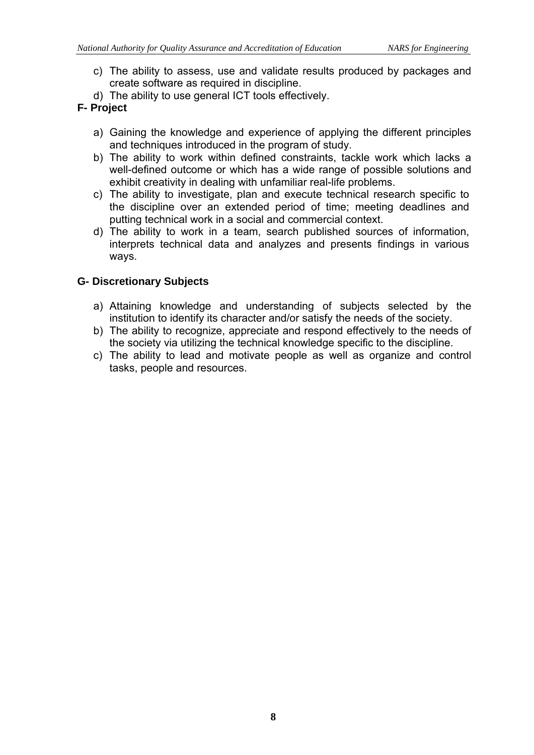c) The ability to assess, use and validate results produced by packages and create software as required in discipline.
d) The ability to use general ICT tools effectively.

**F- Project**

a) Gaining the knowledge and experience of applying the different principles and techniques introduced in the program of study.
b) The ability to work within defined constraints, tackle work which lacks a well-defined outcome or which has a wide range of possible solutions and exhibit creativity in dealing with unfamiliar real-life problems.
c) The ability to investigate, plan and execute technical research specific to the discipline over an extended period of time; meeting deadlines and putting technical work in a social and commercial context.
d) The ability to work in a team, search published sources of information, interprets technical data and analyzes and presents findings in various ways.

**G- Discretionary Subjects**

a) Attaining knowledge and understanding of subjects selected by the institution to identify its character and/or satisfy the needs of the society.
b) The ability to recognize, appreciate and respond effectively to the needs of the society via utilizing the technical knowledge specific to the discipline.
c) The ability to lead and motivate people as well as organize and control tasks, people and resources.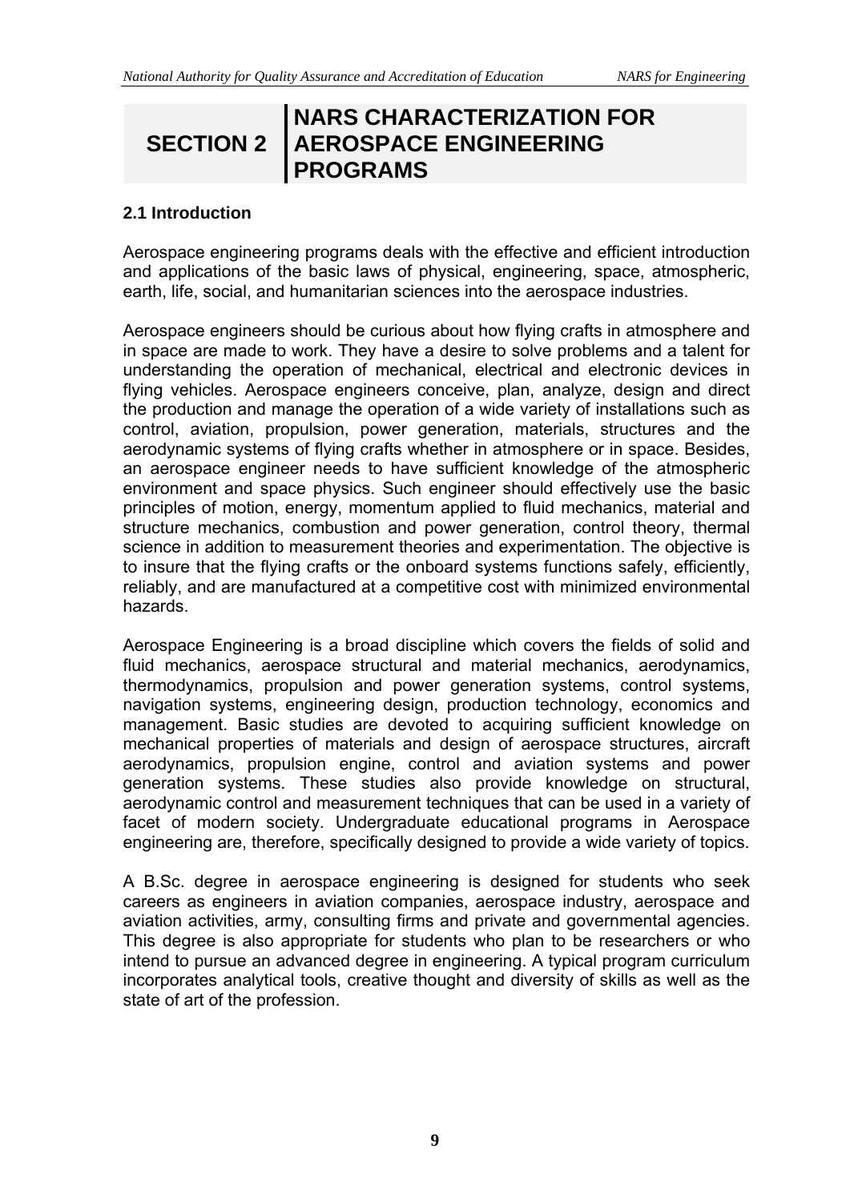# SECTION 2 NARS CHARACTERIZATION FOR AEROSPACE ENGINEERING PROGRAMS

## 2.1 Introduction

Aerospace engineering programs deals with the effective and efficient introduction and applications of the basic laws of physical, engineering, space, atmospheric, earth, life, social, and humanitarian sciences into the aerospace industries.

Aerospace engineers should be curious about how flying crafts in atmosphere and in space are made to work. They have a desire to solve problems and a talent for understanding the operation of mechanical, electrical and electronic devices in flying vehicles. Aerospace engineers conceive, plan, analyze, design and direct the production and manage the operation of a wide variety of installations such as control, aviation, propulsion, power generation, materials, structures and the aerodynamic systems of flying crafts whether in atmosphere or in space. Besides, an aerospace engineer needs to have sufficient knowledge of the atmospheric environment and space physics. Such engineer should effectively use the basic principles of motion, energy, momentum applied to fluid mechanics, material and structure mechanics, combustion and power generation, control theory, thermal science in addition to measurement theories and experimentation. The objective is to insure that the flying crafts or the onboard systems functions safely, efficiently, reliably, and are manufactured at a competitive cost with minimized environmental hazards.

Aerospace Engineering is a broad discipline which covers the fields of solid and fluid mechanics, aerospace structural and material mechanics, aerodynamics, thermodynamics, propulsion and power generation systems, control systems, navigation systems, engineering design, production technology, economics and management. Basic studies are devoted to acquiring sufficient knowledge on mechanical properties of materials and design of aerospace structures, aircraft aerodynamics, propulsion engine, control and aviation systems and power generation systems. These studies also provide knowledge on structural, aerodynamic control and measurement techniques that can be used in a variety of facet of modern society. Undergraduate educational programs in Aerospace engineering are, therefore, specifically designed to provide a wide variety of topics.

A B.Sc. degree in aerospace engineering is designed for students who seek careers as engineers in aviation companies, aerospace industry, aerospace and aviation activities, army, consulting firms and private and governmental agencies. This degree is also appropriate for students who plan to be researchers or who intend to pursue an advanced degree in engineering. A typical program curriculum incorporates analytical tools, creative thought and diversity of skills as well as the state of art of the profession.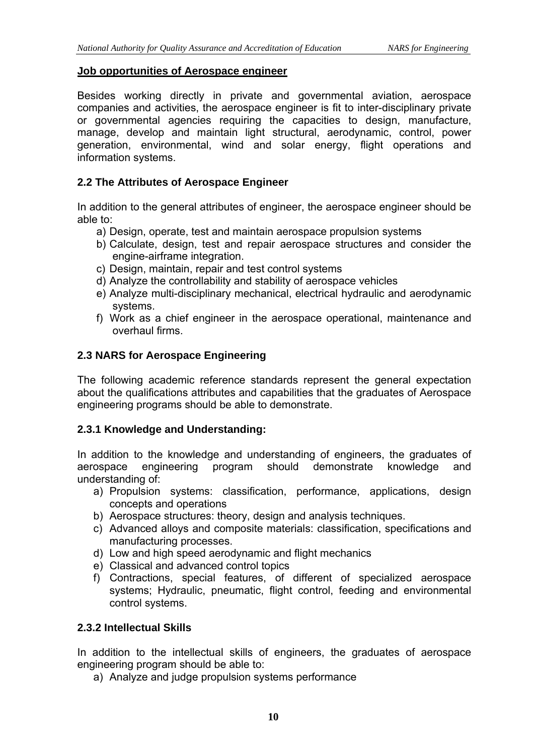**Job opportunities of Aerospace engineer**

Besides working directly in private and governmental aviation, aerospace companies and activities, the aerospace engineer is fit to inter-disciplinary private or governmental agencies requiring the capacities to design, manufacture, manage, develop and maintain light structural, aerodynamic, control, power generation, environmental, wind and solar energy, flight operations and information systems.

### 2.2 The Attributes of Aerospace Engineer

In addition to the general attributes of engineer, the aerospace engineer should be able to:

a) Design, operate, test and maintain aerospace propulsion systems
b) Calculate, design, test and repair aerospace structures and consider the engine-airframe integration.
c) Design, maintain, repair and test control systems
d) Analyze the controllability and stability of aerospace vehicles
e) Analyze multi-disciplinary mechanical, electrical hydraulic and aerodynamic systems.
f) Work as a chief engineer in the aerospace operational, maintenance and overhaul firms.

### 2.3 NARS for Aerospace Engineering

The following academic reference standards represent the general expectation about the qualifications attributes and capabilities that the graduates of Aerospace engineering programs should be able to demonstrate.

#### 2.3.1 Knowledge and Understanding:

In addition to the knowledge and understanding of engineers, the graduates of aerospace engineering program should demonstrate knowledge and understanding of:

a) Propulsion systems: classification, performance, applications, design concepts and operations
b) Aerospace structures: theory, design and analysis techniques.
c) Advanced alloys and composite materials: classification, specifications and manufacturing processes.
d) Low and high speed aerodynamic and flight mechanics
e) Classical and advanced control topics
f) Contractions, special features, of different of specialized aerospace systems; Hydraulic, pneumatic, flight control, feeding and environmental control systems.

#### 2.3.2 Intellectual Skills

In addition to the intellectual skills of engineers, the graduates of aerospace engineering program should be able to:

a) Analyze and judge propulsion systems performance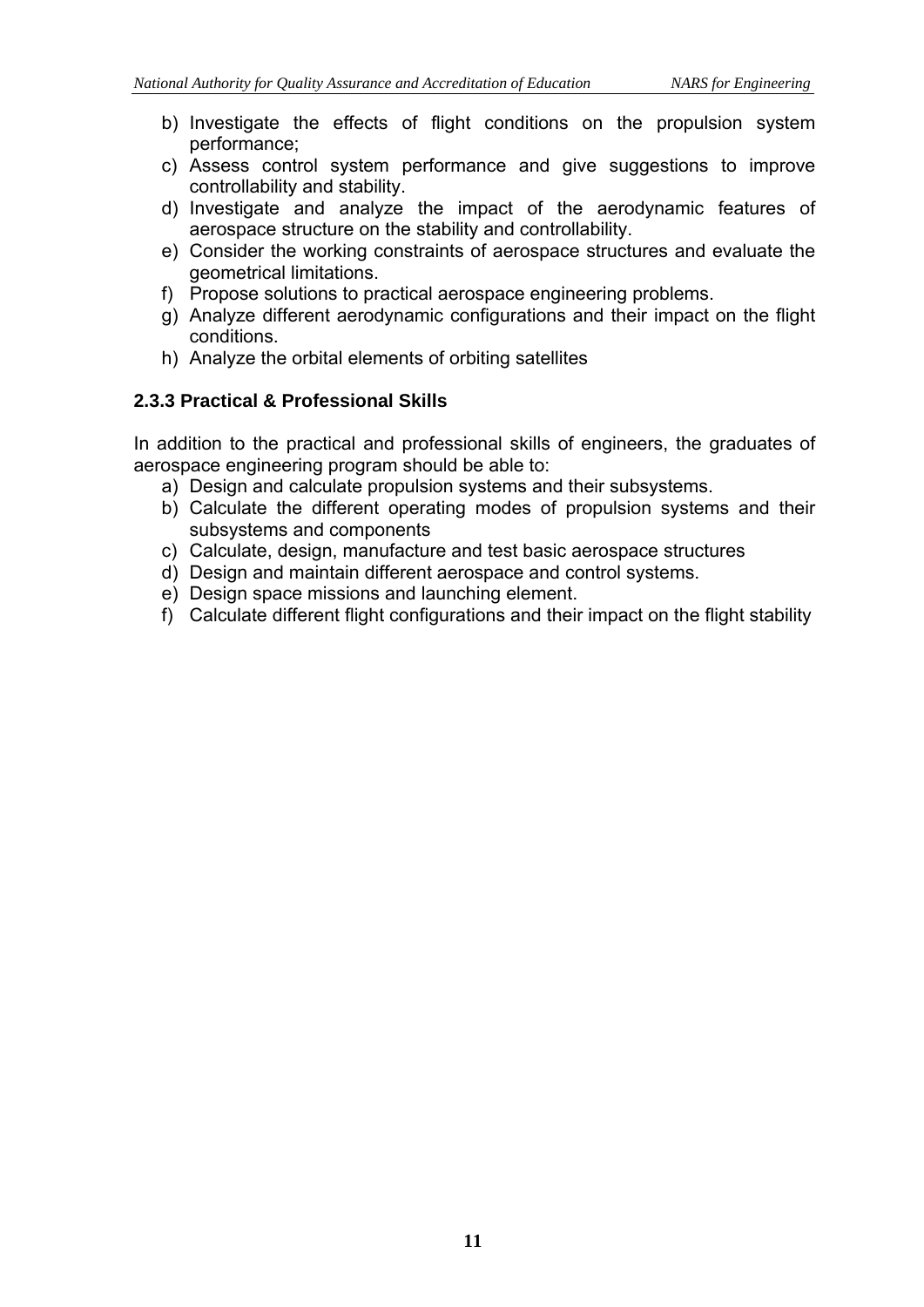b) Investigate the effects of flight conditions on the propulsion system performance;
c) Assess control system performance and give suggestions to improve controllability and stability.
d) Investigate and analyze the impact of the aerodynamic features of aerospace structure on the stability and controllability.
e) Consider the working constraints of aerospace structures and evaluate the geometrical limitations.
f) Propose solutions to practical aerospace engineering problems.
g) Analyze different aerodynamic configurations and their impact on the flight conditions.
h) Analyze the orbital elements of orbiting satellites

### 2.3.3 Practical & Professional Skills

In addition to the practical and professional skills of engineers, the graduates of aerospace engineering program should be able to:

a) Design and calculate propulsion systems and their subsystems.
b) Calculate the different operating modes of propulsion systems and their subsystems and components
c) Calculate, design, manufacture and test basic aerospace structures
d) Design and maintain different aerospace and control systems.
e) Design space missions and launching element.
f) Calculate different flight configurations and their impact on the flight stability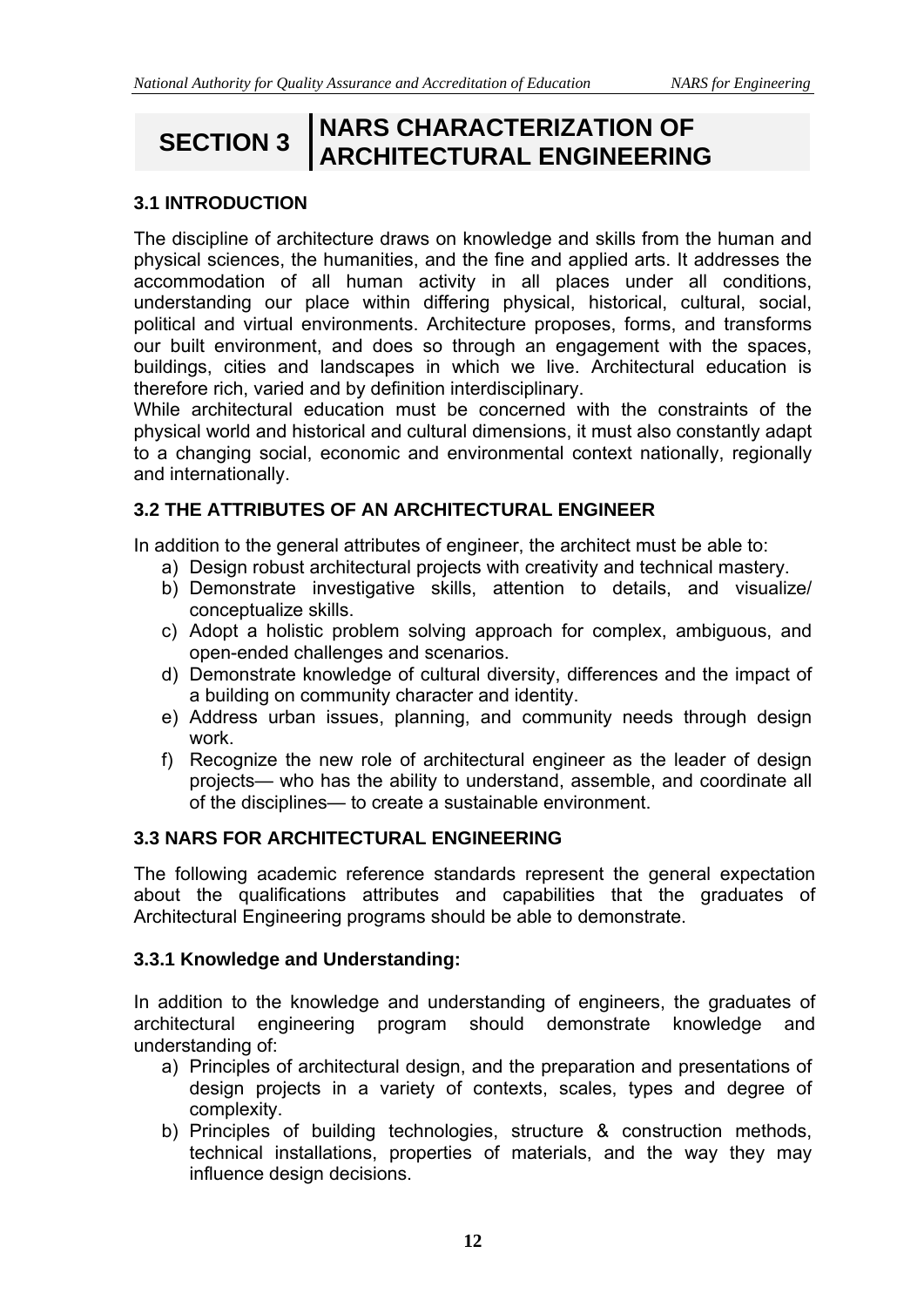# SECTION 3 NARS CHARACTERIZATION OF ARCHITECTURAL ENGINEERING

## 3.1 INTRODUCTION

The discipline of architecture draws on knowledge and skills from the human and physical sciences, the humanities, and the fine and applied arts. It addresses the accommodation of all human activity in all places under all conditions, understanding our place within differing physical, historical, cultural, social, political and virtual environments. Architecture proposes, forms, and transforms our built environment, and does so through an engagement with the spaces, buildings, cities and landscapes in which we live. Architectural education is therefore rich, varied and by definition interdisciplinary.

While architectural education must be concerned with the constraints of the physical world and historical and cultural dimensions, it must also constantly adapt to a changing social, economic and environmental context nationally, regionally and internationally.

## 3.2 THE ATTRIBUTES OF AN ARCHITECTURAL ENGINEER

In addition to the general attributes of engineer, the architect must be able to:

a) Design robust architectural projects with creativity and technical mastery.
b) Demonstrate investigative skills, attention to details, and visualize/ conceptualize skills.
c) Adopt a holistic problem solving approach for complex, ambiguous, and open-ended challenges and scenarios.
d) Demonstrate knowledge of cultural diversity, differences and the impact of a building on community character and identity.
e) Address urban issues, planning, and community needs through design work.
f) Recognize the new role of architectural engineer as the leader of design projects— who has the ability to understand, assemble, and coordinate all of the disciplines— to create a sustainable environment.

## 3.3 NARS FOR ARCHITECTURAL ENGINEERING

The following academic reference standards represent the general expectation about the qualifications attributes and capabilities that the graduates of Architectural Engineering programs should be able to demonstrate.

### 3.3.1 Knowledge and Understanding:

In addition to the knowledge and understanding of engineers, the graduates of architectural engineering program should demonstrate knowledge and understanding of:

a) Principles of architectural design, and the preparation and presentations of design projects in a variety of contexts, scales, types and degree of complexity.
b) Principles of building technologies, structure & construction methods, technical installations, properties of materials, and the way they may influence design decisions.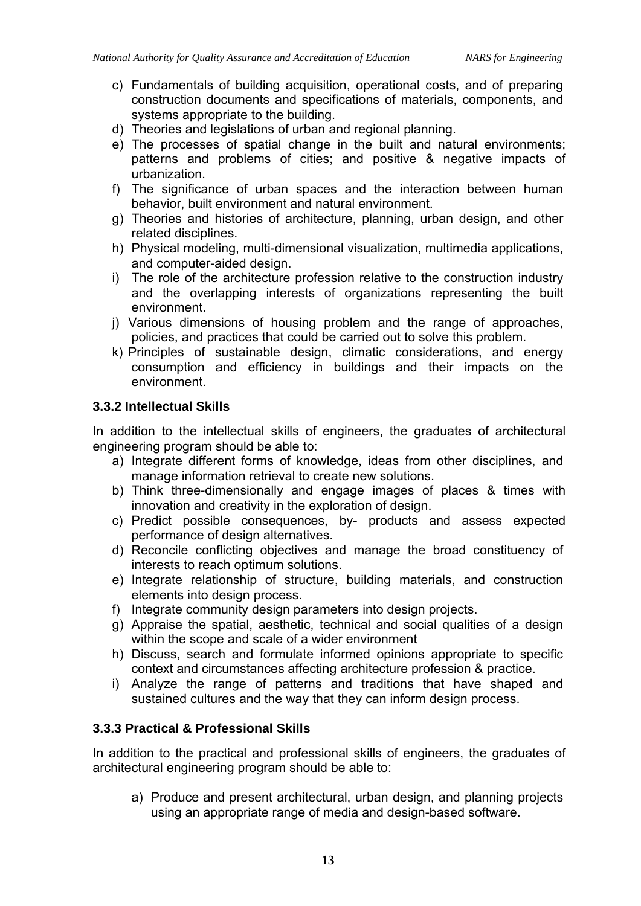c) Fundamentals of building acquisition, operational costs, and of preparing construction documents and specifications of materials, components, and systems appropriate to the building.
d) Theories and legislations of urban and regional planning.
e) The processes of spatial change in the built and natural environments; patterns and problems of cities; and positive & negative impacts of urbanization.
f) The significance of urban spaces and the interaction between human behavior, built environment and natural environment.
g) Theories and histories of architecture, planning, urban design, and other related disciplines.
h) Physical modeling, multi-dimensional visualization, multimedia applications, and computer-aided design.
i) The role of the architecture profession relative to the construction industry and the overlapping interests of organizations representing the built environment.
j) Various dimensions of housing problem and the range of approaches, policies, and practices that could be carried out to solve this problem.
k) Principles of sustainable design, climatic considerations, and energy consumption and efficiency in buildings and their impacts on the environment.

### 3.3.2 Intellectual Skills

In addition to the intellectual skills of engineers, the graduates of architectural engineering program should be able to:

a) Integrate different forms of knowledge, ideas from other disciplines, and manage information retrieval to create new solutions.
b) Think three-dimensionally and engage images of places & times with innovation and creativity in the exploration of design.
c) Predict possible consequences, by- products and assess expected performance of design alternatives.
d) Reconcile conflicting objectives and manage the broad constituency of interests to reach optimum solutions.
e) Integrate relationship of structure, building materials, and construction elements into design process.
f) Integrate community design parameters into design projects.
g) Appraise the spatial, aesthetic, technical and social qualities of a design within the scope and scale of a wider environment
h) Discuss, search and formulate informed opinions appropriate to specific context and circumstances affecting architecture profession & practice.
i) Analyze the range of patterns and traditions that have shaped and sustained cultures and the way that they can inform design process.

### 3.3.3 Practical & Professional Skills

In addition to the practical and professional skills of engineers, the graduates of architectural engineering program should be able to:

a) Produce and present architectural, urban design, and planning projects using an appropriate range of media and design-based software.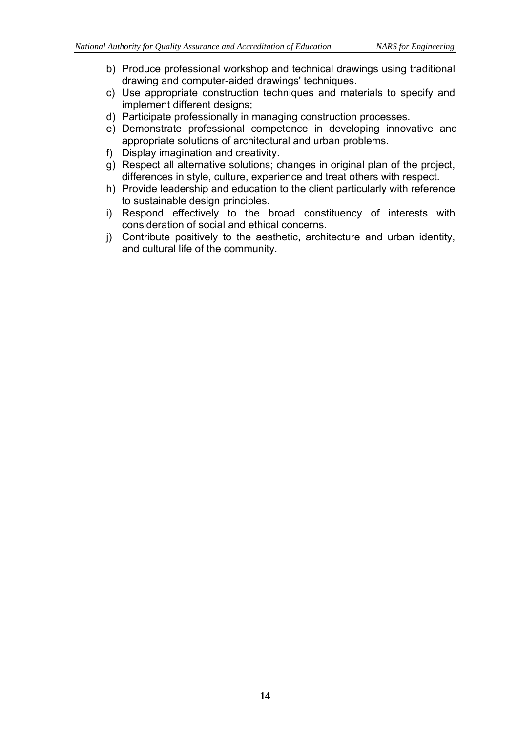b) Produce professional workshop and technical drawings using traditional drawing and computer-aided drawings' techniques.
c) Use appropriate construction techniques and materials to specify and implement different designs;
d) Participate professionally in managing construction processes.
e) Demonstrate professional competence in developing innovative and appropriate solutions of architectural and urban problems.
f) Display imagination and creativity.
g) Respect all alternative solutions; changes in original plan of the project, differences in style, culture, experience and treat others with respect.
h) Provide leadership and education to the client particularly with reference to sustainable design principles.
i) Respond effectively to the broad constituency of interests with consideration of social and ethical concerns.
j) Contribute positively to the aesthetic, architecture and urban identity, and cultural life of the community.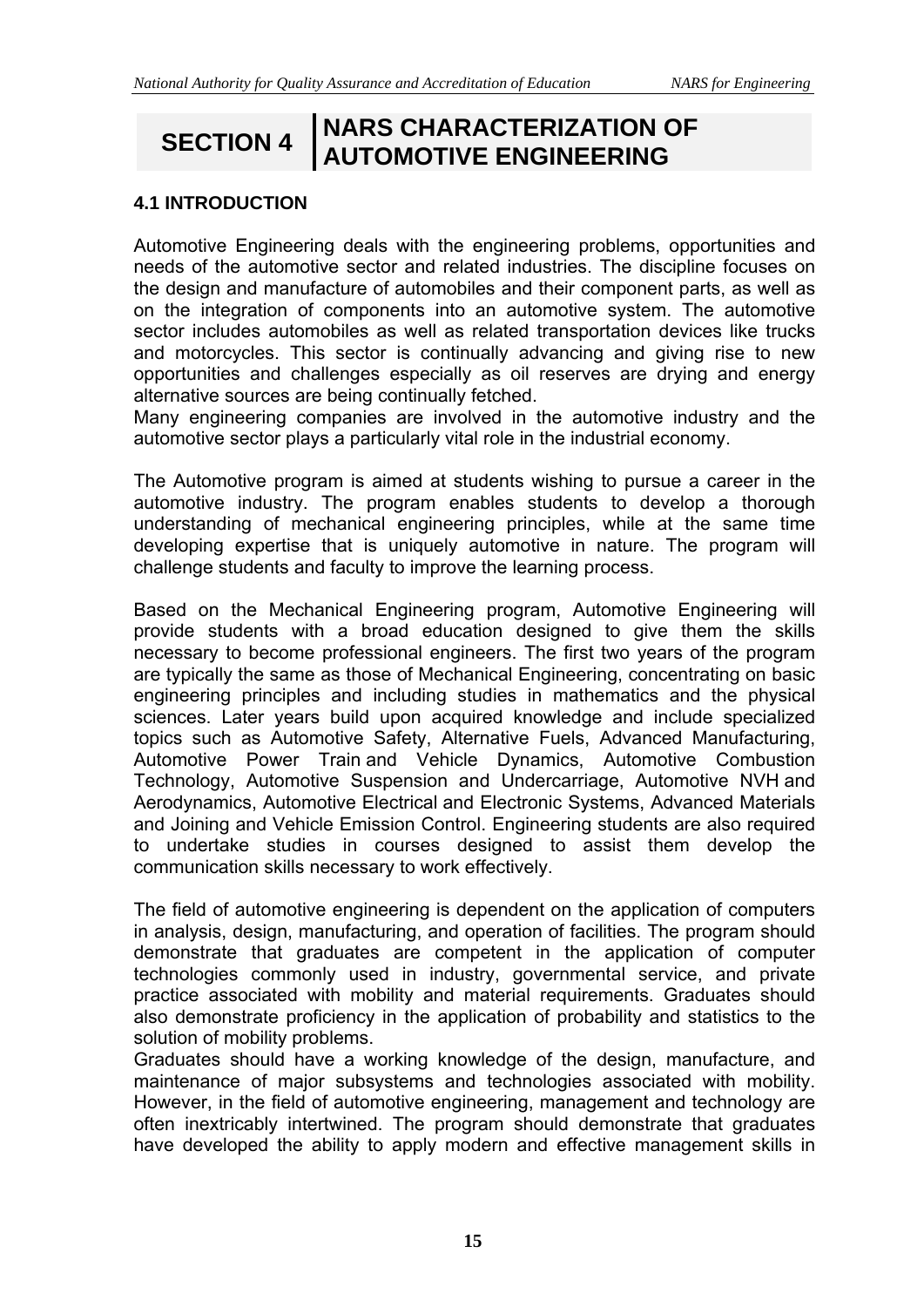# SECTION 4 NARS CHARACTERIZATION OF AUTOMOTIVE ENGINEERING

## 4.1 INTRODUCTION

Automotive Engineering deals with the engineering problems, opportunities and needs of the automotive sector and related industries. The discipline focuses on the design and manufacture of automobiles and their component parts, as well as on the integration of components into an automotive system. The automotive sector includes automobiles as well as related transportation devices like trucks and motorcycles. This sector is continually advancing and giving rise to new opportunities and challenges especially as oil reserves are drying and energy alternative sources are being continually fetched.
Many engineering companies are involved in the automotive industry and the automotive sector plays a particularly vital role in the industrial economy.

The Automotive program is aimed at students wishing to pursue a career in the automotive industry. The program enables students to develop a thorough understanding of mechanical engineering principles, while at the same time developing expertise that is uniquely automotive in nature. The program will challenge students and faculty to improve the learning process.

Based on the Mechanical Engineering program, Automotive Engineering will provide students with a broad education designed to give them the skills necessary to become professional engineers. The first two years of the program are typically the same as those of Mechanical Engineering, concentrating on basic engineering principles and including studies in mathematics and the physical sciences. Later years build upon acquired knowledge and include specialized topics such as Automotive Safety, Alternative Fuels, Advanced Manufacturing, Automotive Power Train and Vehicle Dynamics, Automotive Combustion Technology, Automotive Suspension and Undercarriage, Automotive NVH and Aerodynamics, Automotive Electrical and Electronic Systems, Advanced Materials and Joining and Vehicle Emission Control. Engineering students are also required to undertake studies in courses designed to assist them develop the communication skills necessary to work effectively.

The field of automotive engineering is dependent on the application of computers in analysis, design, manufacturing, and operation of facilities. The program should demonstrate that graduates are competent in the application of computer technologies commonly used in industry, governmental service, and private practice associated with mobility and material requirements. Graduates should also demonstrate proficiency in the application of probability and statistics to the solution of mobility problems.
Graduates should have a working knowledge of the design, manufacture, and maintenance of major subsystems and technologies associated with mobility. However, in the field of automotive engineering, management and technology are often inextricably intertwined. The program should demonstrate that graduates have developed the ability to apply modern and effective management skills in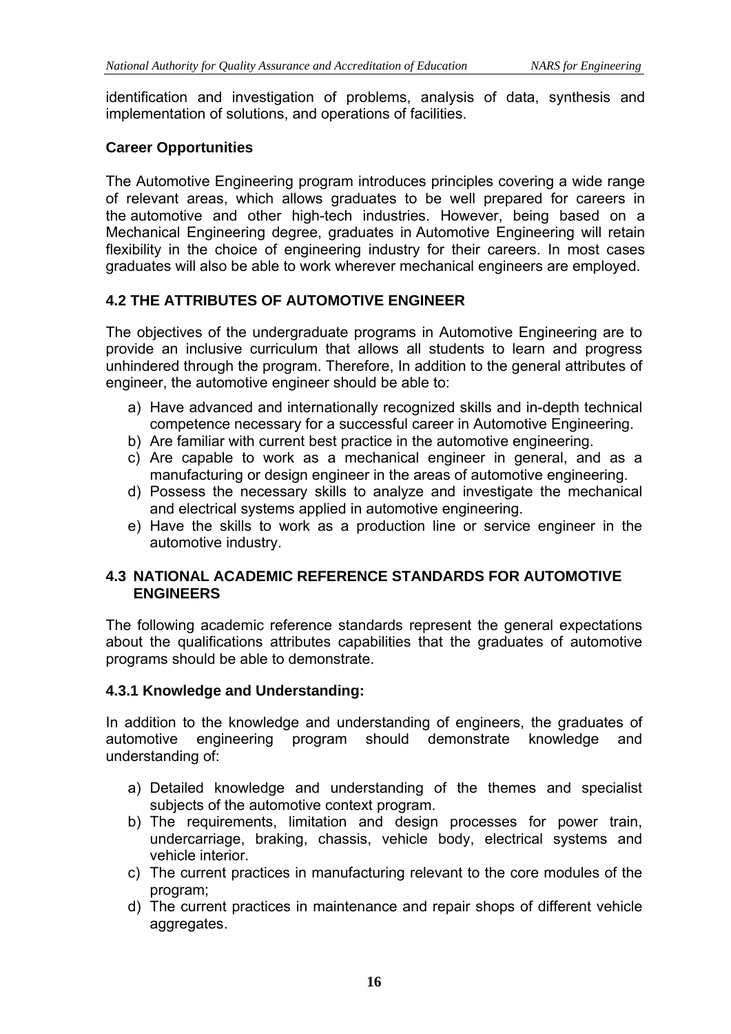identification and investigation of problems, analysis of data, synthesis and implementation of solutions, and operations of facilities.

**Career Opportunities**

The Automotive Engineering program introduces principles covering a wide range of relevant areas, which allows graduates to be well prepared for careers in the automotive and other high-tech industries. However, being based on a Mechanical Engineering degree, graduates in Automotive Engineering will retain flexibility in the choice of engineering industry for their careers. In most cases graduates will also be able to work wherever mechanical engineers are employed.

## 4.2 THE ATTRIBUTES OF AUTOMOTIVE ENGINEER

The objectives of the undergraduate programs in Automotive Engineering are to provide an inclusive curriculum that allows all students to learn and progress unhindered through the program. Therefore, In addition to the general attributes of engineer, the automotive engineer should be able to:

a) Have advanced and internationally recognized skills and in-depth technical competence necessary for a successful career in Automotive Engineering.
b) Are familiar with current best practice in the automotive engineering.
c) Are capable to work as a mechanical engineer in general, and as a manufacturing or design engineer in the areas of automotive engineering.
d) Possess the necessary skills to analyze and investigate the mechanical and electrical systems applied in automotive engineering.
e) Have the skills to work as a production line or service engineer in the automotive industry.

## 4.3 NATIONAL ACADEMIC REFERENCE STANDARDS FOR AUTOMOTIVE ENGINEERS

The following academic reference standards represent the general expectations about the qualifications attributes capabilities that the graduates of automotive programs should be able to demonstrate.

### 4.3.1 Knowledge and Understanding:

In addition to the knowledge and understanding of engineers, the graduates of automotive engineering program should demonstrate knowledge and understanding of:

a) Detailed knowledge and understanding of the themes and specialist subjects of the automotive context program.
b) The requirements, limitation and design processes for power train, undercarriage, braking, chassis, vehicle body, electrical systems and vehicle interior.
c) The current practices in manufacturing relevant to the core modules of the program;
d) The current practices in maintenance and repair shops of different vehicle aggregates.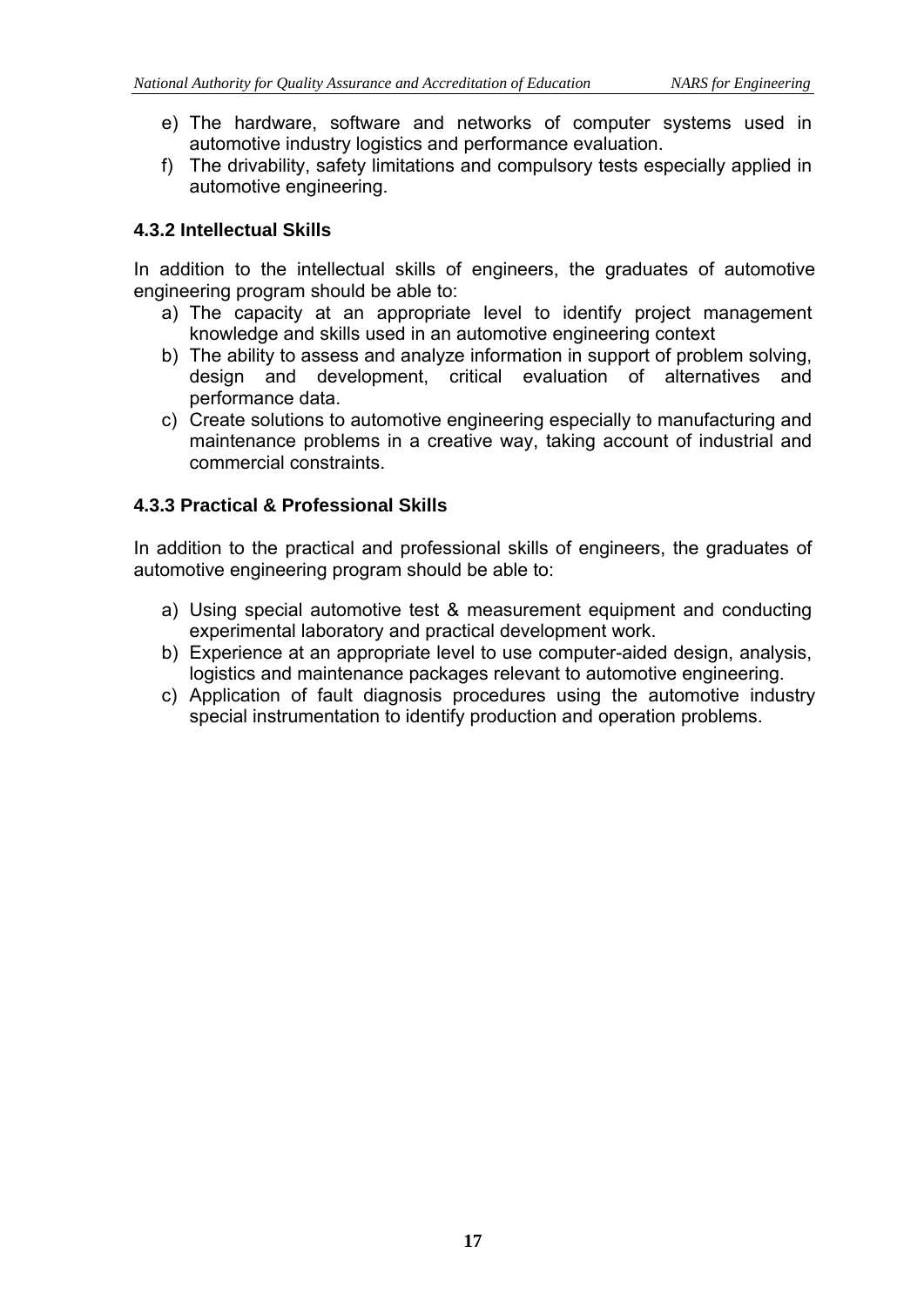e) The hardware, software and networks of computer systems used in automotive industry logistics and performance evaluation.
f) The drivability, safety limitations and compulsory tests especially applied in automotive engineering.

### 4.3.2 Intellectual Skills

In addition to the intellectual skills of engineers, the graduates of automotive engineering program should be able to:

a) The capacity at an appropriate level to identify project management knowledge and skills used in an automotive engineering context
b) The ability to assess and analyze information in support of problem solving, design and development, critical evaluation of alternatives and performance data.
c) Create solutions to automotive engineering especially to manufacturing and maintenance problems in a creative way, taking account of industrial and commercial constraints.

### 4.3.3 Practical & Professional Skills

In addition to the practical and professional skills of engineers, the graduates of automotive engineering program should be able to:

a) Using special automotive test & measurement equipment and conducting experimental laboratory and practical development work.
b) Experience at an appropriate level to use computer-aided design, analysis, logistics and maintenance packages relevant to automotive engineering.
c) Application of fault diagnosis procedures using the automotive industry special instrumentation to identify production and operation problems.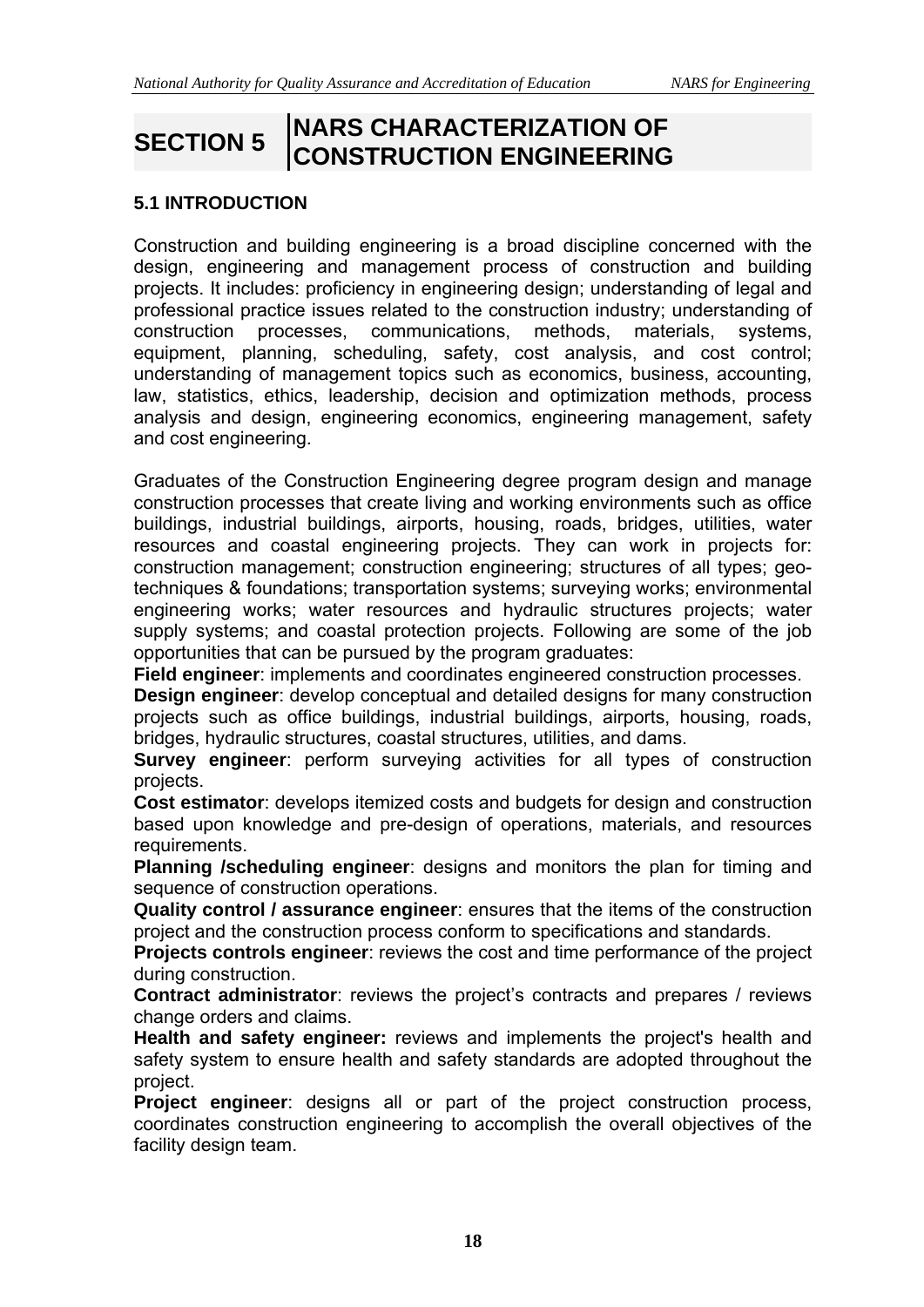# SECTION 5 NARS CHARACTERIZATION OF CONSTRUCTION ENGINEERING

## 5.1 INTRODUCTION

Construction and building engineering is a broad discipline concerned with the design, engineering and management process of construction and building projects. It includes: proficiency in engineering design; understanding of legal and professional practice issues related to the construction industry; understanding of construction processes, communications, methods, materials, systems, equipment, planning, scheduling, safety, cost analysis, and cost control; understanding of management topics such as economics, business, accounting, law, statistics, ethics, leadership, decision and optimization methods, process analysis and design, engineering economics, engineering management, safety and cost engineering.

Graduates of the Construction Engineering degree program design and manage construction processes that create living and working environments such as office buildings, industrial buildings, airports, housing, roads, bridges, utilities, water resources and coastal engineering projects. They can work in projects for: construction management; construction engineering; structures of all types; geo-techniques & foundations; transportation systems; surveying works; environmental engineering works; water resources and hydraulic structures projects; water supply systems; and coastal protection projects. Following are some of the job opportunities that can be pursued by the program graduates:

**Field engineer**: implements and coordinates engineered construction processes.

**Design engineer**: develop conceptual and detailed designs for many construction projects such as office buildings, industrial buildings, airports, housing, roads, bridges, hydraulic structures, coastal structures, utilities, and dams.

**Survey engineer**: perform surveying activities for all types of construction projects.

**Cost estimator**: develops itemized costs and budgets for design and construction based upon knowledge and pre-design of operations, materials, and resources requirements.

**Planning /scheduling engineer**: designs and monitors the plan for timing and sequence of construction operations.

**Quality control / assurance engineer**: ensures that the items of the construction project and the construction process conform to specifications and standards.

**Projects controls engineer**: reviews the cost and time performance of the project during construction.

**Contract administrator**: reviews the project's contracts and prepares / reviews change orders and claims.

**Health and safety engineer:** reviews and implements the project's health and safety system to ensure health and safety standards are adopted throughout the project.

**Project engineer**: designs all or part of the project construction process, coordinates construction engineering to accomplish the overall objectives of the facility design team.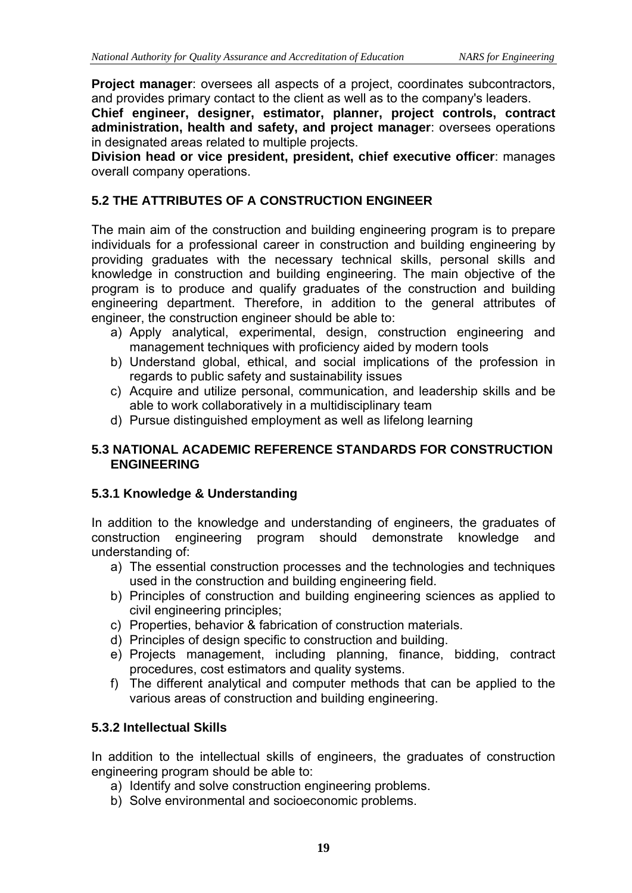**Project manager**: oversees all aspects of a project, coordinates subcontractors, and provides primary contact to the client as well as to the company's leaders.

**Chief engineer, designer, estimator, planner, project controls, contract administration, health and safety, and project manager**: oversees operations in designated areas related to multiple projects.

**Division head or vice president, president, chief executive officer**: manages overall company operations.

## 5.2 THE ATTRIBUTES OF A CONSTRUCTION ENGINEER

The main aim of the construction and building engineering program is to prepare individuals for a professional career in construction and building engineering by providing graduates with the necessary technical skills, personal skills and knowledge in construction and building engineering. The main objective of the program is to produce and qualify graduates of the construction and building engineering department. Therefore, in addition to the general attributes of engineer, the construction engineer should be able to:

a) Apply analytical, experimental, design, construction engineering and management techniques with proficiency aided by modern tools
b) Understand global, ethical, and social implications of the profession in regards to public safety and sustainability issues
c) Acquire and utilize personal, communication, and leadership skills and be able to work collaboratively in a multidisciplinary team
d) Pursue distinguished employment as well as lifelong learning

## 5.3 NATIONAL ACADEMIC REFERENCE STANDARDS FOR CONSTRUCTION ENGINEERING

### 5.3.1 Knowledge & Understanding

In addition to the knowledge and understanding of engineers, the graduates of construction engineering program should demonstrate knowledge and understanding of:

a) The essential construction processes and the technologies and techniques used in the construction and building engineering field.
b) Principles of construction and building engineering sciences as applied to civil engineering principles;
c) Properties, behavior & fabrication of construction materials.
d) Principles of design specific to construction and building.
e) Projects management, including planning, finance, bidding, contract procedures, cost estimators and quality systems.
f) The different analytical and computer methods that can be applied to the various areas of construction and building engineering.

### 5.3.2 Intellectual Skills

In addition to the intellectual skills of engineers, the graduates of construction engineering program should be able to:

a) Identify and solve construction engineering problems.
b) Solve environmental and socioeconomic problems.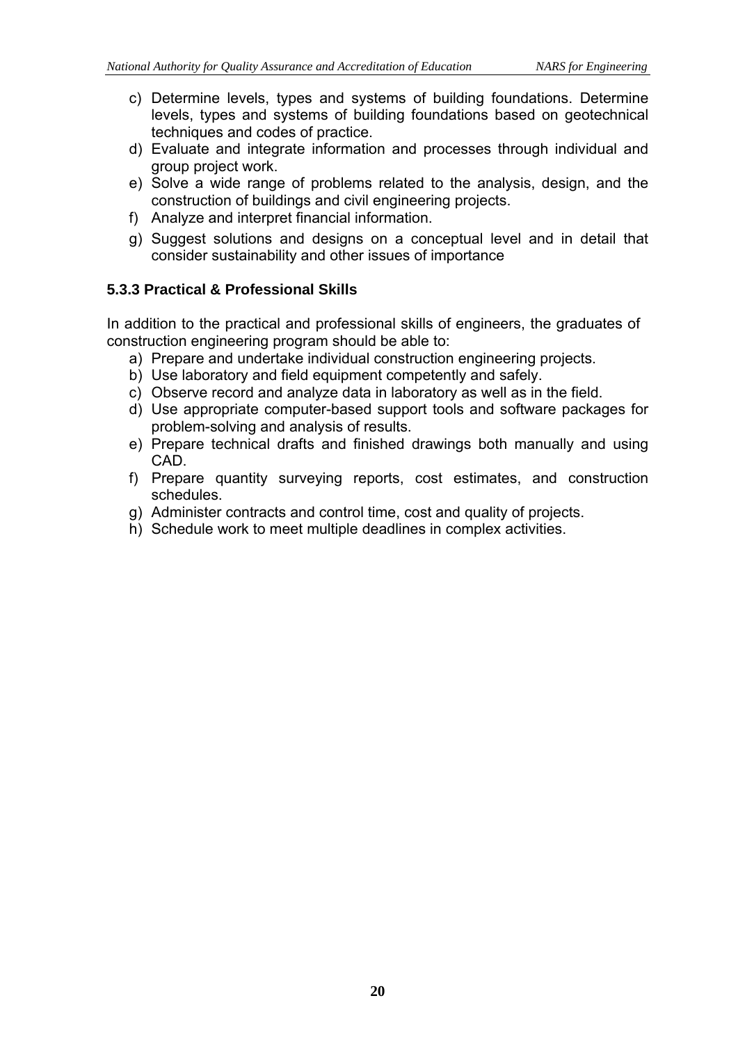c) Determine levels, types and systems of building foundations. Determine levels, types and systems of building foundations based on geotechnical techniques and codes of practice.
d) Evaluate and integrate information and processes through individual and group project work.
e) Solve a wide range of problems related to the analysis, design, and the construction of buildings and civil engineering projects.
f) Analyze and interpret financial information.
g) Suggest solutions and designs on a conceptual level and in detail that consider sustainability and other issues of importance

### 5.3.3 Practical & Professional Skills

In addition to the practical and professional skills of engineers, the graduates of construction engineering program should be able to:

a) Prepare and undertake individual construction engineering projects.
b) Use laboratory and field equipment competently and safely.
c) Observe record and analyze data in laboratory as well as in the field.
d) Use appropriate computer-based support tools and software packages for problem-solving and analysis of results.
e) Prepare technical drafts and finished drawings both manually and using CAD.
f) Prepare quantity surveying reports, cost estimates, and construction schedules.
g) Administer contracts and control time, cost and quality of projects.
h) Schedule work to meet multiple deadlines in complex activities.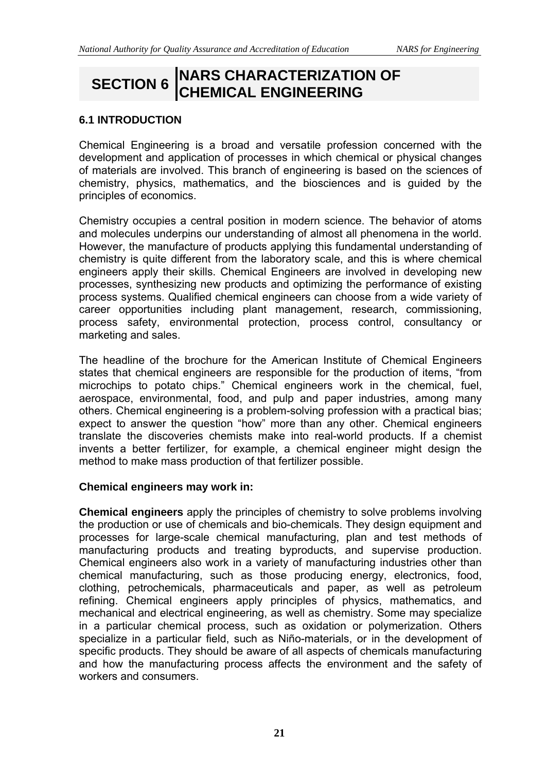# SECTION 6 NARS CHARACTERIZATION OF CHEMICAL ENGINEERING

## 6.1 INTRODUCTION

Chemical Engineering is a broad and versatile profession concerned with the development and application of processes in which chemical or physical changes of materials are involved. This branch of engineering is based on the sciences of chemistry, physics, mathematics, and the biosciences and is guided by the principles of economics.

Chemistry occupies a central position in modern science. The behavior of atoms and molecules underpins our understanding of almost all phenomena in the world. However, the manufacture of products applying this fundamental understanding of chemistry is quite different from the laboratory scale, and this is where chemical engineers apply their skills. Chemical Engineers are involved in developing new processes, synthesizing new products and optimizing the performance of existing process systems. Qualified chemical engineers can choose from a wide variety of career opportunities including plant management, research, commissioning, process safety, environmental protection, process control, consultancy or marketing and sales.

The headline of the brochure for the American Institute of Chemical Engineers states that chemical engineers are responsible for the production of items, "from microchips to potato chips." Chemical engineers work in the chemical, fuel, aerospace, environmental, food, and pulp and paper industries, among many others. Chemical engineering is a problem-solving profession with a practical bias; expect to answer the question "how" more than any other. Chemical engineers translate the discoveries chemists make into real-world products. If a chemist invents a better fertilizer, for example, a chemical engineer might design the method to make mass production of that fertilizer possible.

**Chemical engineers may work in:**

**Chemical engineers** apply the principles of chemistry to solve problems involving the production or use of chemicals and bio-chemicals. They design equipment and processes for large-scale chemical manufacturing, plan and test methods of manufacturing products and treating byproducts, and supervise production. Chemical engineers also work in a variety of manufacturing industries other than chemical manufacturing, such as those producing energy, electronics, food, clothing, petrochemicals, pharmaceuticals and paper, as well as petroleum refining. Chemical engineers apply principles of physics, mathematics, and mechanical and electrical engineering, as well as chemistry. Some may specialize in a particular chemical process, such as oxidation or polymerization. Others specialize in a particular field, such as Niño-materials, or in the development of specific products. They should be aware of all aspects of chemicals manufacturing and how the manufacturing process affects the environment and the safety of workers and consumers.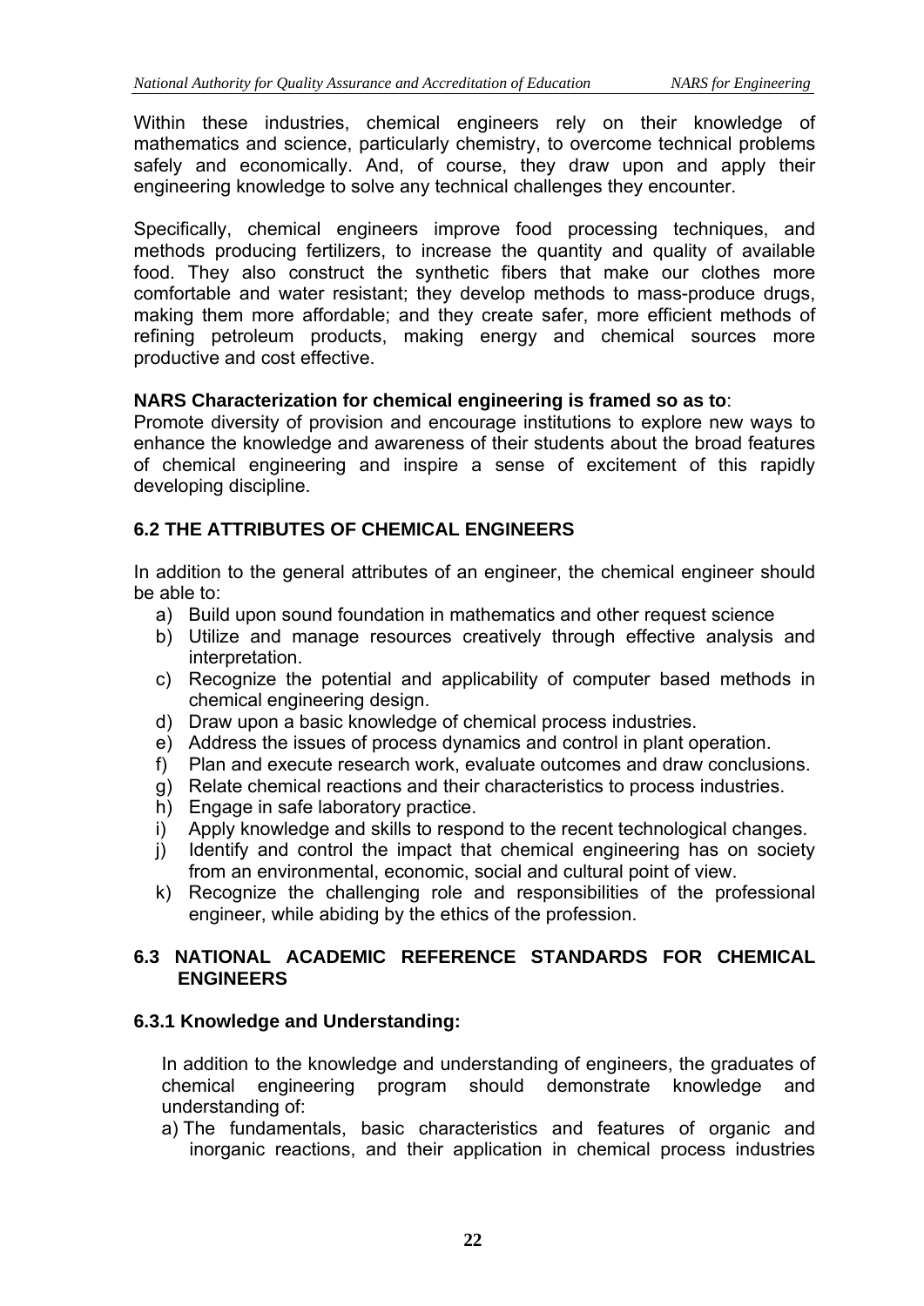Within these industries, chemical engineers rely on their knowledge of mathematics and science, particularly chemistry, to overcome technical problems safely and economically. And, of course, they draw upon and apply their engineering knowledge to solve any technical challenges they encounter.

Specifically, chemical engineers improve food processing techniques, and methods producing fertilizers, to increase the quantity and quality of available food. They also construct the synthetic fibers that make our clothes more comfortable and water resistant; they develop methods to mass-produce drugs, making them more affordable; and they create safer, more efficient methods of refining petroleum products, making energy and chemical sources more productive and cost effective.

**NARS Characterization for chemical engineering is framed so as to**:
Promote diversity of provision and encourage institutions to explore new ways to enhance the knowledge and awareness of their students about the broad features of chemical engineering and inspire a sense of excitement of this rapidly developing discipline.

### 6.2 THE ATTRIBUTES OF CHEMICAL ENGINEERS

In addition to the general attributes of an engineer, the chemical engineer should be able to:

a) Build upon sound foundation in mathematics and other request science
b) Utilize and manage resources creatively through effective analysis and interpretation.
c) Recognize the potential and applicability of computer based methods in chemical engineering design.
d) Draw upon a basic knowledge of chemical process industries.
e) Address the issues of process dynamics and control in plant operation.
f) Plan and execute research work, evaluate outcomes and draw conclusions.
g) Relate chemical reactions and their characteristics to process industries.
h) Engage in safe laboratory practice.
i) Apply knowledge and skills to respond to the recent technological changes.
j) Identify and control the impact that chemical engineering has on society from an environmental, economic, social and cultural point of view.
k) Recognize the challenging role and responsibilities of the professional engineer, while abiding by the ethics of the profession.

### 6.3 NATIONAL ACADEMIC REFERENCE STANDARDS FOR CHEMICAL ENGINEERS

#### 6.3.1 Knowledge and Understanding:

In addition to the knowledge and understanding of engineers, the graduates of chemical engineering program should demonstrate knowledge and understanding of:

a) The fundamentals, basic characteristics and features of organic and inorganic reactions, and their application in chemical process industries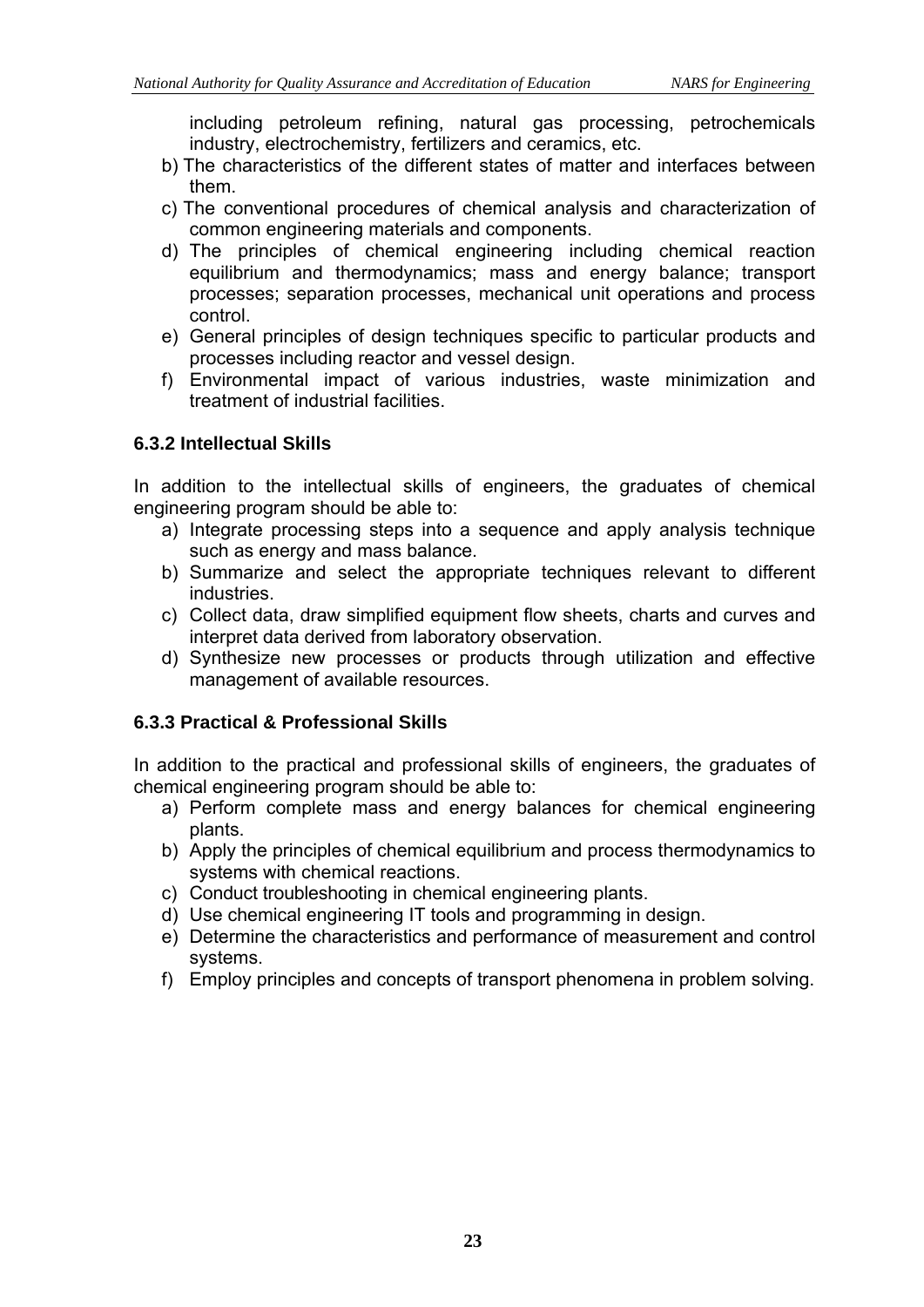including petroleum refining, natural gas processing, petrochemicals industry, electrochemistry, fertilizers and ceramics, etc.

b) The characteristics of the different states of matter and interfaces between them.
c) The conventional procedures of chemical analysis and characterization of common engineering materials and components.
d) The principles of chemical engineering including chemical reaction equilibrium and thermodynamics; mass and energy balance; transport processes; separation processes, mechanical unit operations and process control.
e) General principles of design techniques specific to particular products and processes including reactor and vessel design.
f) Environmental impact of various industries, waste minimization and treatment of industrial facilities.

### 6.3.2 Intellectual Skills

In addition to the intellectual skills of engineers, the graduates of chemical engineering program should be able to:

a) Integrate processing steps into a sequence and apply analysis technique such as energy and mass balance.
b) Summarize and select the appropriate techniques relevant to different industries.
c) Collect data, draw simplified equipment flow sheets, charts and curves and interpret data derived from laboratory observation.
d) Synthesize new processes or products through utilization and effective management of available resources.

### 6.3.3 Practical & Professional Skills

In addition to the practical and professional skills of engineers, the graduates of chemical engineering program should be able to:

a) Perform complete mass and energy balances for chemical engineering plants.
b) Apply the principles of chemical equilibrium and process thermodynamics to systems with chemical reactions.
c) Conduct troubleshooting in chemical engineering plants.
d) Use chemical engineering IT tools and programming in design.
e) Determine the characteristics and performance of measurement and control systems.
f) Employ principles and concepts of transport phenomena in problem solving.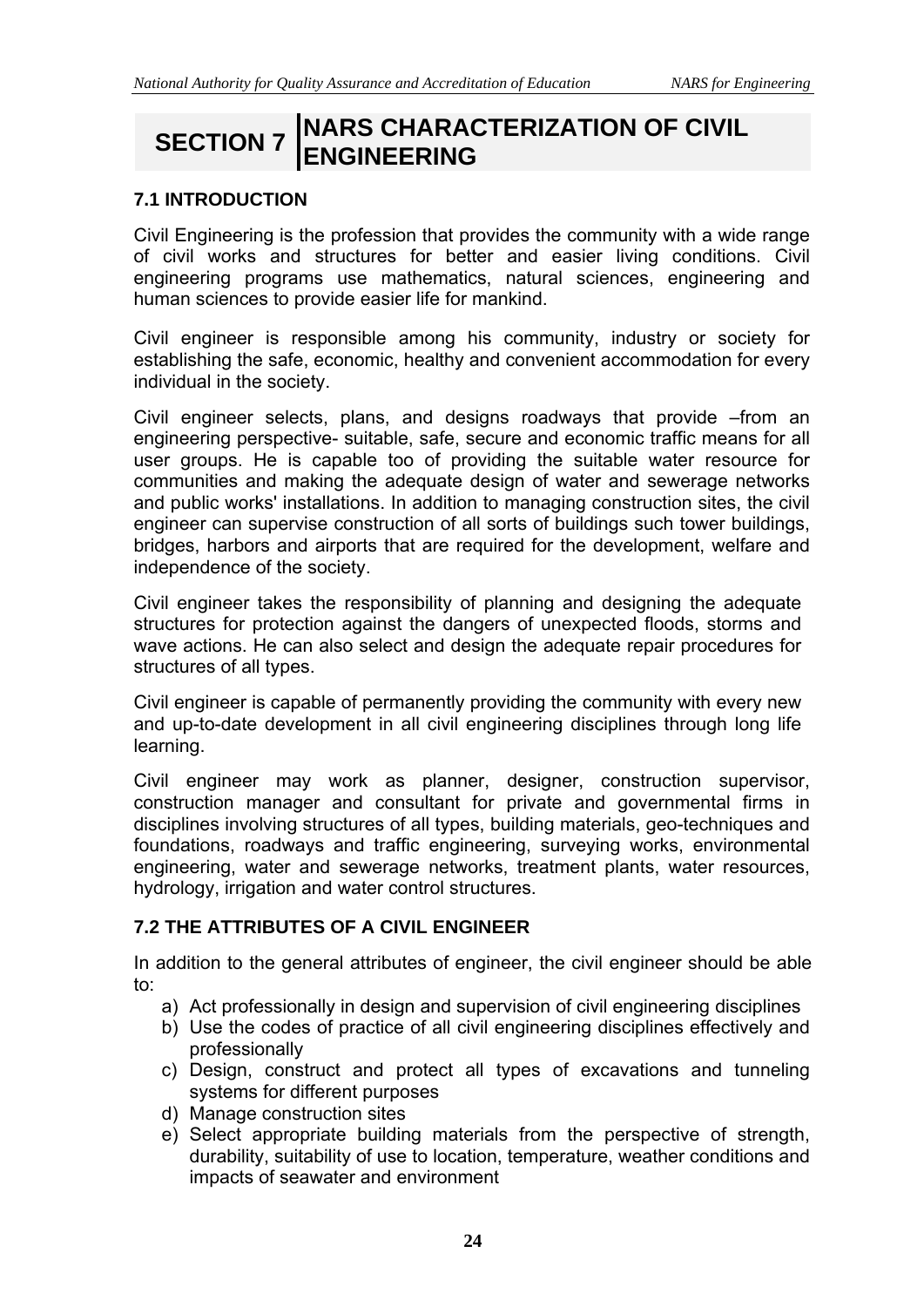# SECTION 7 NARS CHARACTERIZATION OF CIVIL ENGINEERING

## 7.1 INTRODUCTION

Civil Engineering is the profession that provides the community with a wide range of civil works and structures for better and easier living conditions. Civil engineering programs use mathematics, natural sciences, engineering and human sciences to provide easier life for mankind.

Civil engineer is responsible among his community, industry or society for establishing the safe, economic, healthy and convenient accommodation for every individual in the society.

Civil engineer selects, plans, and designs roadways that provide –from an engineering perspective- suitable, safe, secure and economic traffic means for all user groups. He is capable too of providing the suitable water resource for communities and making the adequate design of water and sewerage networks and public works' installations. In addition to managing construction sites, the civil engineer can supervise construction of all sorts of buildings such tower buildings, bridges, harbors and airports that are required for the development, welfare and independence of the society.

Civil engineer takes the responsibility of planning and designing the adequate structures for protection against the dangers of unexpected floods, storms and wave actions. He can also select and design the adequate repair procedures for structures of all types.

Civil engineer is capable of permanently providing the community with every new and up-to-date development in all civil engineering disciplines through long life learning.

Civil engineer may work as planner, designer, construction supervisor, construction manager and consultant for private and governmental firms in disciplines involving structures of all types, building materials, geo-techniques and foundations, roadways and traffic engineering, surveying works, environmental engineering, water and sewerage networks, treatment plants, water resources, hydrology, irrigation and water control structures.

## 7.2 THE ATTRIBUTES OF A CIVIL ENGINEER

In addition to the general attributes of engineer, the civil engineer should be able to:

a) Act professionally in design and supervision of civil engineering disciplines
b) Use the codes of practice of all civil engineering disciplines effectively and professionally
c) Design, construct and protect all types of excavations and tunneling systems for different purposes
d) Manage construction sites
e) Select appropriate building materials from the perspective of strength, durability, suitability of use to location, temperature, weather conditions and impacts of seawater and environment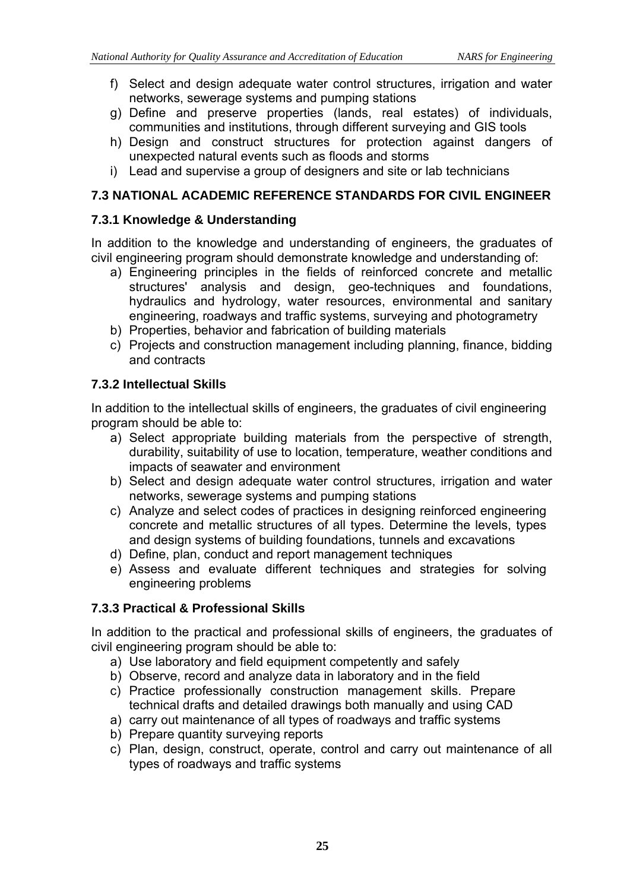f) Select and design adequate water control structures, irrigation and water networks, sewerage systems and pumping stations
g) Define and preserve properties (lands, real estates) of individuals, communities and institutions, through different surveying and GIS tools
h) Design and construct structures for protection against dangers of unexpected natural events such as floods and storms
i) Lead and supervise a group of designers and site or lab technicians

### 7.3 NATIONAL ACADEMIC REFERENCE STANDARDS FOR CIVIL ENGINEER

#### 7.3.1 Knowledge & Understanding

In addition to the knowledge and understanding of engineers, the graduates of civil engineering program should demonstrate knowledge and understanding of:

a) Engineering principles in the fields of reinforced concrete and metallic structures' analysis and design, geo-techniques and foundations, hydraulics and hydrology, water resources, environmental and sanitary engineering, roadways and traffic systems, surveying and photogrametry
b) Properties, behavior and fabrication of building materials
c) Projects and construction management including planning, finance, bidding and contracts

#### 7.3.2 Intellectual Skills

In addition to the intellectual skills of engineers, the graduates of civil engineering program should be able to:

a) Select appropriate building materials from the perspective of strength, durability, suitability of use to location, temperature, weather conditions and impacts of seawater and environment
b) Select and design adequate water control structures, irrigation and water networks, sewerage systems and pumping stations
c) Analyze and select codes of practices in designing reinforced engineering concrete and metallic structures of all types. Determine the levels, types and design systems of building foundations, tunnels and excavations
d) Define, plan, conduct and report management techniques
e) Assess and evaluate different techniques and strategies for solving engineering problems

#### 7.3.3 Practical & Professional Skills

In addition to the practical and professional skills of engineers, the graduates of civil engineering program should be able to:

a) Use laboratory and field equipment competently and safely
b) Observe, record and analyze data in laboratory and in the field
c) Practice professionally construction management skills. Prepare technical drafts and detailed drawings both manually and using CAD
a) carry out maintenance of all types of roadways and traffic systems
b) Prepare quantity surveying reports
c) Plan, design, construct, operate, control and carry out maintenance of all types of roadways and traffic systems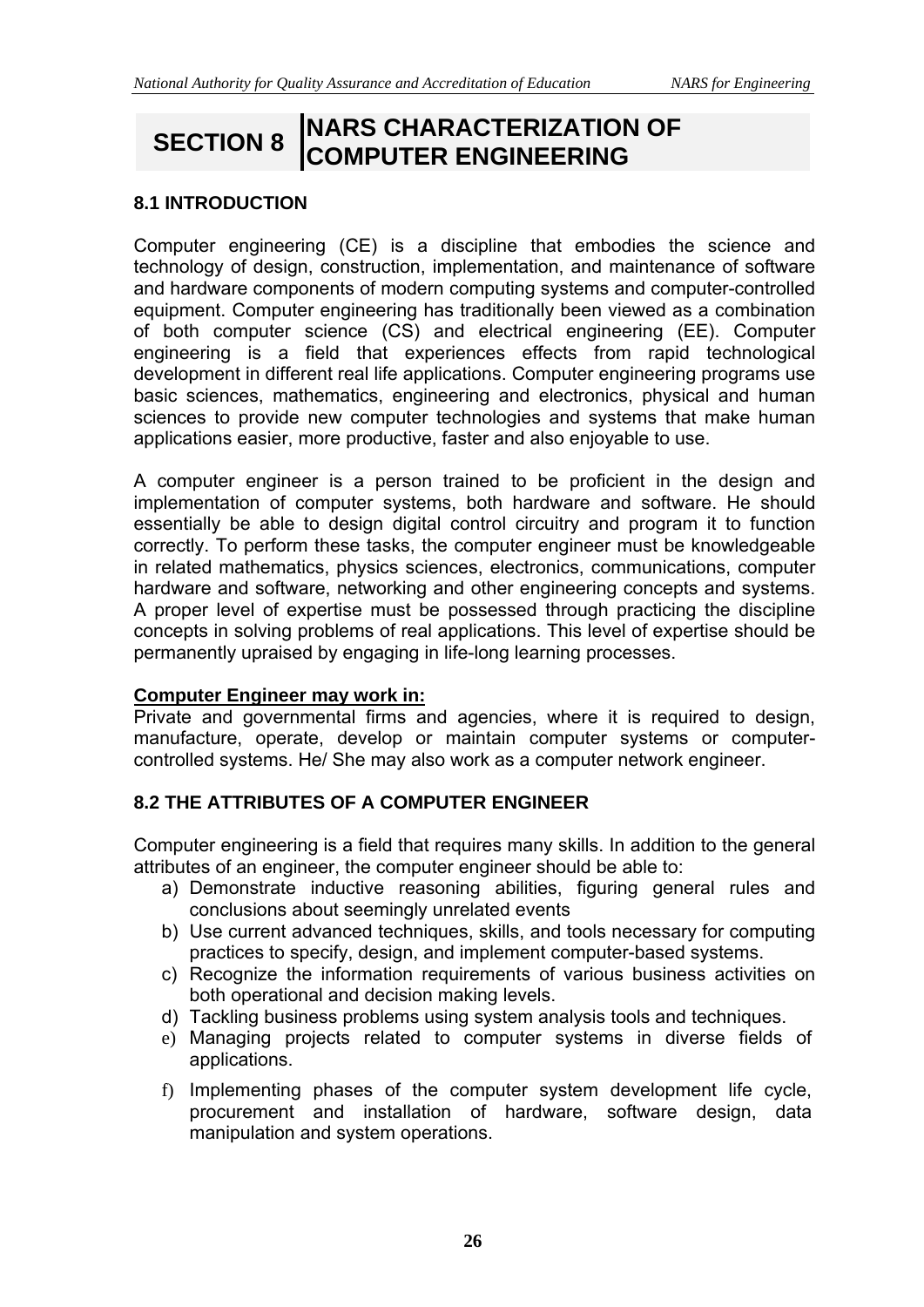# SECTION 8 NARS CHARACTERIZATION OF COMPUTER ENGINEERING

## 8.1 INTRODUCTION

Computer engineering (CE) is a discipline that embodies the science and technology of design, construction, implementation, and maintenance of software and hardware components of modern computing systems and computer-controlled equipment. Computer engineering has traditionally been viewed as a combination of both computer science (CS) and electrical engineering (EE). Computer engineering is a field that experiences effects from rapid technological development in different real life applications. Computer engineering programs use basic sciences, mathematics, engineering and electronics, physical and human sciences to provide new computer technologies and systems that make human applications easier, more productive, faster and also enjoyable to use.

A computer engineer is a person trained to be proficient in the design and implementation of computer systems, both hardware and software. He should essentially be able to design digital control circuitry and program it to function correctly. To perform these tasks, the computer engineer must be knowledgeable in related mathematics, physics sciences, electronics, communications, computer hardware and software, networking and other engineering concepts and systems. A proper level of expertise must be possessed through practicing the discipline concepts in solving problems of real applications. This level of expertise should be permanently upraised by engaging in life-long learning processes.

**Computer Engineer may work in:**

Private and governmental firms and agencies, where it is required to design, manufacture, operate, develop or maintain computer systems or computer-controlled systems. He/ She may also work as a computer network engineer.

## 8.2 THE ATTRIBUTES OF A COMPUTER ENGINEER

Computer engineering is a field that requires many skills. In addition to the general attributes of an engineer, the computer engineer should be able to:

a) Demonstrate inductive reasoning abilities, figuring general rules and conclusions about seemingly unrelated events
b) Use current advanced techniques, skills, and tools necessary for computing practices to specify, design, and implement computer-based systems.
c) Recognize the information requirements of various business activities on both operational and decision making levels.
d) Tackling business problems using system analysis tools and techniques.
e) Managing projects related to computer systems in diverse fields of applications.
f) Implementing phases of the computer system development life cycle, procurement and installation of hardware, software design, data manipulation and system operations.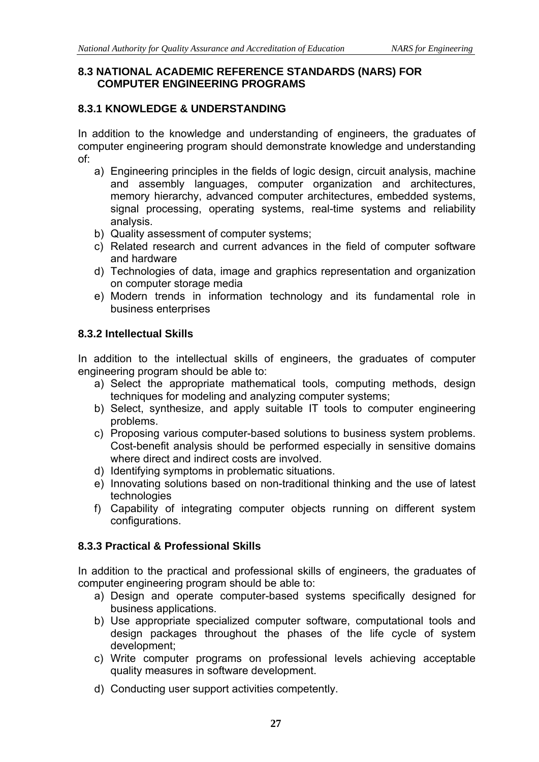## 8.3 NATIONAL ACADEMIC REFERENCE STANDARDS (NARS) FOR COMPUTER ENGINEERING PROGRAMS

### 8.3.1 KNOWLEDGE & UNDERSTANDING

In addition to the knowledge and understanding of engineers, the graduates of computer engineering program should demonstrate knowledge and understanding of:

a) Engineering principles in the fields of logic design, circuit analysis, machine and assembly languages, computer organization and architectures, memory hierarchy, advanced computer architectures, embedded systems, signal processing, operating systems, real-time systems and reliability analysis.
b) Quality assessment of computer systems;
c) Related research and current advances in the field of computer software and hardware
d) Technologies of data, image and graphics representation and organization on computer storage media
e) Modern trends in information technology and its fundamental role in business enterprises

### 8.3.2 Intellectual Skills

In addition to the intellectual skills of engineers, the graduates of computer engineering program should be able to:

a) Select the appropriate mathematical tools, computing methods, design techniques for modeling and analyzing computer systems;
b) Select, synthesize, and apply suitable IT tools to computer engineering problems.
c) Proposing various computer-based solutions to business system problems. Cost-benefit analysis should be performed especially in sensitive domains where direct and indirect costs are involved.
d) Identifying symptoms in problematic situations.
e) Innovating solutions based on non-traditional thinking and the use of latest technologies
f) Capability of integrating computer objects running on different system configurations.

### 8.3.3 Practical & Professional Skills

In addition to the practical and professional skills of engineers, the graduates of computer engineering program should be able to:

a) Design and operate computer-based systems specifically designed for business applications.
b) Use appropriate specialized computer software, computational tools and design packages throughout the phases of the life cycle of system development;
c) Write computer programs on professional levels achieving acceptable quality measures in software development.
d) Conducting user support activities competently.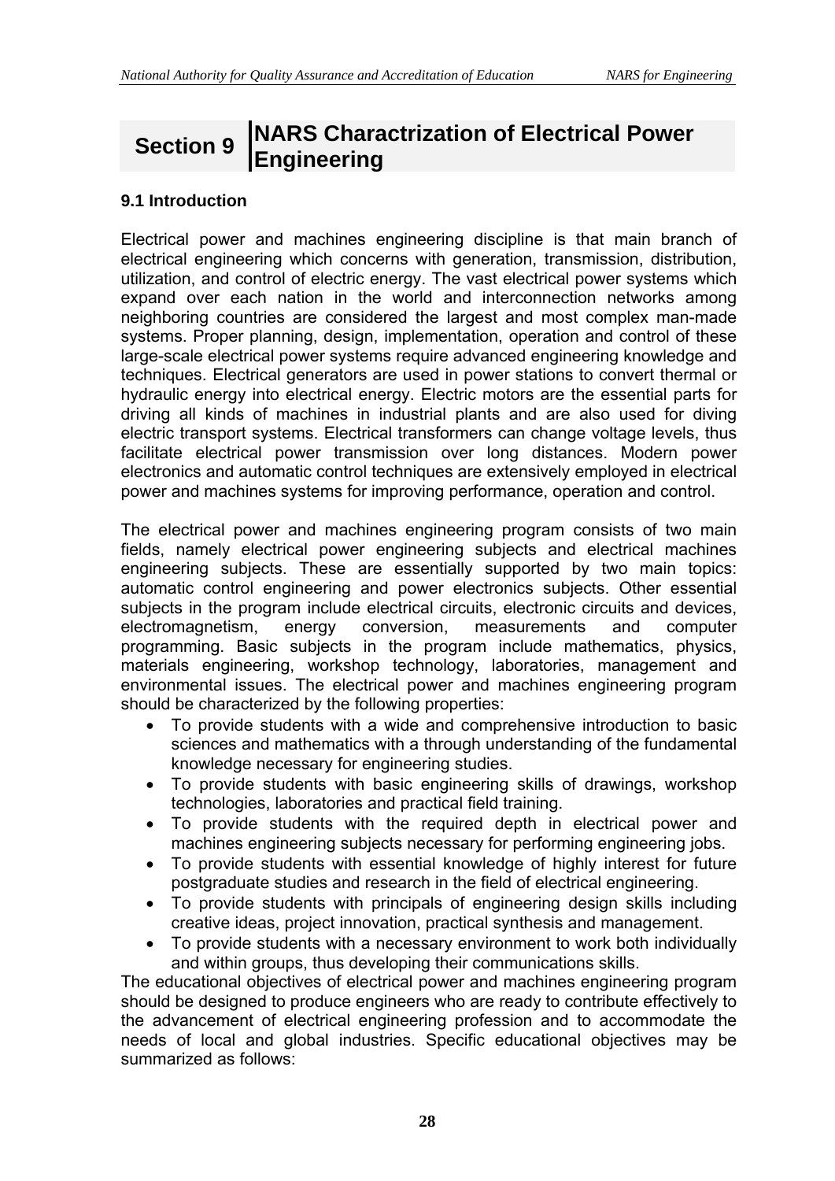# Section 9 NARS Charactrization of Electrical Power Engineering

## 9.1 Introduction

Electrical power and machines engineering discipline is that main branch of electrical engineering which concerns with generation, transmission, distribution, utilization, and control of electric energy. The vast electrical power systems which expand over each nation in the world and interconnection networks among neighboring countries are considered the largest and most complex man-made systems. Proper planning, design, implementation, operation and control of these large-scale electrical power systems require advanced engineering knowledge and techniques. Electrical generators are used in power stations to convert thermal or hydraulic energy into electrical energy. Electric motors are the essential parts for driving all kinds of machines in industrial plants and are also used for diving electric transport systems. Electrical transformers can change voltage levels, thus facilitate electrical power transmission over long distances. Modern power electronics and automatic control techniques are extensively employed in electrical power and machines systems for improving performance, operation and control.

The electrical power and machines engineering program consists of two main fields, namely electrical power engineering subjects and electrical machines engineering subjects. These are essentially supported by two main topics: automatic control engineering and power electronics subjects. Other essential subjects in the program include electrical circuits, electronic circuits and devices, electromagnetism, energy conversion, measurements and computer programming. Basic subjects in the program include mathematics, physics, materials engineering, workshop technology, laboratories, management and environmental issues. The electrical power and machines engineering program should be characterized by the following properties:

- To provide students with a wide and comprehensive introduction to basic sciences and mathematics with a through understanding of the fundamental knowledge necessary for engineering studies.
- To provide students with basic engineering skills of drawings, workshop technologies, laboratories and practical field training.
- To provide students with the required depth in electrical power and machines engineering subjects necessary for performing engineering jobs.
- To provide students with essential knowledge of highly interest for future postgraduate studies and research in the field of electrical engineering.
- To provide students with principals of engineering design skills including creative ideas, project innovation, practical synthesis and management.
- To provide students with a necessary environment to work both individually and within groups, thus developing their communications skills.

The educational objectives of electrical power and machines engineering program should be designed to produce engineers who are ready to contribute effectively to the advancement of electrical engineering profession and to accommodate the needs of local and global industries. Specific educational objectives may be summarized as follows: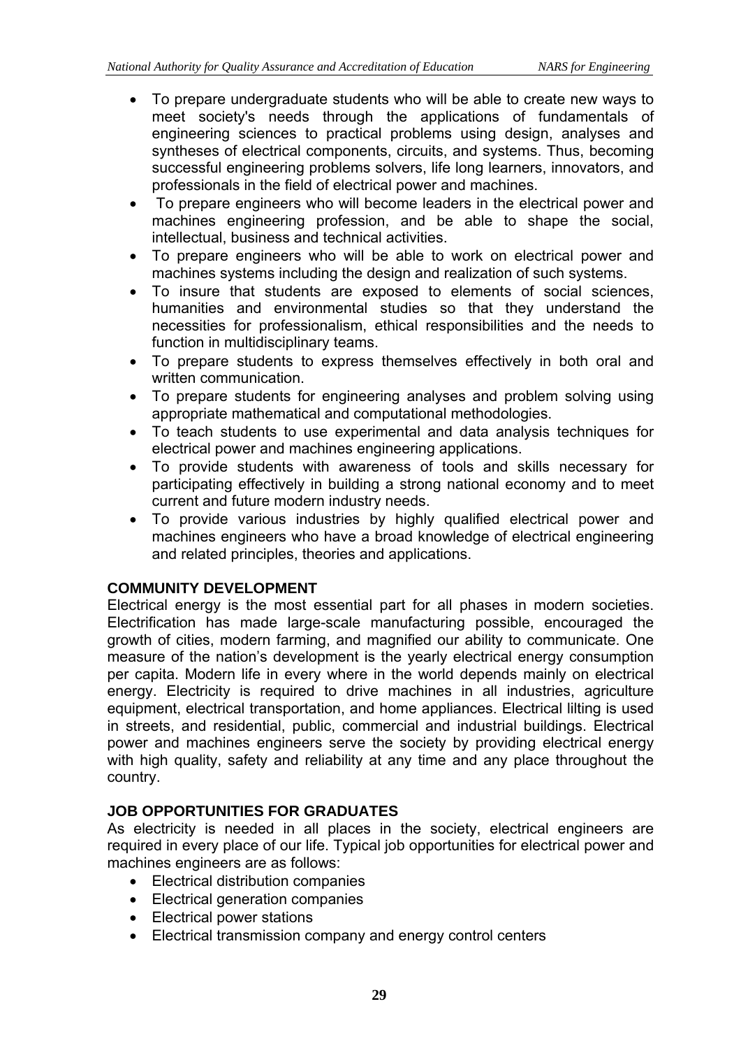- To prepare undergraduate students who will be able to create new ways to meet society's needs through the applications of fundamentals of engineering sciences to practical problems using design, analyses and syntheses of electrical components, circuits, and systems. Thus, becoming successful engineering problems solvers, life long learners, innovators, and professionals in the field of electrical power and machines.
- To prepare engineers who will become leaders in the electrical power and machines engineering profession, and be able to shape the social, intellectual, business and technical activities.
- To prepare engineers who will be able to work on electrical power and machines systems including the design and realization of such systems.
- To insure that students are exposed to elements of social sciences, humanities and environmental studies so that they understand the necessities for professionalism, ethical responsibilities and the needs to function in multidisciplinary teams.
- To prepare students to express themselves effectively in both oral and written communication.
- To prepare students for engineering analyses and problem solving using appropriate mathematical and computational methodologies.
- To teach students to use experimental and data analysis techniques for electrical power and machines engineering applications.
- To provide students with awareness of tools and skills necessary for participating effectively in building a strong national economy and to meet current and future modern industry needs.
- To provide various industries by highly qualified electrical power and machines engineers who have a broad knowledge of electrical engineering and related principles, theories and applications.

**COMMUNITY DEVELOPMENT**

Electrical energy is the most essential part for all phases in modern societies. Electrification has made large-scale manufacturing possible, encouraged the growth of cities, modern farming, and magnified our ability to communicate. One measure of the nation's development is the yearly electrical energy consumption per capita. Modern life in every where in the world depends mainly on electrical energy. Electricity is required to drive machines in all industries, agriculture equipment, electrical transportation, and home appliances. Electrical lilting is used in streets, and residential, public, commercial and industrial buildings. Electrical power and machines engineers serve the society by providing electrical energy with high quality, safety and reliability at any time and any place throughout the country.

**JOB OPPORTUNITIES FOR GRADUATES**

As electricity is needed in all places in the society, electrical engineers are required in every place of our life. Typical job opportunities for electrical power and machines engineers are as follows:

- Electrical distribution companies
- Electrical generation companies
- Electrical power stations
- Electrical transmission company and energy control centers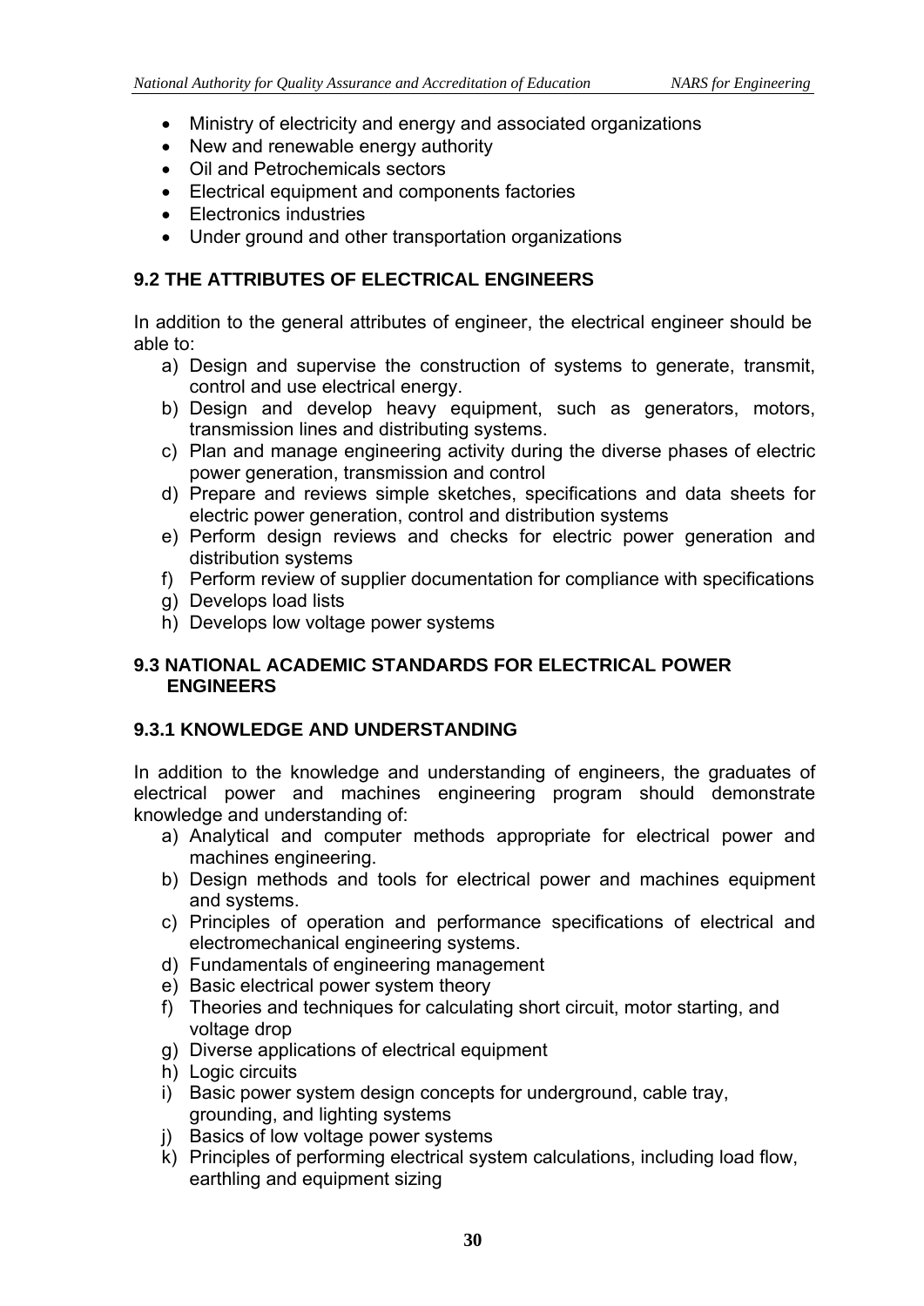- Ministry of electricity and energy and associated organizations
- New and renewable energy authority
- Oil and Petrochemicals sectors
- Electrical equipment and components factories
- Electronics industries
- Under ground and other transportation organizations

## 9.2 THE ATTRIBUTES OF ELECTRICAL ENGINEERS

In addition to the general attributes of engineer, the electrical engineer should be able to:

a) Design and supervise the construction of systems to generate, transmit, control and use electrical energy.
b) Design and develop heavy equipment, such as generators, motors, transmission lines and distributing systems.
c) Plan and manage engineering activity during the diverse phases of electric power generation, transmission and control
d) Prepare and reviews simple sketches, specifications and data sheets for electric power generation, control and distribution systems
e) Perform design reviews and checks for electric power generation and distribution systems
f) Perform review of supplier documentation for compliance with specifications
g) Develops load lists
h) Develops low voltage power systems

## 9.3 NATIONAL ACADEMIC STANDARDS FOR ELECTRICAL POWER ENGINEERS

### 9.3.1 KNOWLEDGE AND UNDERSTANDING

In addition to the knowledge and understanding of engineers, the graduates of electrical power and machines engineering program should demonstrate knowledge and understanding of:

a) Analytical and computer methods appropriate for electrical power and machines engineering.
b) Design methods and tools for electrical power and machines equipment and systems.
c) Principles of operation and performance specifications of electrical and electromechanical engineering systems.
d) Fundamentals of engineering management
e) Basic electrical power system theory
f) Theories and techniques for calculating short circuit, motor starting, and voltage drop
g) Diverse applications of electrical equipment
h) Logic circuits
i) Basic power system design concepts for underground, cable tray, grounding, and lighting systems
j) Basics of low voltage power systems
k) Principles of performing electrical system calculations, including load flow, earthling and equipment sizing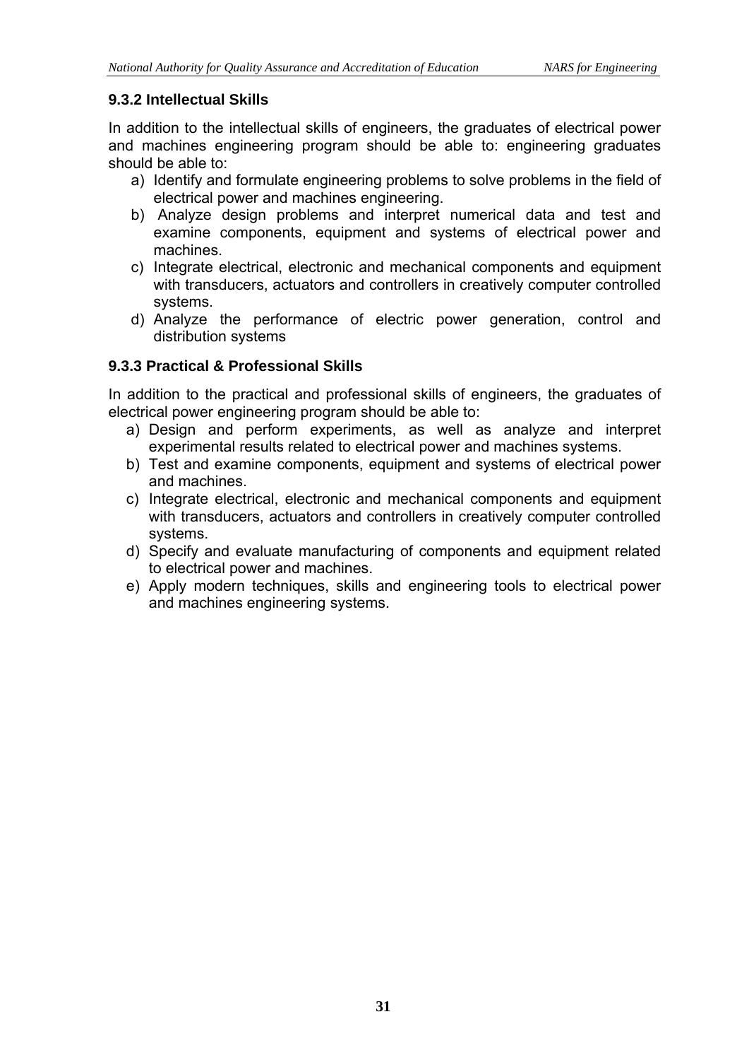### 9.3.2 Intellectual Skills

In addition to the intellectual skills of engineers, the graduates of electrical power and machines engineering program should be able to: engineering graduates should be able to:

a) Identify and formulate engineering problems to solve problems in the field of electrical power and machines engineering.
b) Analyze design problems and interpret numerical data and test and examine components, equipment and systems of electrical power and machines.
c) Integrate electrical, electronic and mechanical components and equipment with transducers, actuators and controllers in creatively computer controlled systems.
d) Analyze the performance of electric power generation, control and distribution systems

### 9.3.3 Practical & Professional Skills

In addition to the practical and professional skills of engineers, the graduates of electrical power engineering program should be able to:

a) Design and perform experiments, as well as analyze and interpret experimental results related to electrical power and machines systems.
b) Test and examine components, equipment and systems of electrical power and machines.
c) Integrate electrical, electronic and mechanical components and equipment with transducers, actuators and controllers in creatively computer controlled systems.
d) Specify and evaluate manufacturing of components and equipment related to electrical power and machines.
e) Apply modern techniques, skills and engineering tools to electrical power and machines engineering systems.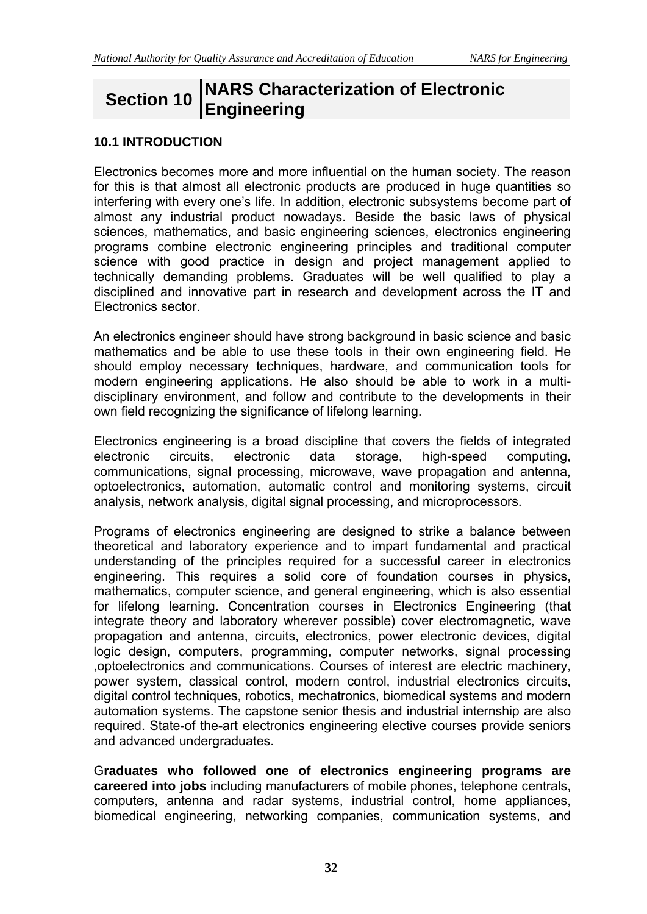# Section 10 NARS Characterization of Electronic Engineering

## 10.1 INTRODUCTION

Electronics becomes more and more influential on the human society. The reason for this is that almost all electronic products are produced in huge quantities so interfering with every one's life. In addition, electronic subsystems become part of almost any industrial product nowadays. Beside the basic laws of physical sciences, mathematics, and basic engineering sciences, electronics engineering programs combine electronic engineering principles and traditional computer science with good practice in design and project management applied to technically demanding problems. Graduates will be well qualified to play a disciplined and innovative part in research and development across the IT and Electronics sector.

An electronics engineer should have strong background in basic science and basic mathematics and be able to use these tools in their own engineering field. He should employ necessary techniques, hardware, and communication tools for modern engineering applications. He also should be able to work in a multi-disciplinary environment, and follow and contribute to the developments in their own field recognizing the significance of lifelong learning.

Electronics engineering is a broad discipline that covers the fields of integrated electronic circuits, electronic data storage, high-speed computing, communications, signal processing, microwave, wave propagation and antenna, optoelectronics, automation, automatic control and monitoring systems, circuit analysis, network analysis, digital signal processing, and microprocessors.

Programs of electronics engineering are designed to strike a balance between theoretical and laboratory experience and to impart fundamental and practical understanding of the principles required for a successful career in electronics engineering. This requires a solid core of foundation courses in physics, mathematics, computer science, and general engineering, which is also essential for lifelong learning. Concentration courses in Electronics Engineering (that integrate theory and laboratory wherever possible) cover electromagnetic, wave propagation and antenna, circuits, electronics, power electronic devices, digital logic design, computers, programming, computer networks, signal processing ,optoelectronics and communications. Courses of interest are electric machinery, power system, classical control, modern control, industrial electronics circuits, digital control techniques, robotics, mechatronics, biomedical systems and modern automation systems. The capstone senior thesis and industrial internship are also required. State-of the-art electronics engineering elective courses provide seniors and advanced undergraduates.

G**raduates who followed one of electronics engineering programs are careered into jobs** including manufacturers of mobile phones, telephone centrals, computers, antenna and radar systems, industrial control, home appliances, biomedical engineering, networking companies, communication systems, and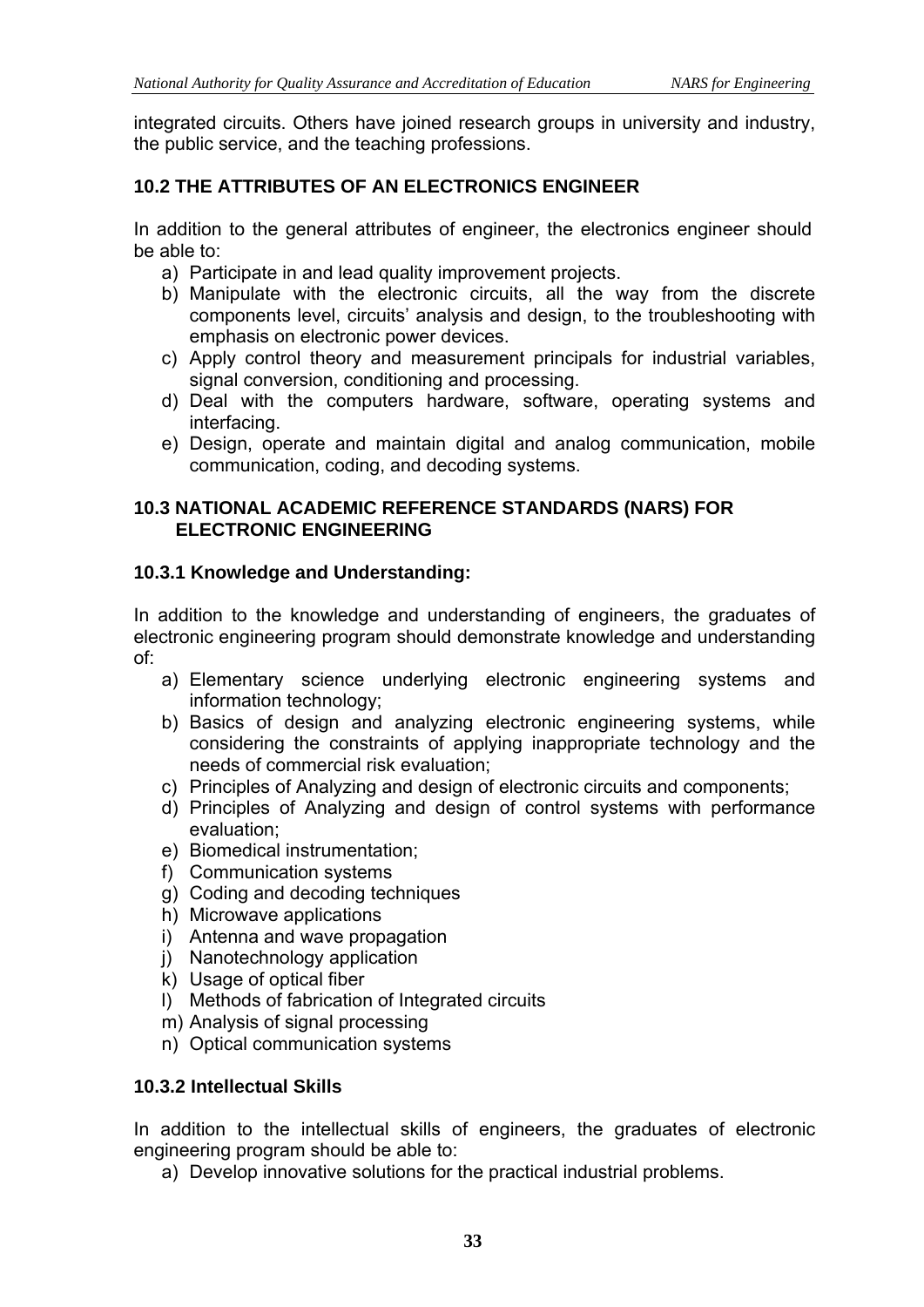integrated circuits. Others have joined research groups in university and industry, the public service, and the teaching professions.

### 10.2 THE ATTRIBUTES OF AN ELECTRONICS ENGINEER

In addition to the general attributes of engineer, the electronics engineer should be able to:

a) Participate in and lead quality improvement projects.
b) Manipulate with the electronic circuits, all the way from the discrete components level, circuits' analysis and design, to the troubleshooting with emphasis on electronic power devices.
c) Apply control theory and measurement principals for industrial variables, signal conversion, conditioning and processing.
d) Deal with the computers hardware, software, operating systems and interfacing.
e) Design, operate and maintain digital and analog communication, mobile communication, coding, and decoding systems.

### 10.3 NATIONAL ACADEMIC REFERENCE STANDARDS (NARS) FOR ELECTRONIC ENGINEERING

#### 10.3.1 Knowledge and Understanding:

In addition to the knowledge and understanding of engineers, the graduates of electronic engineering program should demonstrate knowledge and understanding of:

a) Elementary science underlying electronic engineering systems and information technology;
b) Basics of design and analyzing electronic engineering systems, while considering the constraints of applying inappropriate technology and the needs of commercial risk evaluation;
c) Principles of Analyzing and design of electronic circuits and components;
d) Principles of Analyzing and design of control systems with performance evaluation;
e) Biomedical instrumentation;
f) Communication systems
g) Coding and decoding techniques
h) Microwave applications
i) Antenna and wave propagation
j) Nanotechnology application
k) Usage of optical fiber
l) Methods of fabrication of Integrated circuits
m) Analysis of signal processing
n) Optical communication systems

#### 10.3.2 Intellectual Skills

In addition to the intellectual skills of engineers, the graduates of electronic engineering program should be able to:

a) Develop innovative solutions for the practical industrial problems.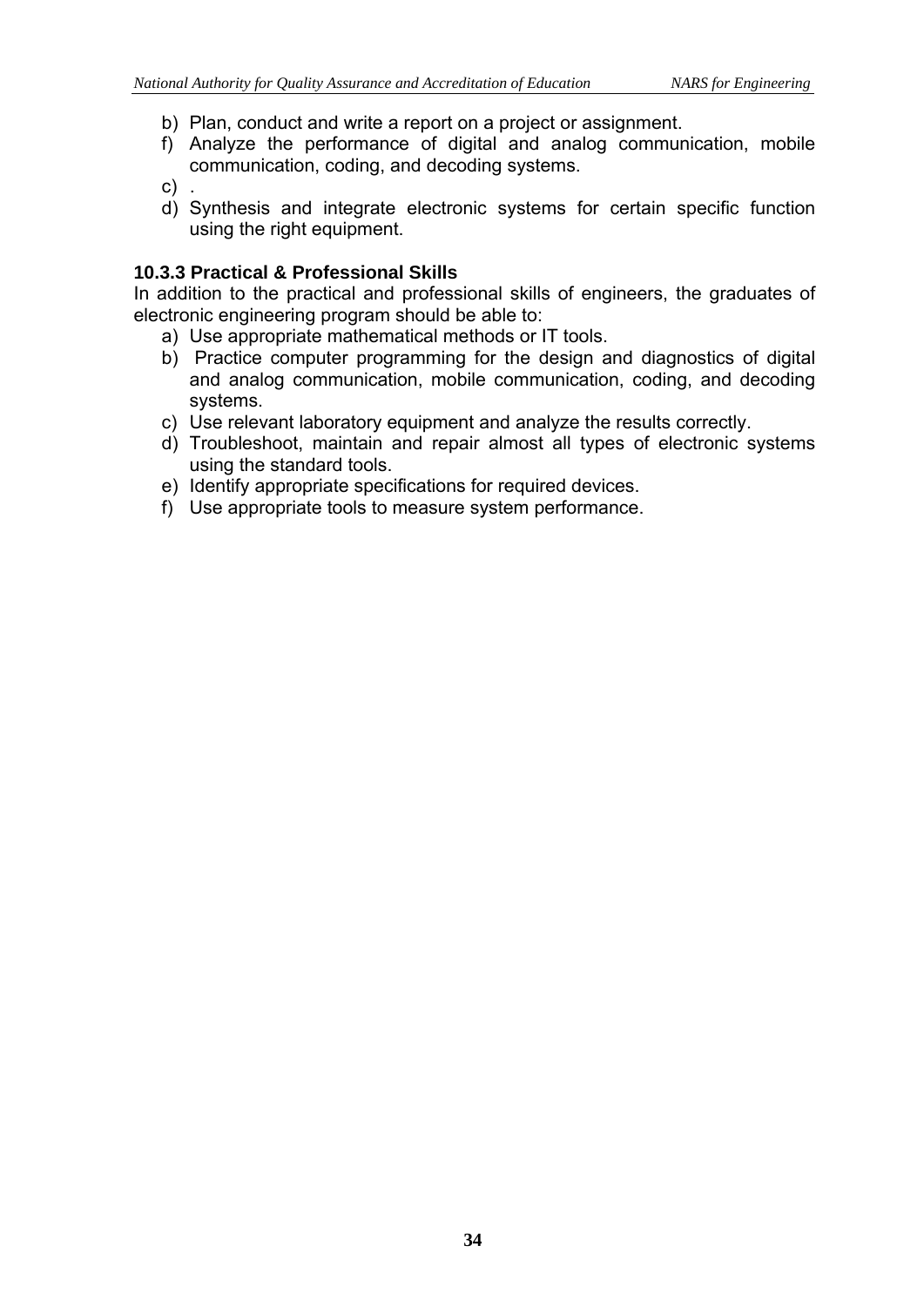b) Plan, conduct and write a report on a project or assignment.
f) Analyze the performance of digital and analog communication, mobile communication, coding, and decoding systems.
c) .
d) Synthesis and integrate electronic systems for certain specific function using the right equipment.

### 10.3.3 Practical & Professional Skills

In addition to the practical and professional skills of engineers, the graduates of electronic engineering program should be able to:

a) Use appropriate mathematical methods or IT tools.
b) Practice computer programming for the design and diagnostics of digital and analog communication, mobile communication, coding, and decoding systems.
c) Use relevant laboratory equipment and analyze the results correctly.
d) Troubleshoot, maintain and repair almost all types of electronic systems using the standard tools.
e) Identify appropriate specifications for required devices.
f) Use appropriate tools to measure system performance.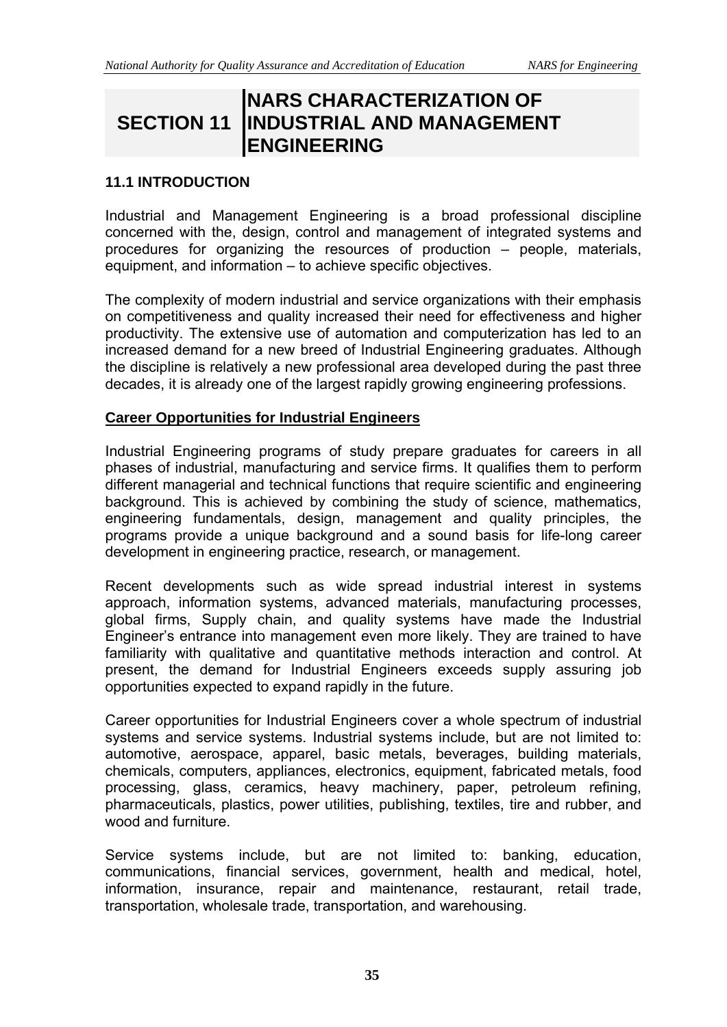# SECTION 11 NARS CHARACTERIZATION OF INDUSTRIAL AND MANAGEMENT ENGINEERING

## 11.1 INTRODUCTION

Industrial and Management Engineering is a broad professional discipline concerned with the, design, control and management of integrated systems and procedures for organizing the resources of production – people, materials, equipment, and information – to achieve specific objectives.

The complexity of modern industrial and service organizations with their emphasis on competitiveness and quality increased their need for effectiveness and higher productivity. The extensive use of automation and computerization has led to an increased demand for a new breed of Industrial Engineering graduates. Although the discipline is relatively a new professional area developed during the past three decades, it is already one of the largest rapidly growing engineering professions.

### Career Opportunities for Industrial Engineers

Industrial Engineering programs of study prepare graduates for careers in all phases of industrial, manufacturing and service firms. It qualifies them to perform different managerial and technical functions that require scientific and engineering background. This is achieved by combining the study of science, mathematics, engineering fundamentals, design, management and quality principles, the programs provide a unique background and a sound basis for life-long career development in engineering practice, research, or management.

Recent developments such as wide spread industrial interest in systems approach, information systems, advanced materials, manufacturing processes, global firms, Supply chain, and quality systems have made the Industrial Engineer's entrance into management even more likely. They are trained to have familiarity with qualitative and quantitative methods interaction and control. At present, the demand for Industrial Engineers exceeds supply assuring job opportunities expected to expand rapidly in the future.

Career opportunities for Industrial Engineers cover a whole spectrum of industrial systems and service systems. Industrial systems include, but are not limited to: automotive, aerospace, apparel, basic metals, beverages, building materials, chemicals, computers, appliances, electronics, equipment, fabricated metals, food processing, glass, ceramics, heavy machinery, paper, petroleum refining, pharmaceuticals, plastics, power utilities, publishing, textiles, tire and rubber, and wood and furniture.

Service systems include, but are not limited to: banking, education, communications, financial services, government, health and medical, hotel, information, insurance, repair and maintenance, restaurant, retail trade, transportation, wholesale trade, transportation, and warehousing.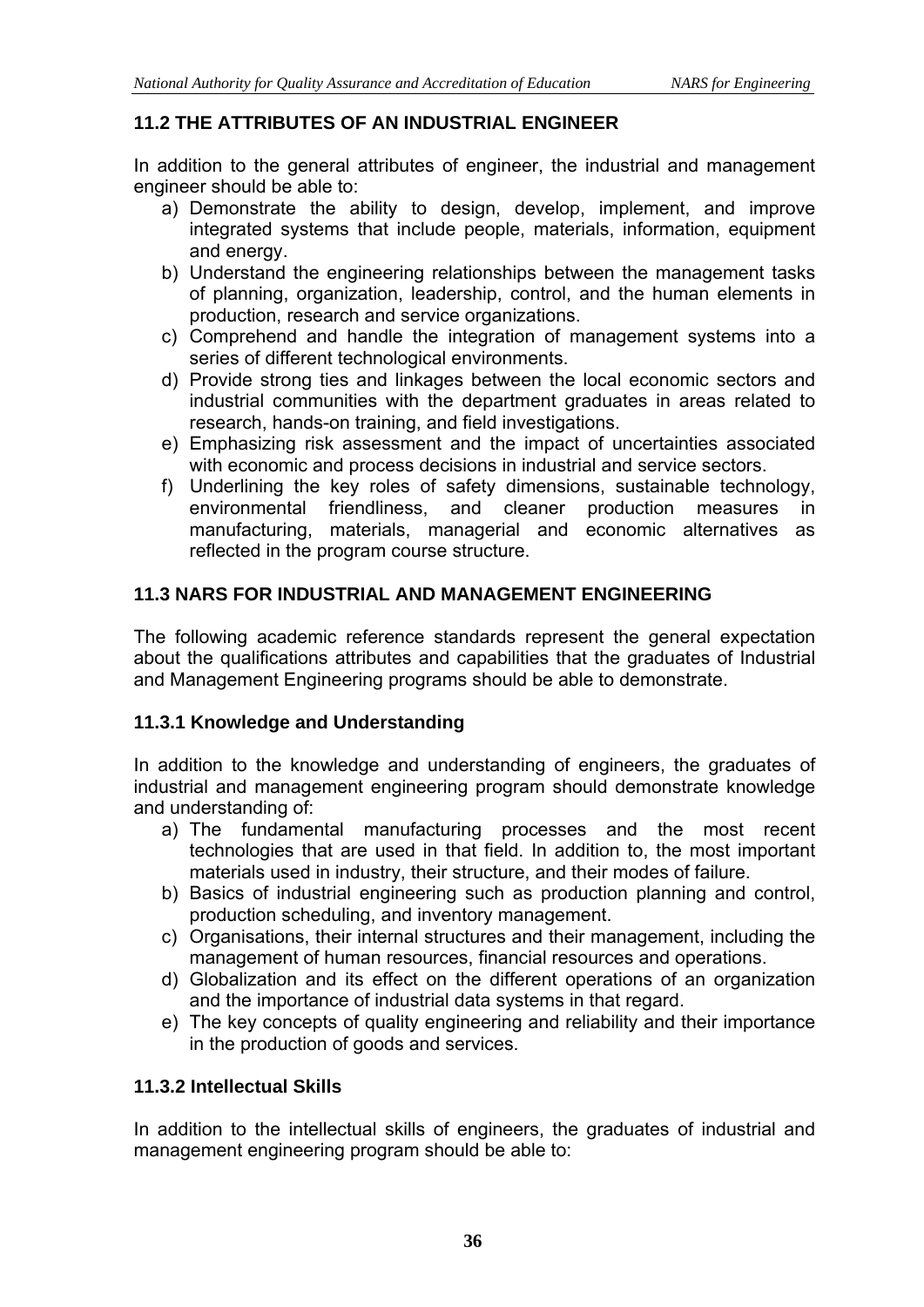### 11.2 THE ATTRIBUTES OF AN INDUSTRIAL ENGINEER

In addition to the general attributes of engineer, the industrial and management engineer should be able to:

a) Demonstrate the ability to design, develop, implement, and improve integrated systems that include people, materials, information, equipment and energy.
b) Understand the engineering relationships between the management tasks of planning, organization, leadership, control, and the human elements in production, research and service organizations.
c) Comprehend and handle the integration of management systems into a series of different technological environments.
d) Provide strong ties and linkages between the local economic sectors and industrial communities with the department graduates in areas related to research, hands-on training, and field investigations.
e) Emphasizing risk assessment and the impact of uncertainties associated with economic and process decisions in industrial and service sectors.
f) Underlining the key roles of safety dimensions, sustainable technology, environmental friendliness, and cleaner production measures in manufacturing, materials, managerial and economic alternatives as reflected in the program course structure.

### 11.3 NARS FOR INDUSTRIAL AND MANAGEMENT ENGINEERING

The following academic reference standards represent the general expectation about the qualifications attributes and capabilities that the graduates of Industrial and Management Engineering programs should be able to demonstrate.

#### 11.3.1 Knowledge and Understanding

In addition to the knowledge and understanding of engineers, the graduates of industrial and management engineering program should demonstrate knowledge and understanding of:

a) The fundamental manufacturing processes and the most recent technologies that are used in that field. In addition to, the most important materials used in industry, their structure, and their modes of failure.
b) Basics of industrial engineering such as production planning and control, production scheduling, and inventory management.
c) Organisations, their internal structures and their management, including the management of human resources, financial resources and operations.
d) Globalization and its effect on the different operations of an organization and the importance of industrial data systems in that regard.
e) The key concepts of quality engineering and reliability and their importance in the production of goods and services.

#### 11.3.2 Intellectual Skills

In addition to the intellectual skills of engineers, the graduates of industrial and management engineering program should be able to: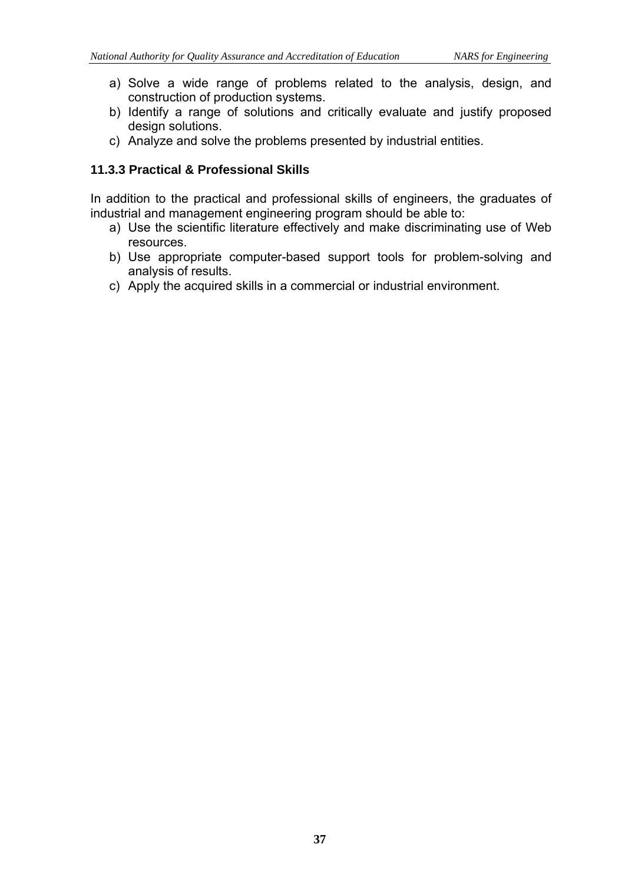a) Solve a wide range of problems related to the analysis, design, and construction of production systems.
b) Identify a range of solutions and critically evaluate and justify proposed design solutions.
c) Analyze and solve the problems presented by industrial entities.

### 11.3.3 Practical & Professional Skills

In addition to the practical and professional skills of engineers, the graduates of industrial and management engineering program should be able to:

a) Use the scientific literature effectively and make discriminating use of Web resources.
b) Use appropriate computer-based support tools for problem-solving and analysis of results.
c) Apply the acquired skills in a commercial or industrial environment.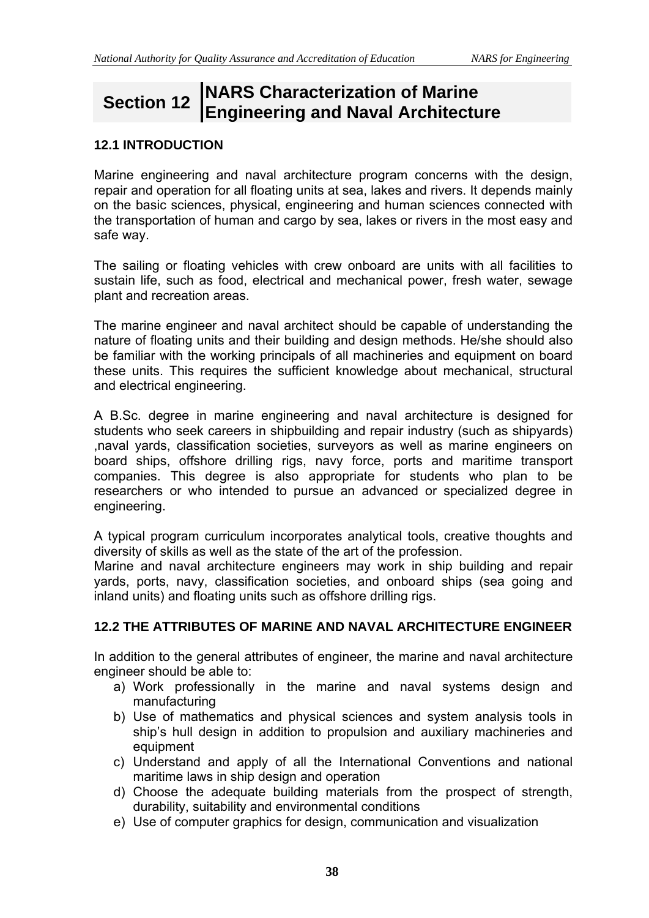# Section 12 NARS Characterization of Marine Engineering and Naval Architecture

## 12.1 INTRODUCTION

Marine engineering and naval architecture program concerns with the design, repair and operation for all floating units at sea, lakes and rivers. It depends mainly on the basic sciences, physical, engineering and human sciences connected with the transportation of human and cargo by sea, lakes or rivers in the most easy and safe way.

The sailing or floating vehicles with crew onboard are units with all facilities to sustain life, such as food, electrical and mechanical power, fresh water, sewage plant and recreation areas.

The marine engineer and naval architect should be capable of understanding the nature of floating units and their building and design methods. He/she should also be familiar with the working principals of all machineries and equipment on board these units. This requires the sufficient knowledge about mechanical, structural and electrical engineering.

A B.Sc. degree in marine engineering and naval architecture is designed for students who seek careers in shipbuilding and repair industry (such as shipyards) ,naval yards, classification societies, surveyors as well as marine engineers on board ships, offshore drilling rigs, navy force, ports and maritime transport companies. This degree is also appropriate for students who plan to be researchers or who intended to pursue an advanced or specialized degree in engineering.

A typical program curriculum incorporates analytical tools, creative thoughts and diversity of skills as well as the state of the art of the profession.
Marine and naval architecture engineers may work in ship building and repair yards, ports, navy, classification societies, and onboard ships (sea going and inland units) and floating units such as offshore drilling rigs.

## 12.2 THE ATTRIBUTES OF MARINE AND NAVAL ARCHITECTURE ENGINEER

In addition to the general attributes of engineer, the marine and naval architecture engineer should be able to:

a) Work professionally in the marine and naval systems design and manufacturing
b) Use of mathematics and physical sciences and system analysis tools in ship's hull design in addition to propulsion and auxiliary machineries and equipment
c) Understand and apply of all the International Conventions and national maritime laws in ship design and operation
d) Choose the adequate building materials from the prospect of strength, durability, suitability and environmental conditions
e) Use of computer graphics for design, communication and visualization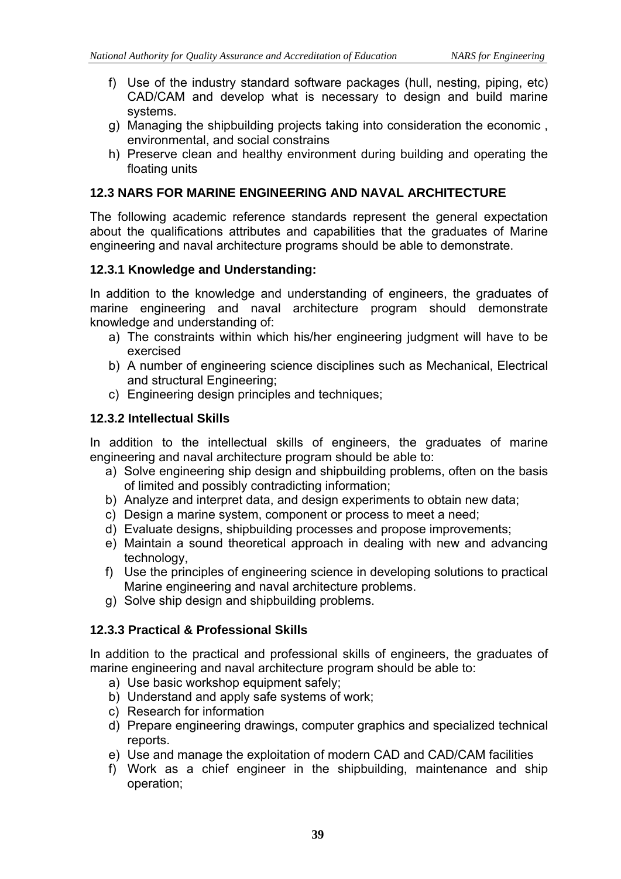f) Use of the industry standard software packages (hull, nesting, piping, etc) CAD/CAM and develop what is necessary to design and build marine systems.
g) Managing the shipbuilding projects taking into consideration the economic , environmental, and social constrains
h) Preserve clean and healthy environment during building and operating the floating units

### 12.3 NARS FOR MARINE ENGINEERING AND NAVAL ARCHITECTURE

The following academic reference standards represent the general expectation about the qualifications attributes and capabilities that the graduates of Marine engineering and naval architecture programs should be able to demonstrate.

#### 12.3.1 Knowledge and Understanding:

In addition to the knowledge and understanding of engineers, the graduates of marine engineering and naval architecture program should demonstrate knowledge and understanding of:

a) The constraints within which his/her engineering judgment will have to be exercised
b) A number of engineering science disciplines such as Mechanical, Electrical and structural Engineering;
c) Engineering design principles and techniques;

#### 12.3.2 Intellectual Skills

In addition to the intellectual skills of engineers, the graduates of marine engineering and naval architecture program should be able to:

a) Solve engineering ship design and shipbuilding problems, often on the basis of limited and possibly contradicting information;
b) Analyze and interpret data, and design experiments to obtain new data;
c) Design a marine system, component or process to meet a need;
d) Evaluate designs, shipbuilding processes and propose improvements;
e) Maintain a sound theoretical approach in dealing with new and advancing technology,
f) Use the principles of engineering science in developing solutions to practical Marine engineering and naval architecture problems.
g) Solve ship design and shipbuilding problems.

#### 12.3.3 Practical & Professional Skills

In addition to the practical and professional skills of engineers, the graduates of marine engineering and naval architecture program should be able to:

a) Use basic workshop equipment safely;
b) Understand and apply safe systems of work;
c) Research for information
d) Prepare engineering drawings, computer graphics and specialized technical reports.
e) Use and manage the exploitation of modern CAD and CAD/CAM facilities
f) Work as a chief engineer in the shipbuilding, maintenance and ship operation;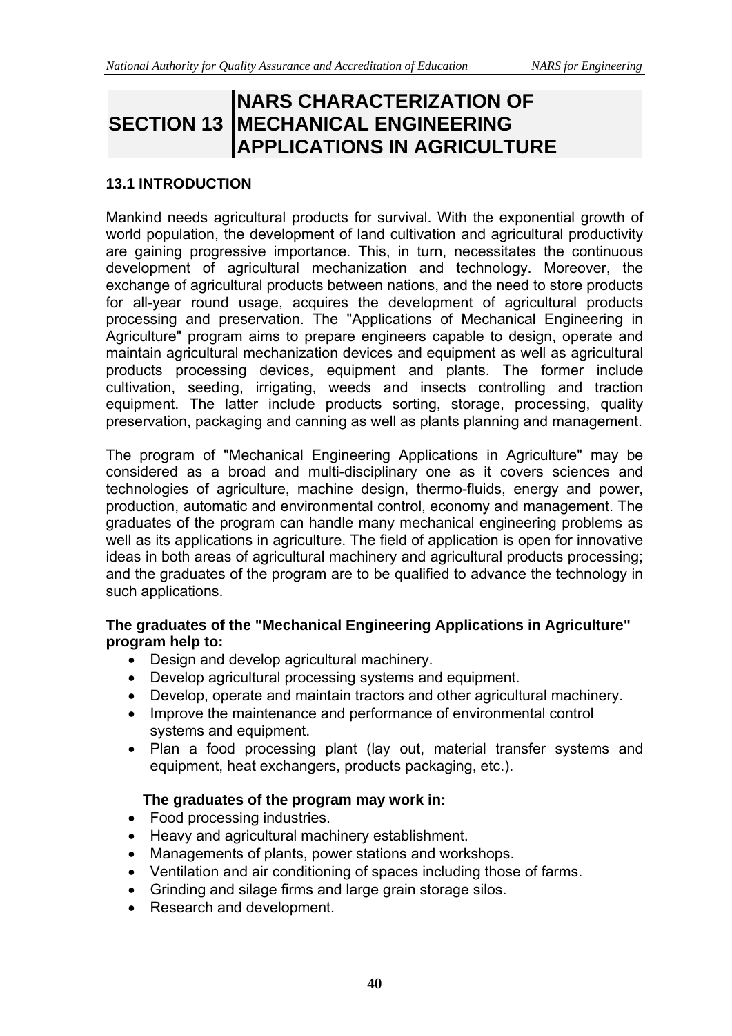# SECTION 13 NARS CHARACTERIZATION OF MECHANICAL ENGINEERING APPLICATIONS IN AGRICULTURE

## 13.1 INTRODUCTION

Mankind needs agricultural products for survival. With the exponential growth of world population, the development of land cultivation and agricultural productivity are gaining progressive importance. This, in turn, necessitates the continuous development of agricultural mechanization and technology. Moreover, the exchange of agricultural products between nations, and the need to store products for all-year round usage, acquires the development of agricultural products processing and preservation. The "Applications of Mechanical Engineering in Agriculture" program aims to prepare engineers capable to design, operate and maintain agricultural mechanization devices and equipment as well as agricultural products processing devices, equipment and plants. The former include cultivation, seeding, irrigating, weeds and insects controlling and traction equipment. The latter include products sorting, storage, processing, quality preservation, packaging and canning as well as plants planning and management.

The program of "Mechanical Engineering Applications in Agriculture" may be considered as a broad and multi-disciplinary one as it covers sciences and technologies of agriculture, machine design, thermo-fluids, energy and power, production, automatic and environmental control, economy and management. The graduates of the program can handle many mechanical engineering problems as well as its applications in agriculture. The field of application is open for innovative ideas in both areas of agricultural machinery and agricultural products processing; and the graduates of the program are to be qualified to advance the technology in such applications.

**The graduates of the "Mechanical Engineering Applications in Agriculture" program help to:**

- Design and develop agricultural machinery.
- Develop agricultural processing systems and equipment.
- Develop, operate and maintain tractors and other agricultural machinery.
- Improve the maintenance and performance of environmental control systems and equipment.
- Plan a food processing plant (lay out, material transfer systems and equipment, heat exchangers, products packaging, etc.).

**The graduates of the program may work in:**

- Food processing industries.
- Heavy and agricultural machinery establishment.
- Managements of plants, power stations and workshops.
- Ventilation and air conditioning of spaces including those of farms.
- Grinding and silage firms and large grain storage silos.
- Research and development.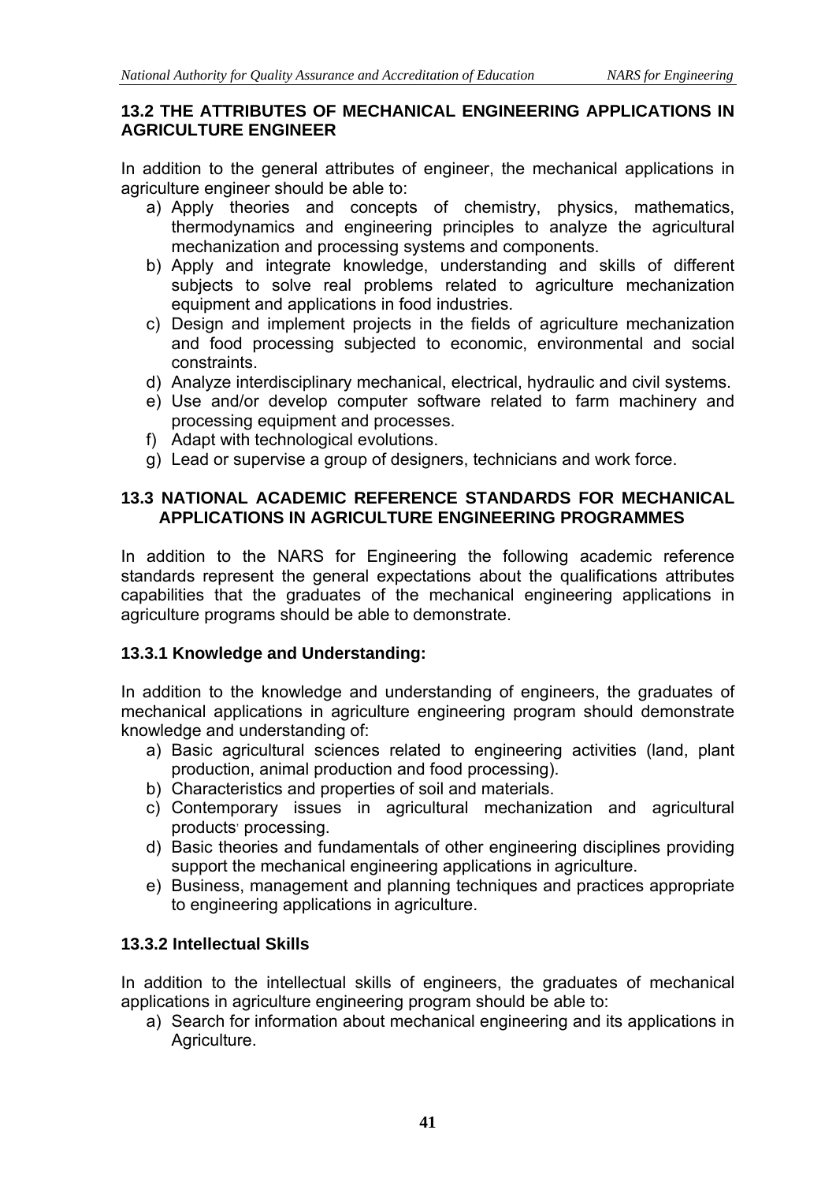### 13.2 THE ATTRIBUTES OF MECHANICAL ENGINEERING APPLICATIONS IN AGRICULTURE ENGINEER

In addition to the general attributes of engineer, the mechanical applications in agriculture engineer should be able to:

a) Apply theories and concepts of chemistry, physics, mathematics, thermodynamics and engineering principles to analyze the agricultural mechanization and processing systems and components.
b) Apply and integrate knowledge, understanding and skills of different subjects to solve real problems related to agriculture mechanization equipment and applications in food industries.
c) Design and implement projects in the fields of agriculture mechanization and food processing subjected to economic, environmental and social constraints.
d) Analyze interdisciplinary mechanical, electrical, hydraulic and civil systems.
e) Use and/or develop computer software related to farm machinery and processing equipment and processes.
f) Adapt with technological evolutions.
g) Lead or supervise a group of designers, technicians and work force.

### 13.3 NATIONAL ACADEMIC REFERENCE STANDARDS FOR MECHANICAL APPLICATIONS IN AGRICULTURE ENGINEERING PROGRAMMES

In addition to the NARS for Engineering the following academic reference standards represent the general expectations about the qualifications attributes capabilities that the graduates of the mechanical engineering applications in agriculture programs should be able to demonstrate.

#### 13.3.1 Knowledge and Understanding:

In addition to the knowledge and understanding of engineers, the graduates of mechanical applications in agriculture engineering program should demonstrate knowledge and understanding of:

a) Basic agricultural sciences related to engineering activities (land, plant production, animal production and food processing).
b) Characteristics and properties of soil and materials.
c) Contemporary issues in agricultural mechanization and agricultural products' processing.
d) Basic theories and fundamentals of other engineering disciplines providing support the mechanical engineering applications in agriculture.
e) Business, management and planning techniques and practices appropriate to engineering applications in agriculture.

#### 13.3.2 Intellectual Skills

In addition to the intellectual skills of engineers, the graduates of mechanical applications in agriculture engineering program should be able to:

a) Search for information about mechanical engineering and its applications in Agriculture.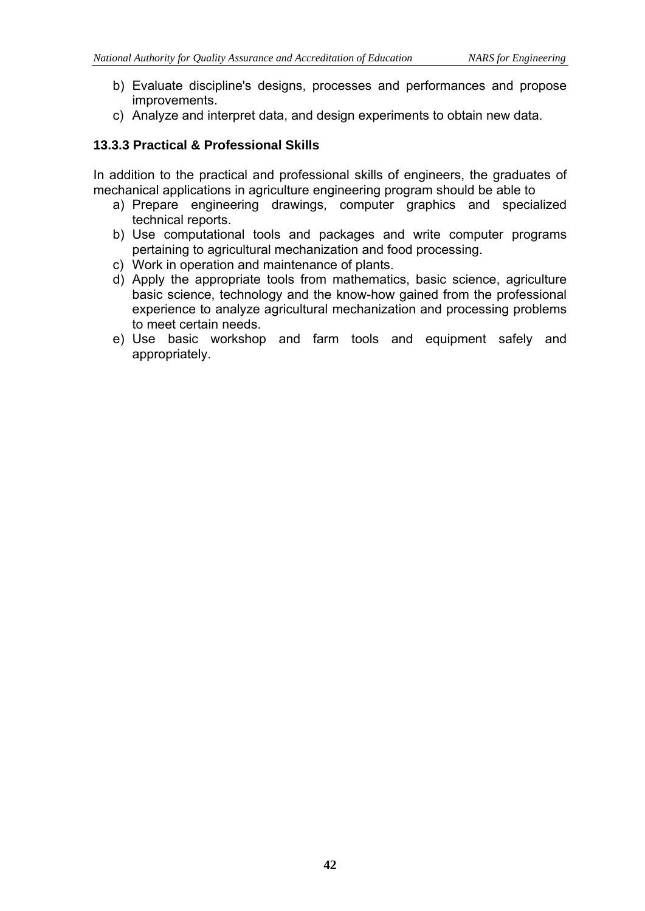b) Evaluate discipline's designs, processes and performances and propose improvements.
c) Analyze and interpret data, and design experiments to obtain new data.

### 13.3.3 Practical & Professional Skills

In addition to the practical and professional skills of engineers, the graduates of mechanical applications in agriculture engineering program should be able to

a) Prepare engineering drawings, computer graphics and specialized technical reports.
b) Use computational tools and packages and write computer programs pertaining to agricultural mechanization and food processing.
c) Work in operation and maintenance of plants.
d) Apply the appropriate tools from mathematics, basic science, agriculture basic science, technology and the know-how gained from the professional experience to analyze agricultural mechanization and processing problems to meet certain needs.
e) Use basic workshop and farm tools and equipment safely and appropriately.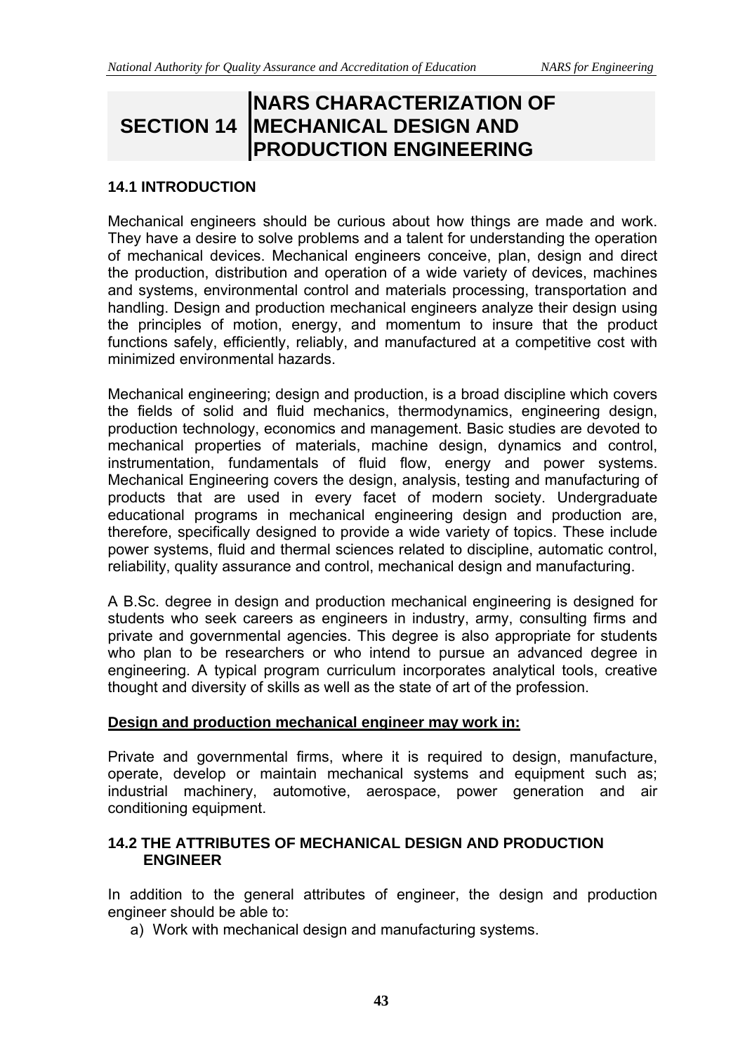# SECTION 14 NARS CHARACTERIZATION OF MECHANICAL DESIGN AND PRODUCTION ENGINEERING

## 14.1 INTRODUCTION

Mechanical engineers should be curious about how things are made and work. They have a desire to solve problems and a talent for understanding the operation of mechanical devices. Mechanical engineers conceive, plan, design and direct the production, distribution and operation of a wide variety of devices, machines and systems, environmental control and materials processing, transportation and handling. Design and production mechanical engineers analyze their design using the principles of motion, energy, and momentum to insure that the product functions safely, efficiently, reliably, and manufactured at a competitive cost with minimized environmental hazards.

Mechanical engineering; design and production, is a broad discipline which covers the fields of solid and fluid mechanics, thermodynamics, engineering design, production technology, economics and management. Basic studies are devoted to mechanical properties of materials, machine design, dynamics and control, instrumentation, fundamentals of fluid flow, energy and power systems. Mechanical Engineering covers the design, analysis, testing and manufacturing of products that are used in every facet of modern society. Undergraduate educational programs in mechanical engineering design and production are, therefore, specifically designed to provide a wide variety of topics. These include power systems, fluid and thermal sciences related to discipline, automatic control, reliability, quality assurance and control, mechanical design and manufacturing.

A B.Sc. degree in design and production mechanical engineering is designed for students who seek careers as engineers in industry, army, consulting firms and private and governmental agencies. This degree is also appropriate for students who plan to be researchers or who intend to pursue an advanced degree in engineering. A typical program curriculum incorporates analytical tools, creative thought and diversity of skills as well as the state of art of the profession.

**Design and production mechanical engineer may work in:**

Private and governmental firms, where it is required to design, manufacture, operate, develop or maintain mechanical systems and equipment such as; industrial machinery, automotive, aerospace, power generation and air conditioning equipment.

## 14.2 THE ATTRIBUTES OF MECHANICAL DESIGN AND PRODUCTION ENGINEER

In addition to the general attributes of engineer, the design and production engineer should be able to:

a) Work with mechanical design and manufacturing systems.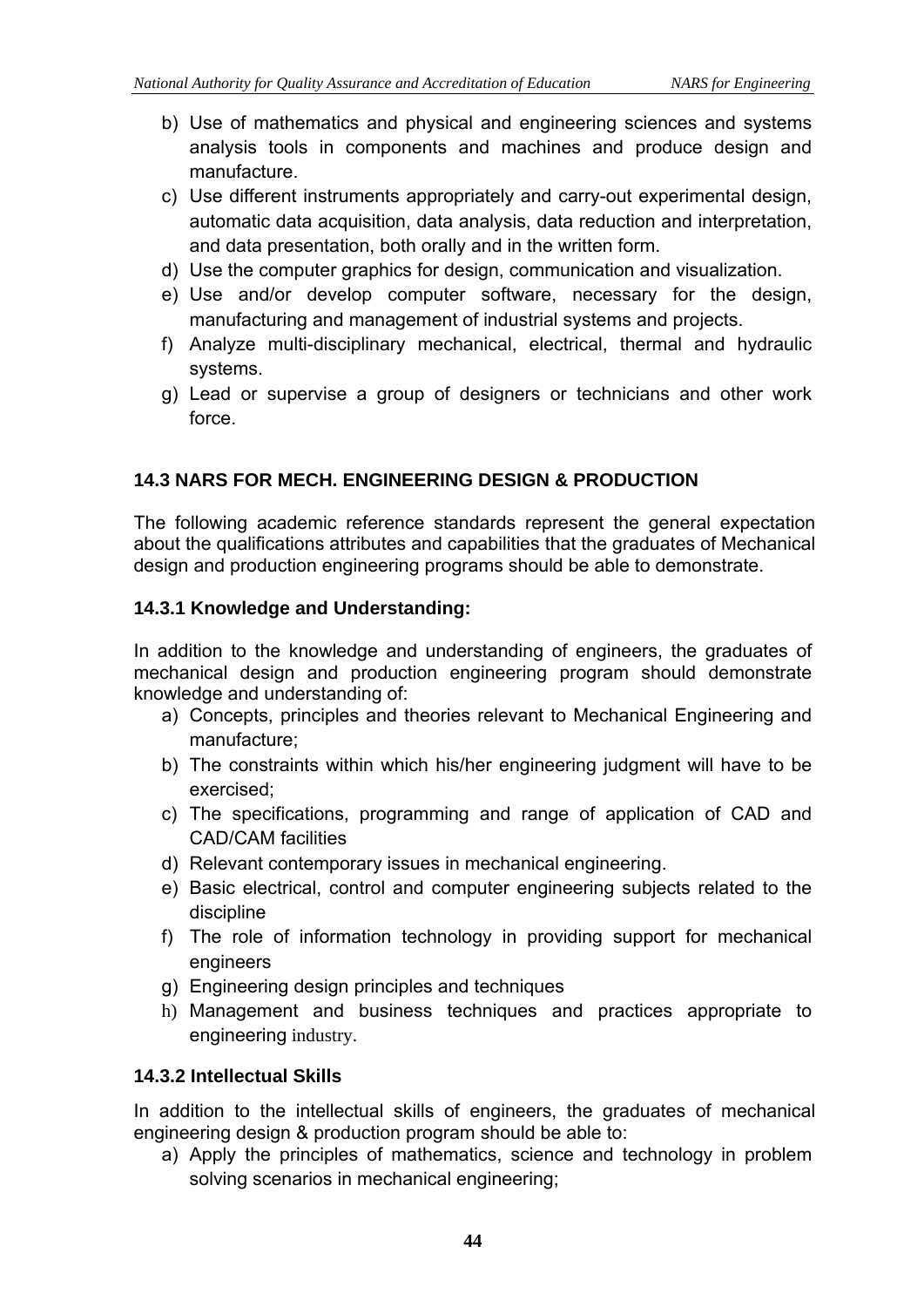b) Use of mathematics and physical and engineering sciences and systems analysis tools in components and machines and produce design and manufacture.
c) Use different instruments appropriately and carry-out experimental design, automatic data acquisition, data analysis, data reduction and interpretation, and data presentation, both orally and in the written form.
d) Use the computer graphics for design, communication and visualization.
e) Use and/or develop computer software, necessary for the design, manufacturing and management of industrial systems and projects.
f) Analyze multi-disciplinary mechanical, electrical, thermal and hydraulic systems.
g) Lead or supervise a group of designers or technicians and other work force.

### 14.3 NARS FOR MECH. ENGINEERING DESIGN & PRODUCTION

The following academic reference standards represent the general expectation about the qualifications attributes and capabilities that the graduates of Mechanical design and production engineering programs should be able to demonstrate.

#### 14.3.1 Knowledge and Understanding:

In addition to the knowledge and understanding of engineers, the graduates of mechanical design and production engineering program should demonstrate knowledge and understanding of:

a) Concepts, principles and theories relevant to Mechanical Engineering and manufacture;
b) The constraints within which his/her engineering judgment will have to be exercised;
c) The specifications, programming and range of application of CAD and CAD/CAM facilities
d) Relevant contemporary issues in mechanical engineering.
e) Basic electrical, control and computer engineering subjects related to the discipline
f) The role of information technology in providing support for mechanical engineers
g) Engineering design principles and techniques
h) Management and business techniques and practices appropriate to engineering industry.

#### 14.3.2 Intellectual Skills

In addition to the intellectual skills of engineers, the graduates of mechanical engineering design & production program should be able to:

a) Apply the principles of mathematics, science and technology in problem solving scenarios in mechanical engineering;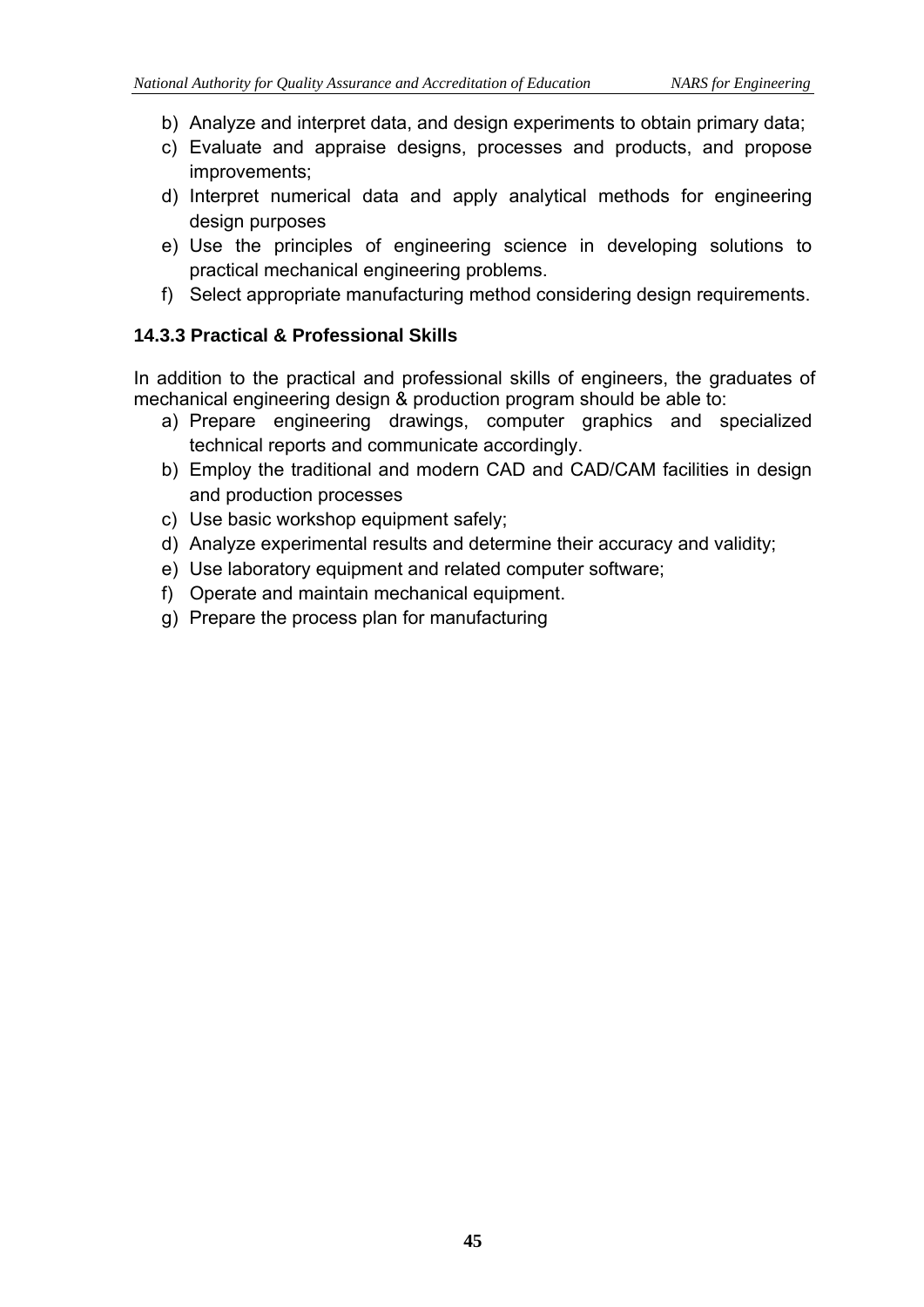b) Analyze and interpret data, and design experiments to obtain primary data;
c) Evaluate and appraise designs, processes and products, and propose improvements;
d) Interpret numerical data and apply analytical methods for engineering design purposes
e) Use the principles of engineering science in developing solutions to practical mechanical engineering problems.
f) Select appropriate manufacturing method considering design requirements.

### 14.3.3 Practical & Professional Skills

In addition to the practical and professional skills of engineers, the graduates of mechanical engineering design & production program should be able to:

a) Prepare engineering drawings, computer graphics and specialized technical reports and communicate accordingly.
b) Employ the traditional and modern CAD and CAD/CAM facilities in design and production processes
c) Use basic workshop equipment safely;
d) Analyze experimental results and determine their accuracy and validity;
e) Use laboratory equipment and related computer software;
f) Operate and maintain mechanical equipment.
g) Prepare the process plan for manufacturing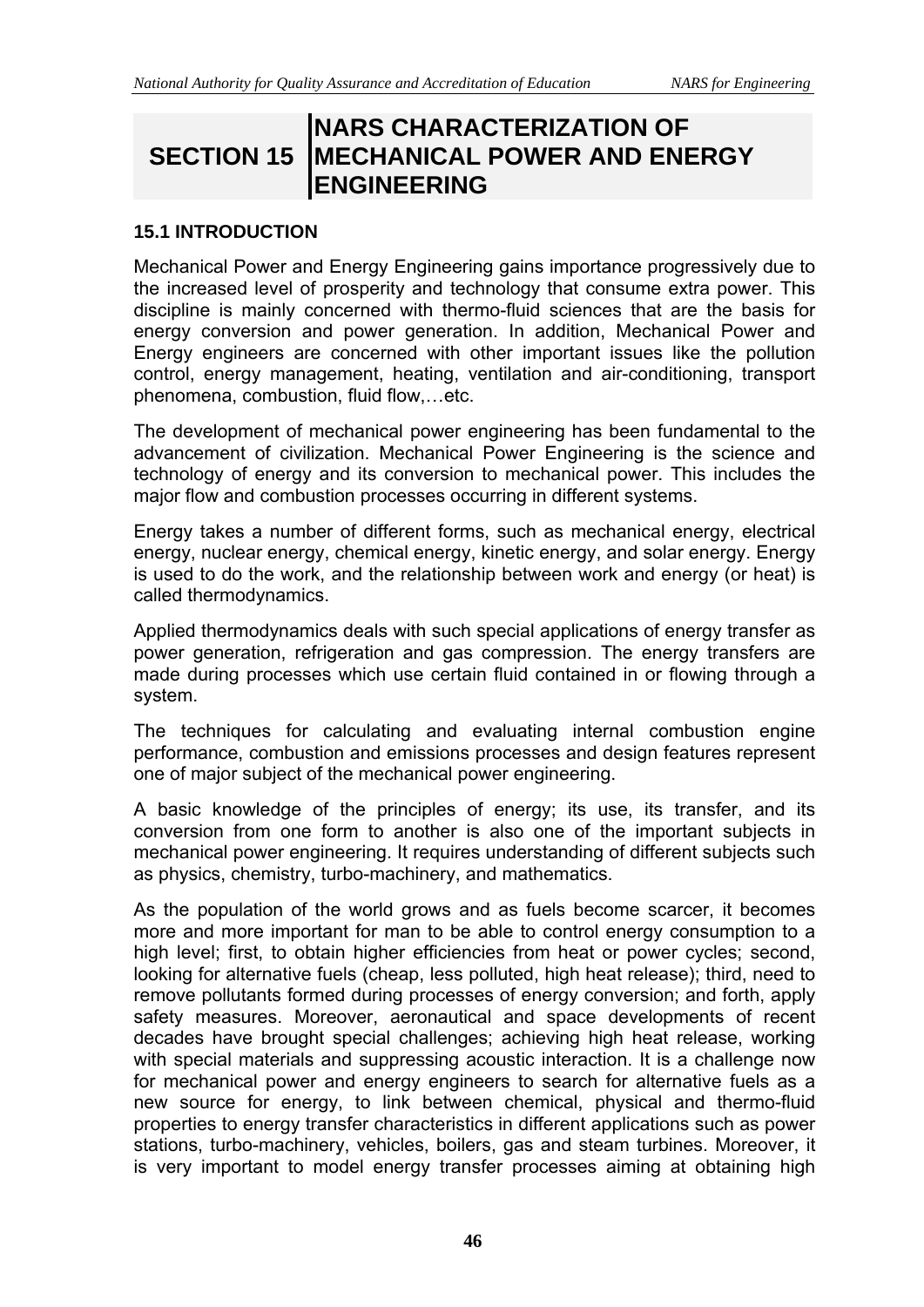# SECTION 15 NARS CHARACTERIZATION OF MECHANICAL POWER AND ENERGY ENGINEERING

### 15.1 INTRODUCTION

Mechanical Power and Energy Engineering gains importance progressively due to the increased level of prosperity and technology that consume extra power. This discipline is mainly concerned with thermo-fluid sciences that are the basis for energy conversion and power generation. In addition, Mechanical Power and Energy engineers are concerned with other important issues like the pollution control, energy management, heating, ventilation and air-conditioning, transport phenomena, combustion, fluid flow,…etc.

The development of mechanical power engineering has been fundamental to the advancement of civilization. Mechanical Power Engineering is the science and technology of energy and its conversion to mechanical power. This includes the major flow and combustion processes occurring in different systems.

Energy takes a number of different forms, such as mechanical energy, electrical energy, nuclear energy, chemical energy, kinetic energy, and solar energy. Energy is used to do the work, and the relationship between work and energy (or heat) is called thermodynamics.

Applied thermodynamics deals with such special applications of energy transfer as power generation, refrigeration and gas compression. The energy transfers are made during processes which use certain fluid contained in or flowing through a system.

The techniques for calculating and evaluating internal combustion engine performance, combustion and emissions processes and design features represent one of major subject of the mechanical power engineering.

A basic knowledge of the principles of energy; its use, its transfer, and its conversion from one form to another is also one of the important subjects in mechanical power engineering. It requires understanding of different subjects such as physics, chemistry, turbo-machinery, and mathematics.

As the population of the world grows and as fuels become scarcer, it becomes more and more important for man to be able to control energy consumption to a high level; first, to obtain higher efficiencies from heat or power cycles; second, looking for alternative fuels (cheap, less polluted, high heat release); third, need to remove pollutants formed during processes of energy conversion; and forth, apply safety measures. Moreover, aeronautical and space developments of recent decades have brought special challenges; achieving high heat release, working with special materials and suppressing acoustic interaction. It is a challenge now for mechanical power and energy engineers to search for alternative fuels as a new source for energy, to link between chemical, physical and thermo-fluid properties to energy transfer characteristics in different applications such as power stations, turbo-machinery, vehicles, boilers, gas and steam turbines. Moreover, it is very important to model energy transfer processes aiming at obtaining high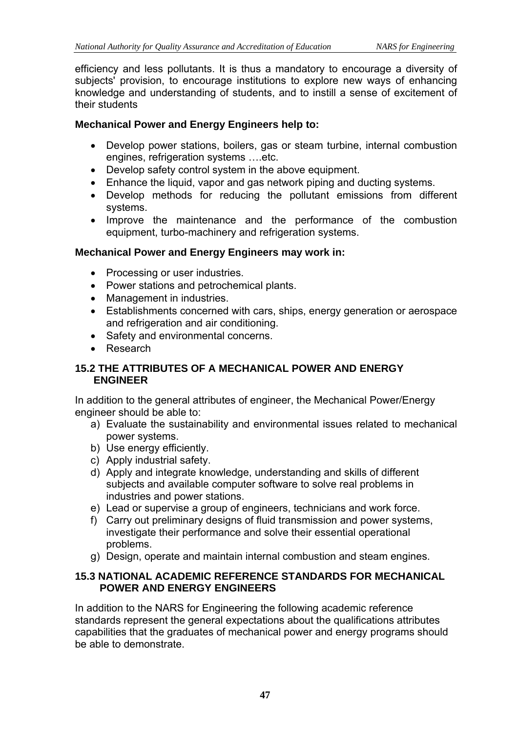efficiency and less pollutants. It is thus a mandatory to encourage a diversity of subjects' provision, to encourage institutions to explore new ways of enhancing knowledge and understanding of students, and to instill a sense of excitement of their students

**Mechanical Power and Energy Engineers help to:**

- Develop power stations, boilers, gas or steam turbine, internal combustion engines, refrigeration systems ….etc.
- Develop safety control system in the above equipment.
- Enhance the liquid, vapor and gas network piping and ducting systems.
- Develop methods for reducing the pollutant emissions from different systems.
- Improve the maintenance and the performance of the combustion equipment, turbo-machinery and refrigeration systems.

**Mechanical Power and Energy Engineers may work in:**

- Processing or user industries.
- Power stations and petrochemical plants.
- Management in industries.
- Establishments concerned with cars, ships, energy generation or aerospace and refrigeration and air conditioning.
- Safety and environmental concerns.
- Research

## 15.2 THE ATTRIBUTES OF A MECHANICAL POWER AND ENERGY ENGINEER

In addition to the general attributes of engineer, the Mechanical Power/Energy engineer should be able to:

a) Evaluate the sustainability and environmental issues related to mechanical power systems.
b) Use energy efficiently.
c) Apply industrial safety.
d) Apply and integrate knowledge, understanding and skills of different subjects and available computer software to solve real problems in industries and power stations.
e) Lead or supervise a group of engineers, technicians and work force.
f) Carry out preliminary designs of fluid transmission and power systems, investigate their performance and solve their essential operational problems.
g) Design, operate and maintain internal combustion and steam engines.

## 15.3 NATIONAL ACADEMIC REFERENCE STANDARDS FOR MECHANICAL POWER AND ENERGY ENGINEERS

In addition to the NARS for Engineering the following academic reference standards represent the general expectations about the qualifications attributes capabilities that the graduates of mechanical power and energy programs should be able to demonstrate.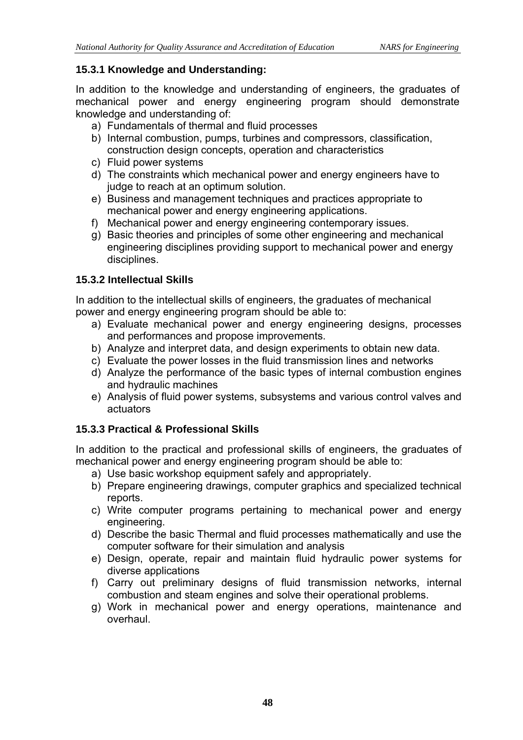### 15.3.1 Knowledge and Understanding:

In addition to the knowledge and understanding of engineers, the graduates of mechanical power and energy engineering program should demonstrate knowledge and understanding of:

a) Fundamentals of thermal and fluid processes
b) Internal combustion, pumps, turbines and compressors, classification, construction design concepts, operation and characteristics
c) Fluid power systems
d) The constraints which mechanical power and energy engineers have to judge to reach at an optimum solution.
e) Business and management techniques and practices appropriate to mechanical power and energy engineering applications.
f) Mechanical power and energy engineering contemporary issues.
g) Basic theories and principles of some other engineering and mechanical engineering disciplines providing support to mechanical power and energy disciplines.

### 15.3.2 Intellectual Skills

In addition to the intellectual skills of engineers, the graduates of mechanical power and energy engineering program should be able to:

a) Evaluate mechanical power and energy engineering designs, processes and performances and propose improvements.
b) Analyze and interpret data, and design experiments to obtain new data.
c) Evaluate the power losses in the fluid transmission lines and networks
d) Analyze the performance of the basic types of internal combustion engines and hydraulic machines
e) Analysis of fluid power systems, subsystems and various control valves and actuators

### 15.3.3 Practical & Professional Skills

In addition to the practical and professional skills of engineers, the graduates of mechanical power and energy engineering program should be able to:

a) Use basic workshop equipment safely and appropriately.
b) Prepare engineering drawings, computer graphics and specialized technical reports.
c) Write computer programs pertaining to mechanical power and energy engineering.
d) Describe the basic Thermal and fluid processes mathematically and use the computer software for their simulation and analysis
e) Design, operate, repair and maintain fluid hydraulic power systems for diverse applications
f) Carry out preliminary designs of fluid transmission networks, internal combustion and steam engines and solve their operational problems.
g) Work in mechanical power and energy operations, maintenance and overhaul.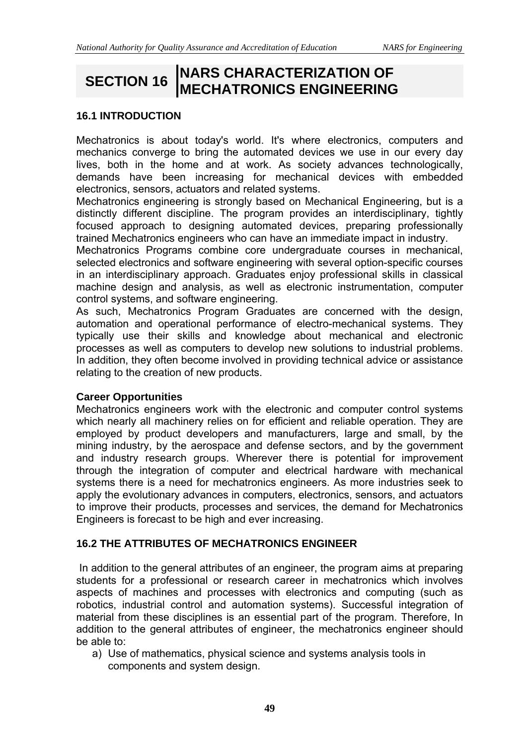# SECTION 16 NARS CHARACTERIZATION OF MECHATRONICS ENGINEERING

## 16.1 INTRODUCTION

Mechatronics is about today's world. It's where electronics, computers and mechanics converge to bring the automated devices we use in our every day lives, both in the home and at work. As society advances technologically, demands have been increasing for mechanical devices with embedded electronics, sensors, actuators and related systems.

Mechatronics engineering is strongly based on Mechanical Engineering, but is a distinctly different discipline. The program provides an interdisciplinary, tightly focused approach to designing automated devices, preparing professionally trained Mechatronics engineers who can have an immediate impact in industry.

Mechatronics Programs combine core undergraduate courses in mechanical, selected electronics and software engineering with several option-specific courses in an interdisciplinary approach. Graduates enjoy professional skills in classical machine design and analysis, as well as electronic instrumentation, computer control systems, and software engineering.

As such, Mechatronics Program Graduates are concerned with the design, automation and operational performance of electro-mechanical systems. They typically use their skills and knowledge about mechanical and electronic processes as well as computers to develop new solutions to industrial problems. In addition, they often become involved in providing technical advice or assistance relating to the creation of new products.

**Career Opportunities**

Mechatronics engineers work with the electronic and computer control systems which nearly all machinery relies on for efficient and reliable operation. They are employed by product developers and manufacturers, large and small, by the mining industry, by the aerospace and defense sectors, and by the government and industry research groups. Wherever there is potential for improvement through the integration of computer and electrical hardware with mechanical systems there is a need for mechatronics engineers. As more industries seek to apply the evolutionary advances in computers, electronics, sensors, and actuators to improve their products, processes and services, the demand for Mechatronics Engineers is forecast to be high and ever increasing.

## 16.2 THE ATTRIBUTES OF MECHATRONICS ENGINEER

In addition to the general attributes of an engineer, the program aims at preparing students for a professional or research career in mechatronics which involves aspects of machines and processes with electronics and computing (such as robotics, industrial control and automation systems). Successful integration of material from these disciplines is an essential part of the program. Therefore, In addition to the general attributes of engineer, the mechatronics engineer should be able to:

a) Use of mathematics, physical science and systems analysis tools in components and system design.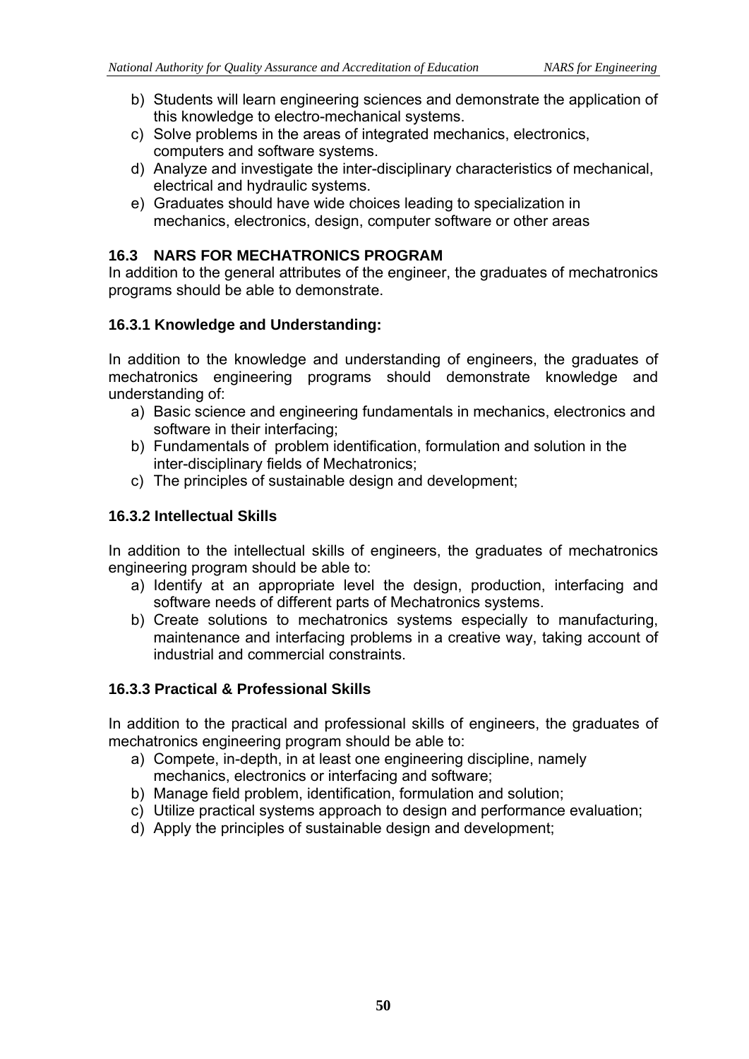b) Students will learn engineering sciences and demonstrate the application of this knowledge to electro-mechanical systems.
c) Solve problems in the areas of integrated mechanics, electronics, computers and software systems.
d) Analyze and investigate the inter-disciplinary characteristics of mechanical, electrical and hydraulic systems.
e) Graduates should have wide choices leading to specialization in mechanics, electronics, design, computer software or other areas

## 16.3 NARS FOR MECHATRONICS PROGRAM

In addition to the general attributes of the engineer, the graduates of mechatronics programs should be able to demonstrate.

### 16.3.1 Knowledge and Understanding:

In addition to the knowledge and understanding of engineers, the graduates of mechatronics engineering programs should demonstrate knowledge and understanding of:

a) Basic science and engineering fundamentals in mechanics, electronics and software in their interfacing;
b) Fundamentals of problem identification, formulation and solution in the inter-disciplinary fields of Mechatronics;
c) The principles of sustainable design and development;

### 16.3.2 Intellectual Skills

In addition to the intellectual skills of engineers, the graduates of mechatronics engineering program should be able to:

a) Identify at an appropriate level the design, production, interfacing and software needs of different parts of Mechatronics systems.
b) Create solutions to mechatronics systems especially to manufacturing, maintenance and interfacing problems in a creative way, taking account of industrial and commercial constraints.

### 16.3.3 Practical & Professional Skills

In addition to the practical and professional skills of engineers, the graduates of mechatronics engineering program should be able to:

a) Compete, in-depth, in at least one engineering discipline, namely mechanics, electronics or interfacing and software;
b) Manage field problem, identification, formulation and solution;
c) Utilize practical systems approach to design and performance evaluation;
d) Apply the principles of sustainable design and development;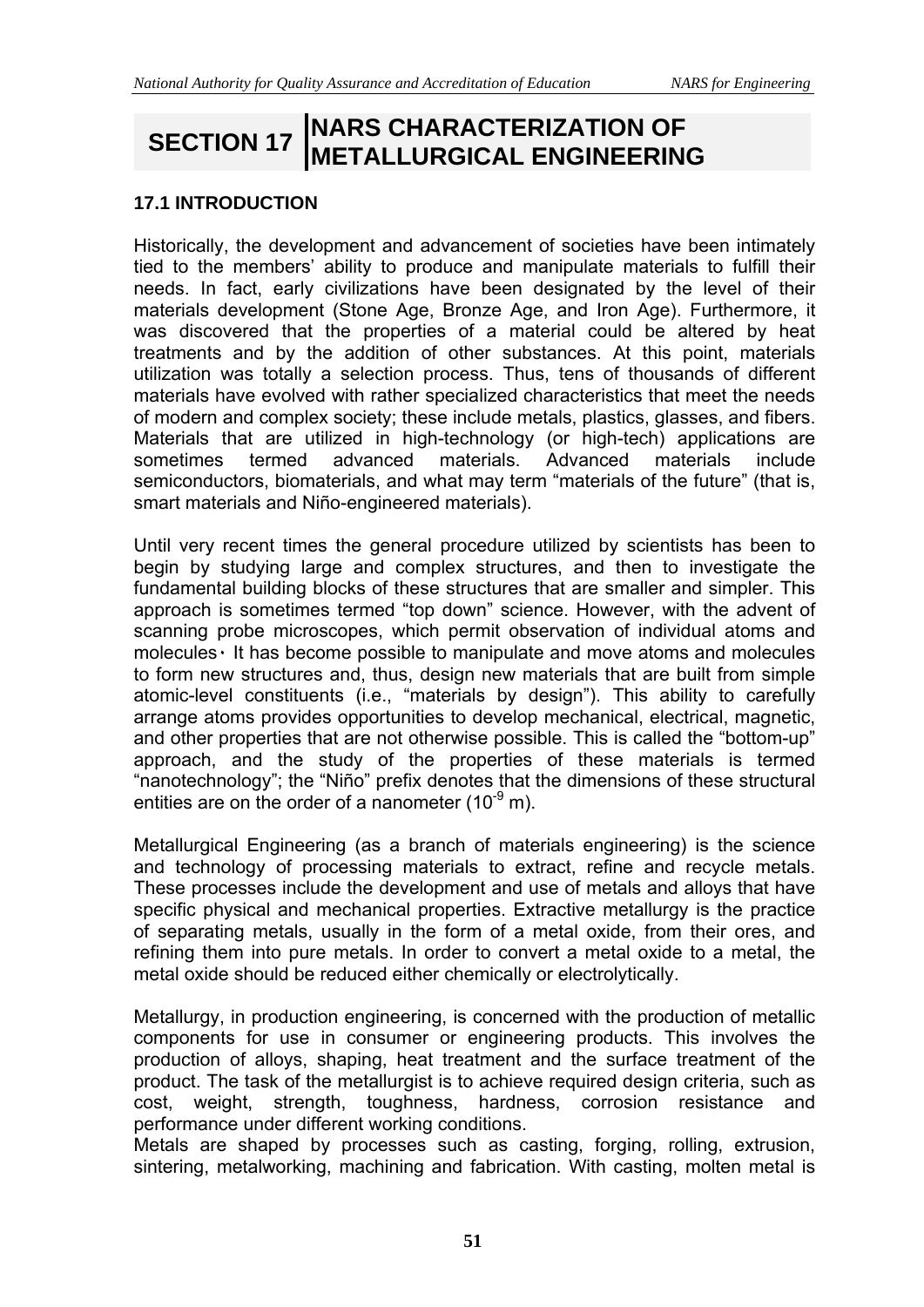# SECTION 17 NARS CHARACTERIZATION OF METALLURGICAL ENGINEERING

## 17.1 INTRODUCTION

Historically, the development and advancement of societies have been intimately tied to the members' ability to produce and manipulate materials to fulfill their needs. In fact, early civilizations have been designated by the level of their materials development (Stone Age, Bronze Age, and Iron Age). Furthermore, it was discovered that the properties of a material could be altered by heat treatments and by the addition of other substances. At this point, materials utilization was totally a selection process. Thus, tens of thousands of different materials have evolved with rather specialized characteristics that meet the needs of modern and complex society; these include metals, plastics, glasses, and fibers. Materials that are utilized in high-technology (or high-tech) applications are sometimes termed advanced materials. Advanced materials include semiconductors, biomaterials, and what may term "materials of the future" (that is, smart materials and Niño-engineered materials).

Until very recent times the general procedure utilized by scientists has been to begin by studying large and complex structures, and then to investigate the fundamental building blocks of these structures that are smaller and simpler. This approach is sometimes termed "top down" science. However, with the advent of scanning probe microscopes, which permit observation of individual atoms and molecules، It has become possible to manipulate and move atoms and molecules to form new structures and, thus, design new materials that are built from simple atomic-level constituents (i.e., "materials by design"). This ability to carefully arrange atoms provides opportunities to develop mechanical, electrical, magnetic, and other properties that are not otherwise possible. This is called the "bottom-up" approach, and the study of the properties of these materials is termed "nanotechnology"; the "Niño" prefix denotes that the dimensions of these structural entities are on the order of a nanometer ($10^{-9}$ m).

Metallurgical Engineering (as a branch of materials engineering) is the science and technology of processing materials to extract, refine and recycle metals. These processes include the development and use of metals and alloys that have specific physical and mechanical properties. Extractive metallurgy is the practice of separating metals, usually in the form of a metal oxide, from their ores, and refining them into pure metals. In order to convert a metal oxide to a metal, the metal oxide should be reduced either chemically or electrolytically.

Metallurgy, in production engineering, is concerned with the production of metallic components for use in consumer or engineering products. This involves the production of alloys, shaping, heat treatment and the surface treatment of the product. The task of the metallurgist is to achieve required design criteria, such as cost, weight, strength, toughness, hardness, corrosion resistance and performance under different working conditions.
Metals are shaped by processes such as casting, forging, rolling, extrusion, sintering, metalworking, machining and fabrication. With casting, molten metal is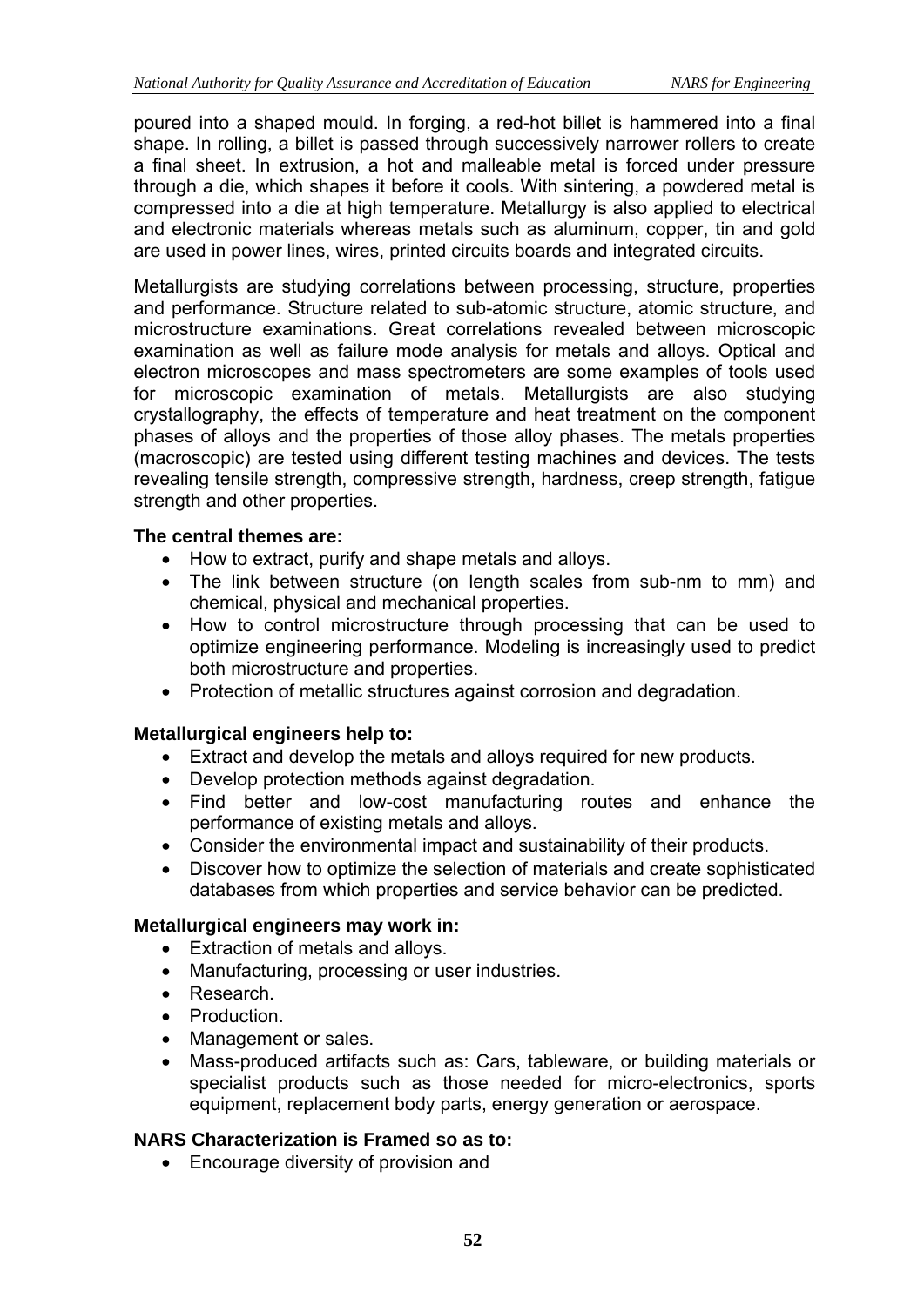poured into a shaped mould. In forging, a red-hot billet is hammered into a final shape. In rolling, a billet is passed through successively narrower rollers to create a final sheet. In extrusion, a hot and malleable metal is forced under pressure through a die, which shapes it before it cools. With sintering, a powdered metal is compressed into a die at high temperature. Metallurgy is also applied to electrical and electronic materials whereas metals such as aluminum, copper, tin and gold are used in power lines, wires, printed circuits boards and integrated circuits.

Metallurgists are studying correlations between processing, structure, properties and performance. Structure related to sub-atomic structure, atomic structure, and microstructure examinations. Great correlations revealed between microscopic examination as well as failure mode analysis for metals and alloys. Optical and electron microscopes and mass spectrometers are some examples of tools used for microscopic examination of metals. Metallurgists are also studying crystallography, the effects of temperature and heat treatment on the component phases of alloys and the properties of those alloy phases. The metals properties (macroscopic) are tested using different testing machines and devices. The tests revealing tensile strength, compressive strength, hardness, creep strength, fatigue strength and other properties.

**The central themes are:**

- How to extract, purify and shape metals and alloys.
- The link between structure (on length scales from sub-nm to mm) and chemical, physical and mechanical properties.
- How to control microstructure through processing that can be used to optimize engineering performance. Modeling is increasingly used to predict both microstructure and properties.
- Protection of metallic structures against corrosion and degradation.

**Metallurgical engineers help to:**

- Extract and develop the metals and alloys required for new products.
- Develop protection methods against degradation.
- Find better and low-cost manufacturing routes and enhance the performance of existing metals and alloys.
- Consider the environmental impact and sustainability of their products.
- Discover how to optimize the selection of materials and create sophisticated databases from which properties and service behavior can be predicted.

**Metallurgical engineers may work in:**

- Extraction of metals and alloys.
- Manufacturing, processing or user industries.
- Research.
- Production.
- Management or sales.
- Mass-produced artifacts such as: Cars, tableware, or building materials or specialist products such as those needed for micro-electronics, sports equipment, replacement body parts, energy generation or aerospace.

**NARS Characterization is Framed so as to:**

- Encourage diversity of provision and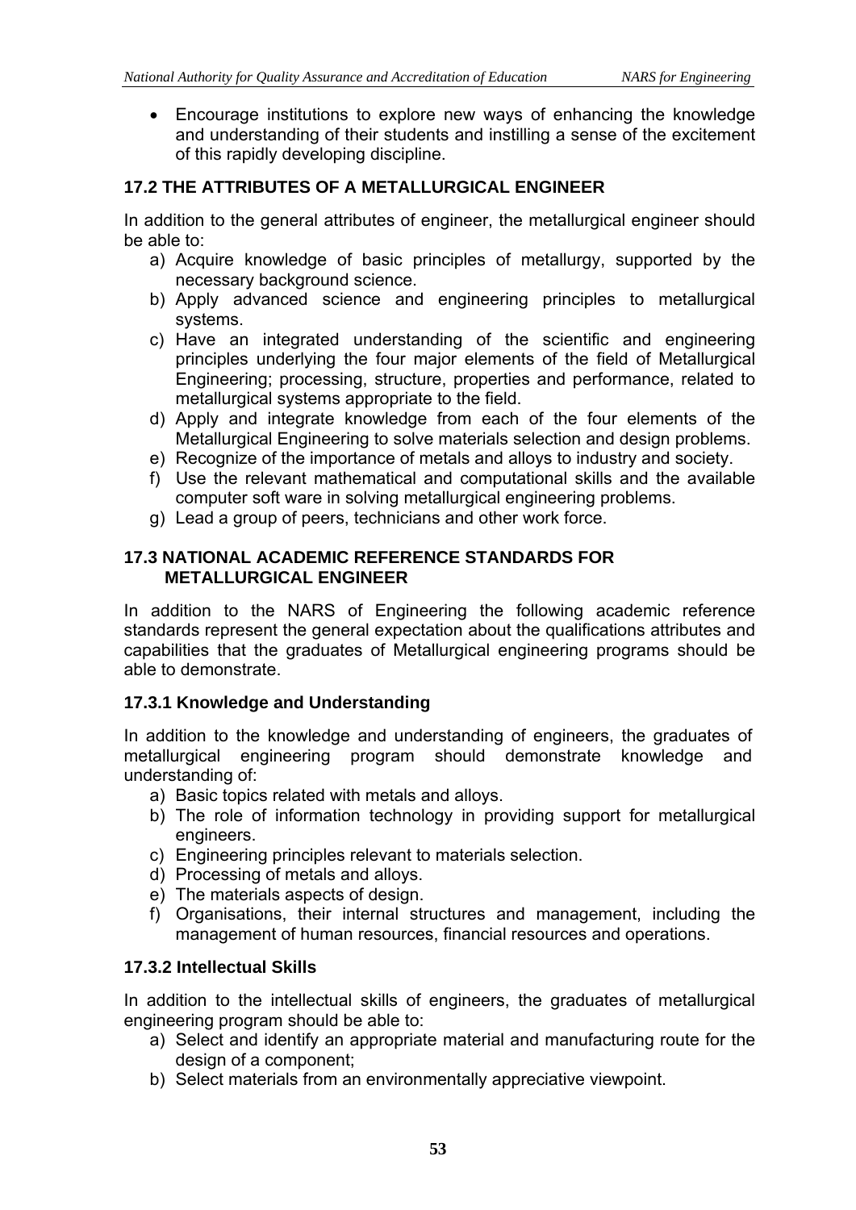- Encourage institutions to explore new ways of enhancing the knowledge and understanding of their students and instilling a sense of the excitement of this rapidly developing discipline.

## 17.2 THE ATTRIBUTES OF A METALLURGICAL ENGINEER

In addition to the general attributes of engineer, the metallurgical engineer should be able to:

a) Acquire knowledge of basic principles of metallurgy, supported by the necessary background science.
b) Apply advanced science and engineering principles to metallurgical systems.
c) Have an integrated understanding of the scientific and engineering principles underlying the four major elements of the field of Metallurgical Engineering; processing, structure, properties and performance, related to metallurgical systems appropriate to the field.
d) Apply and integrate knowledge from each of the four elements of the Metallurgical Engineering to solve materials selection and design problems.
e) Recognize of the importance of metals and alloys to industry and society.
f) Use the relevant mathematical and computational skills and the available computer soft ware in solving metallurgical engineering problems.
g) Lead a group of peers, technicians and other work force.

## 17.3 NATIONAL ACADEMIC REFERENCE STANDARDS FOR METALLURGICAL ENGINEER

In addition to the NARS of Engineering the following academic reference standards represent the general expectation about the qualifications attributes and capabilities that the graduates of Metallurgical engineering programs should be able to demonstrate.

### 17.3.1 Knowledge and Understanding

In addition to the knowledge and understanding of engineers, the graduates of metallurgical engineering program should demonstrate knowledge and understanding of:

a) Basic topics related with metals and alloys.
b) The role of information technology in providing support for metallurgical engineers.
c) Engineering principles relevant to materials selection.
d) Processing of metals and alloys.
e) The materials aspects of design.
f) Organisations, their internal structures and management, including the management of human resources, financial resources and operations.

### 17.3.2 Intellectual Skills

In addition to the intellectual skills of engineers, the graduates of metallurgical engineering program should be able to:

a) Select and identify an appropriate material and manufacturing route for the design of a component;
b) Select materials from an environmentally appreciative viewpoint.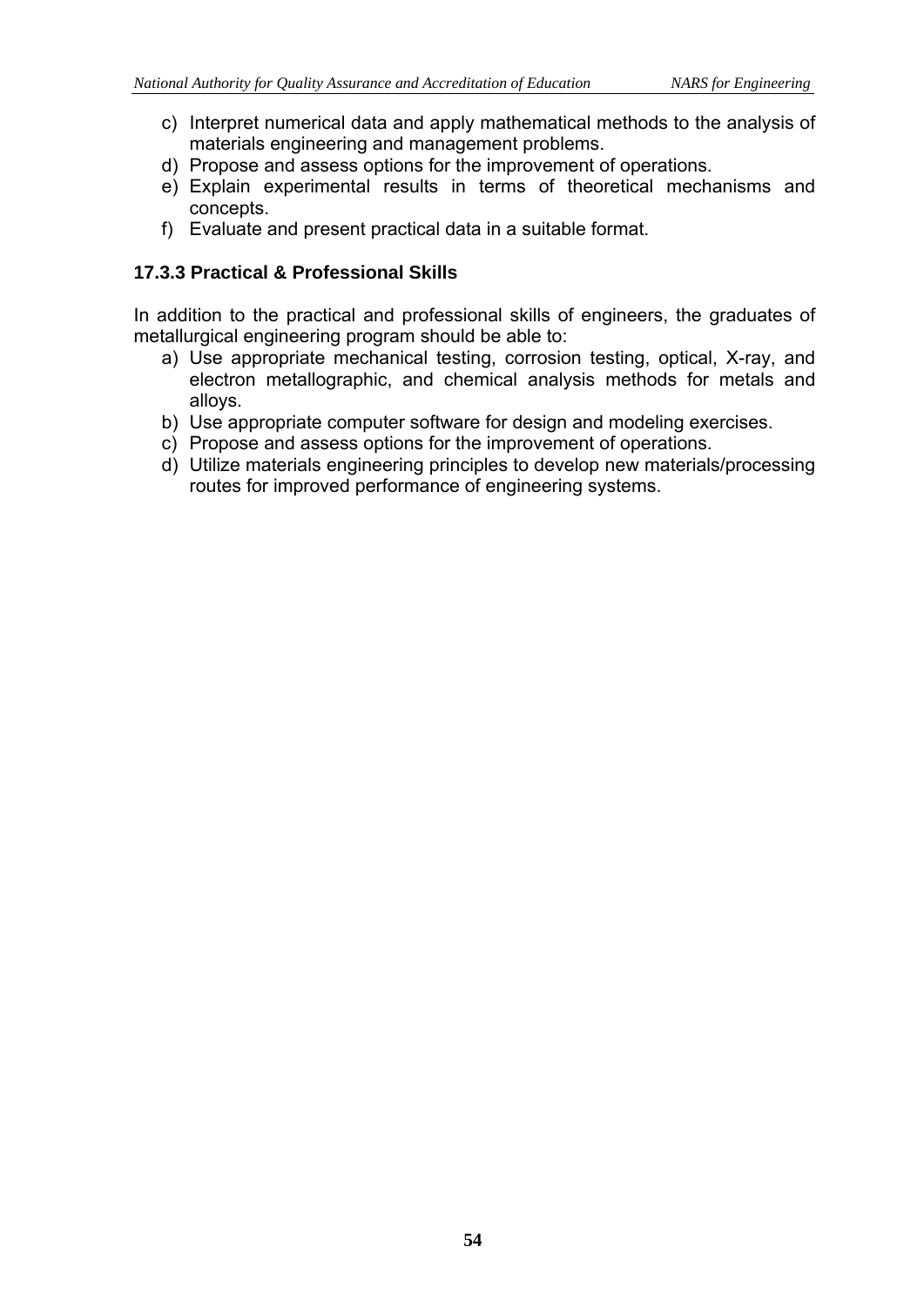c) Interpret numerical data and apply mathematical methods to the analysis of materials engineering and management problems.
d) Propose and assess options for the improvement of operations.
e) Explain experimental results in terms of theoretical mechanisms and concepts.
f) Evaluate and present practical data in a suitable format.

### 17.3.3 Practical & Professional Skills

In addition to the practical and professional skills of engineers, the graduates of metallurgical engineering program should be able to:

a) Use appropriate mechanical testing, corrosion testing, optical, X-ray, and electron metallographic, and chemical analysis methods for metals and alloys.
b) Use appropriate computer software for design and modeling exercises.
c) Propose and assess options for the improvement of operations.
d) Utilize materials engineering principles to develop new materials/processing routes for improved performance of engineering systems.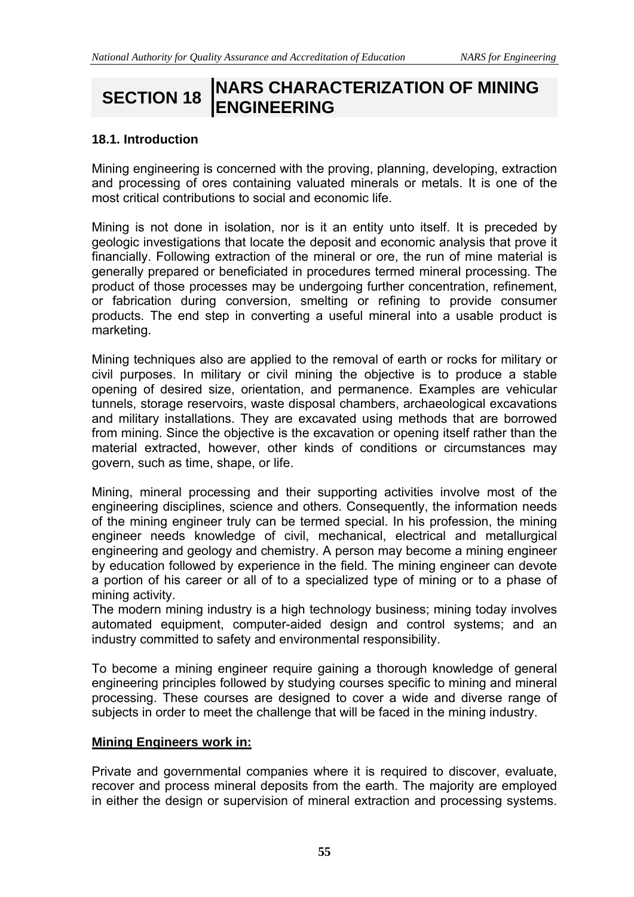# SECTION 18 NARS CHARACTERIZATION OF MINING ENGINEERING

### 18.1. Introduction

Mining engineering is concerned with the proving, planning, developing, extraction and processing of ores containing valuated minerals or metals. It is one of the most critical contributions to social and economic life.

Mining is not done in isolation, nor is it an entity unto itself. It is preceded by geologic investigations that locate the deposit and economic analysis that prove it financially. Following extraction of the mineral or ore, the run of mine material is generally prepared or beneficiated in procedures termed mineral processing. The product of those processes may be undergoing further concentration, refinement, or fabrication during conversion, smelting or refining to provide consumer products. The end step in converting a useful mineral into a usable product is marketing.

Mining techniques also are applied to the removal of earth or rocks for military or civil purposes. In military or civil mining the objective is to produce a stable opening of desired size, orientation, and permanence. Examples are vehicular tunnels, storage reservoirs, waste disposal chambers, archaeological excavations and military installations. They are excavated using methods that are borrowed from mining. Since the objective is the excavation or opening itself rather than the material extracted, however, other kinds of conditions or circumstances may govern, such as time, shape, or life.

Mining, mineral processing and their supporting activities involve most of the engineering disciplines, science and others. Consequently, the information needs of the mining engineer truly can be termed special. In his profession, the mining engineer needs knowledge of civil, mechanical, electrical and metallurgical engineering and geology and chemistry. A person may become a mining engineer by education followed by experience in the field. The mining engineer can devote a portion of his career or all of to a specialized type of mining or to a phase of mining activity.

The modern mining industry is a high technology business; mining today involves automated equipment, computer-aided design and control systems; and an industry committed to safety and environmental responsibility.

To become a mining engineer require gaining a thorough knowledge of general engineering principles followed by studying courses specific to mining and mineral processing. These courses are designed to cover a wide and diverse range of subjects in order to meet the challenge that will be faced in the mining industry.

**Mining Engineers work in:**

Private and governmental companies where it is required to discover, evaluate, recover and process mineral deposits from the earth. The majority are employed in either the design or supervision of mineral extraction and processing systems.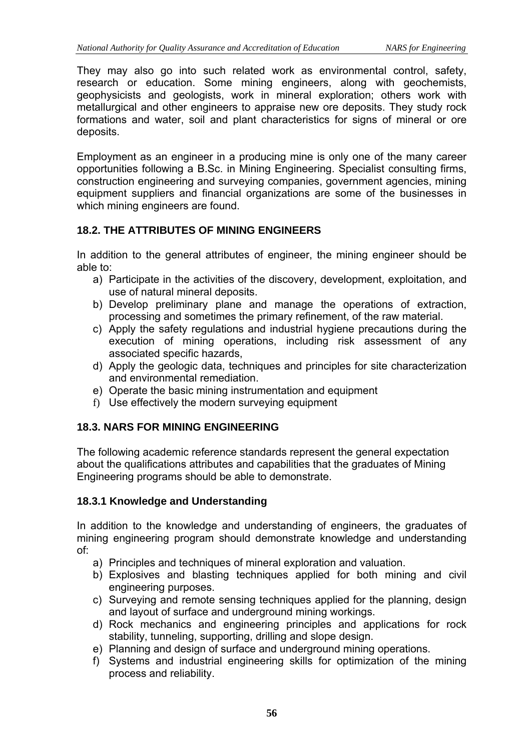They may also go into such related work as environmental control, safety, research or education. Some mining engineers, along with geochemists, geophysicists and geologists, work in mineral exploration; others work with metallurgical and other engineers to appraise new ore deposits. They study rock formations and water, soil and plant characteristics for signs of mineral or ore deposits.

Employment as an engineer in a producing mine is only one of the many career opportunities following a B.Sc. in Mining Engineering. Specialist consulting firms, construction engineering and surveying companies, government agencies, mining equipment suppliers and financial organizations are some of the businesses in which mining engineers are found.

## 18.2. THE ATTRIBUTES OF MINING ENGINEERS

In addition to the general attributes of engineer, the mining engineer should be able to:

a) Participate in the activities of the discovery, development, exploitation, and use of natural mineral deposits.
b) Develop preliminary plane and manage the operations of extraction, processing and sometimes the primary refinement, of the raw material.
c) Apply the safety regulations and industrial hygiene precautions during the execution of mining operations, including risk assessment of any associated specific hazards,
d) Apply the geologic data, techniques and principles for site characterization and environmental remediation.
e) Operate the basic mining instrumentation and equipment
f) Use effectively the modern surveying equipment

## 18.3. NARS FOR MINING ENGINEERING

The following academic reference standards represent the general expectation about the qualifications attributes and capabilities that the graduates of Mining Engineering programs should be able to demonstrate.

### 18.3.1 Knowledge and Understanding

In addition to the knowledge and understanding of engineers, the graduates of mining engineering program should demonstrate knowledge and understanding of:

a) Principles and techniques of mineral exploration and valuation.
b) Explosives and blasting techniques applied for both mining and civil engineering purposes.
c) Surveying and remote sensing techniques applied for the planning, design and layout of surface and underground mining workings.
d) Rock mechanics and engineering principles and applications for rock stability, tunneling, supporting, drilling and slope design.
e) Planning and design of surface and underground mining operations.
f) Systems and industrial engineering skills for optimization of the mining process and reliability.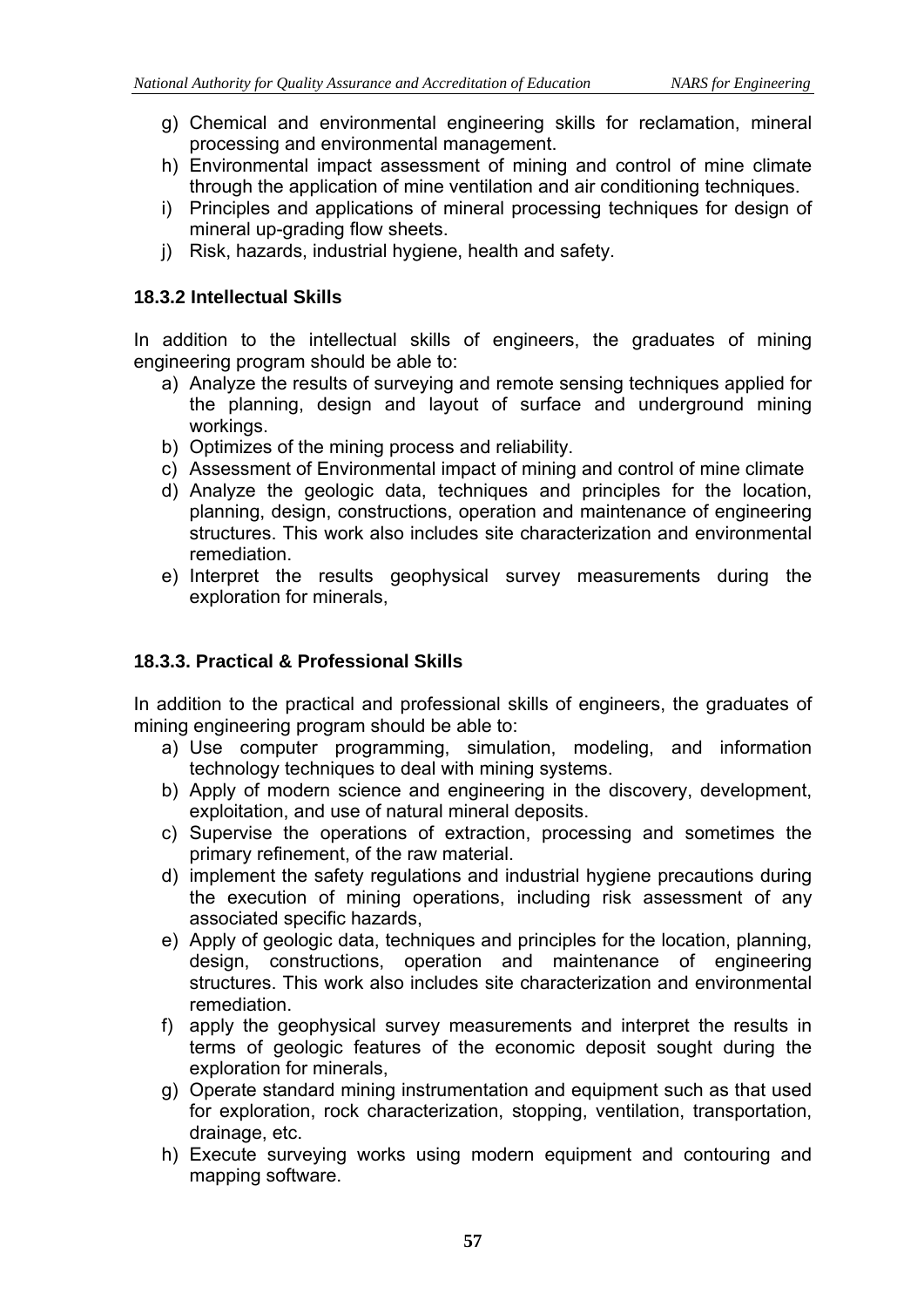g) Chemical and environmental engineering skills for reclamation, mineral processing and environmental management.
h) Environmental impact assessment of mining and control of mine climate through the application of mine ventilation and air conditioning techniques.
i) Principles and applications of mineral processing techniques for design of mineral up-grading flow sheets.
j) Risk, hazards, industrial hygiene, health and safety.

### 18.3.2 Intellectual Skills

In addition to the intellectual skills of engineers, the graduates of mining engineering program should be able to:

a) Analyze the results of surveying and remote sensing techniques applied for the planning, design and layout of surface and underground mining workings.
b) Optimizes of the mining process and reliability.
c) Assessment of Environmental impact of mining and control of mine climate
d) Analyze the geologic data, techniques and principles for the location, planning, design, constructions, operation and maintenance of engineering structures. This work also includes site characterization and environmental remediation.
e) Interpret the results geophysical survey measurements during the exploration for minerals,

### 18.3.3. Practical & Professional Skills

In addition to the practical and professional skills of engineers, the graduates of mining engineering program should be able to:

a) Use computer programming, simulation, modeling, and information technology techniques to deal with mining systems.
b) Apply of modern science and engineering in the discovery, development, exploitation, and use of natural mineral deposits.
c) Supervise the operations of extraction, processing and sometimes the primary refinement, of the raw material.
d) implement the safety regulations and industrial hygiene precautions during the execution of mining operations, including risk assessment of any associated specific hazards,
e) Apply of geologic data, techniques and principles for the location, planning, design, constructions, operation and maintenance of engineering structures. This work also includes site characterization and environmental remediation.
f) apply the geophysical survey measurements and interpret the results in terms of geologic features of the economic deposit sought during the exploration for minerals,
g) Operate standard mining instrumentation and equipment such as that used for exploration, rock characterization, stopping, ventilation, transportation, drainage, etc.
h) Execute surveying works using modern equipment and contouring and mapping software.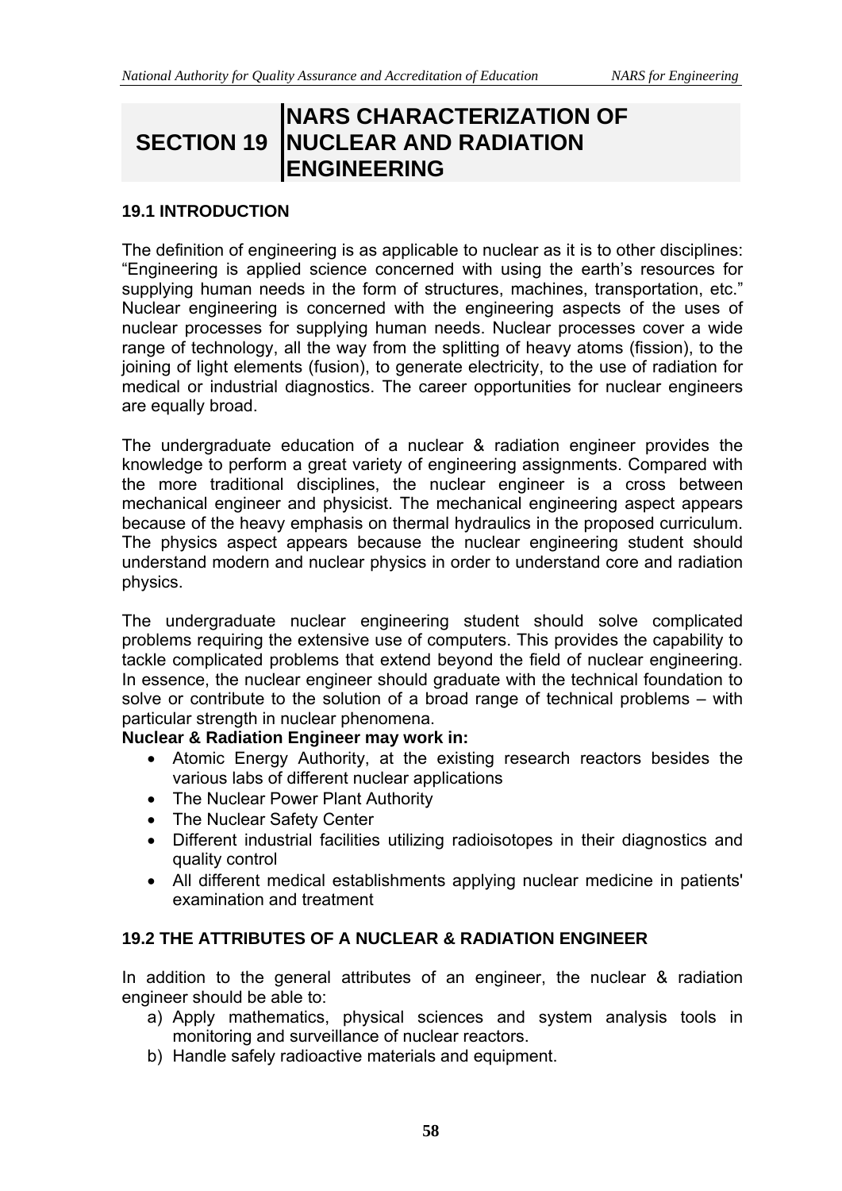# SECTION 19 NARS CHARACTERIZATION OF NUCLEAR AND RADIATION ENGINEERING

## 19.1 INTRODUCTION

The definition of engineering is as applicable to nuclear as it is to other disciplines: "Engineering is applied science concerned with using the earth's resources for supplying human needs in the form of structures, machines, transportation, etc." Nuclear engineering is concerned with the engineering aspects of the uses of nuclear processes for supplying human needs. Nuclear processes cover a wide range of technology, all the way from the splitting of heavy atoms (fission), to the joining of light elements (fusion), to generate electricity, to the use of radiation for medical or industrial diagnostics. The career opportunities for nuclear engineers are equally broad.

The undergraduate education of a nuclear & radiation engineer provides the knowledge to perform a great variety of engineering assignments. Compared with the more traditional disciplines, the nuclear engineer is a cross between mechanical engineer and physicist. The mechanical engineering aspect appears because of the heavy emphasis on thermal hydraulics in the proposed curriculum. The physics aspect appears because the nuclear engineering student should understand modern and nuclear physics in order to understand core and radiation physics.

The undergraduate nuclear engineering student should solve complicated problems requiring the extensive use of computers. This provides the capability to tackle complicated problems that extend beyond the field of nuclear engineering. In essence, the nuclear engineer should graduate with the technical foundation to solve or contribute to the solution of a broad range of technical problems – with particular strength in nuclear phenomena.

**Nuclear & Radiation Engineer may work in:**

- Atomic Energy Authority, at the existing research reactors besides the various labs of different nuclear applications
- The Nuclear Power Plant Authority
- The Nuclear Safety Center
- Different industrial facilities utilizing radioisotopes in their diagnostics and quality control
- All different medical establishments applying nuclear medicine in patients' examination and treatment

## 19.2 THE ATTRIBUTES OF A NUCLEAR & RADIATION ENGINEER

In addition to the general attributes of an engineer, the nuclear & radiation engineer should be able to:

a) Apply mathematics, physical sciences and system analysis tools in monitoring and surveillance of nuclear reactors.
b) Handle safely radioactive materials and equipment.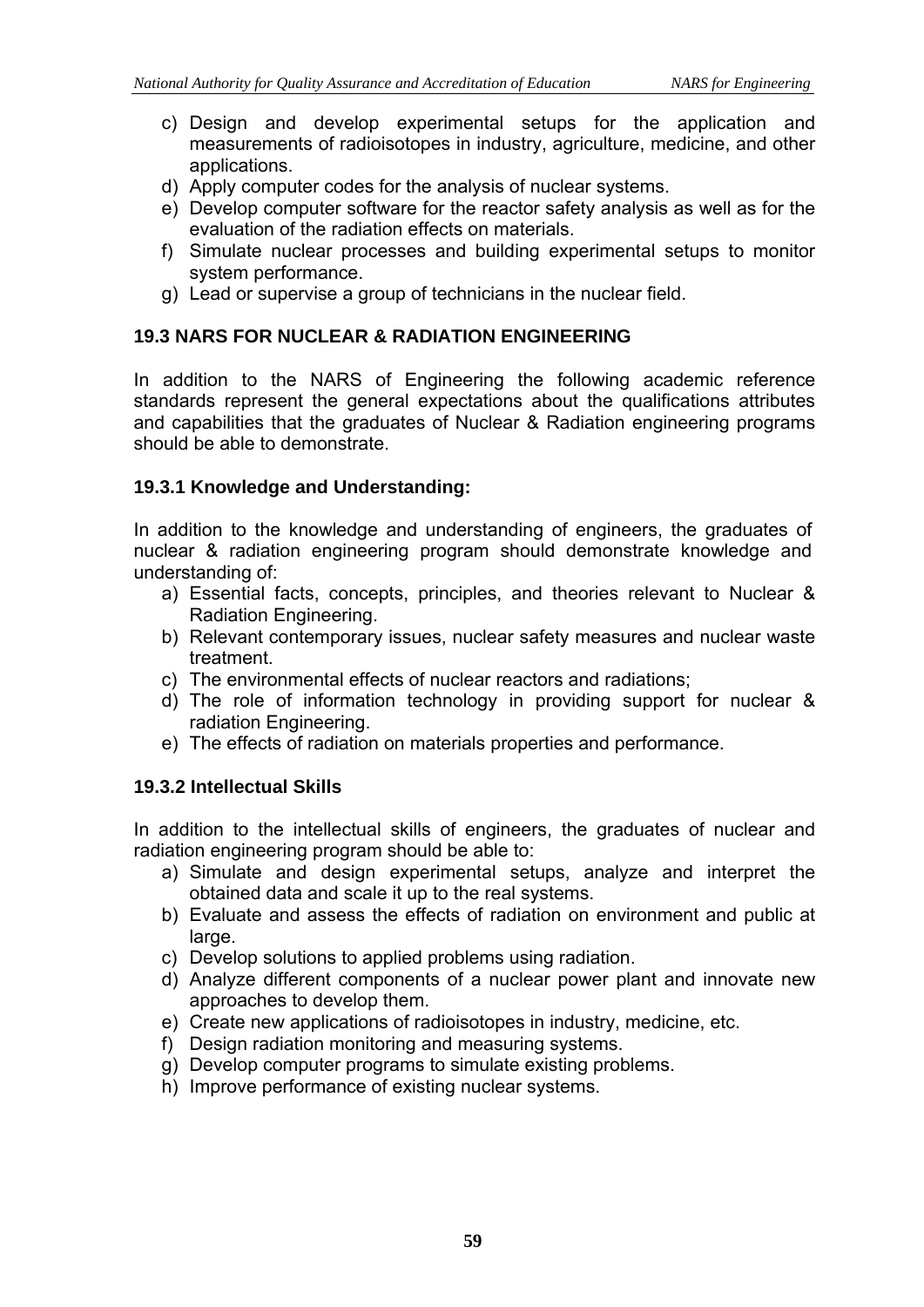c) Design and develop experimental setups for the application and measurements of radioisotopes in industry, agriculture, medicine, and other applications.
d) Apply computer codes for the analysis of nuclear systems.
e) Develop computer software for the reactor safety analysis as well as for the evaluation of the radiation effects on materials.
f) Simulate nuclear processes and building experimental setups to monitor system performance.
g) Lead or supervise a group of technicians in the nuclear field.

### 19.3 NARS FOR NUCLEAR & RADIATION ENGINEERING

In addition to the NARS of Engineering the following academic reference standards represent the general expectations about the qualifications attributes and capabilities that the graduates of Nuclear & Radiation engineering programs should be able to demonstrate.

#### 19.3.1 Knowledge and Understanding:

In addition to the knowledge and understanding of engineers, the graduates of nuclear & radiation engineering program should demonstrate knowledge and understanding of:

a) Essential facts, concepts, principles, and theories relevant to Nuclear & Radiation Engineering.
b) Relevant contemporary issues, nuclear safety measures and nuclear waste treatment.
c) The environmental effects of nuclear reactors and radiations;
d) The role of information technology in providing support for nuclear & radiation Engineering.
e) The effects of radiation on materials properties and performance.

#### 19.3.2 Intellectual Skills

In addition to the intellectual skills of engineers, the graduates of nuclear and radiation engineering program should be able to:

a) Simulate and design experimental setups, analyze and interpret the obtained data and scale it up to the real systems.
b) Evaluate and assess the effects of radiation on environment and public at large.
c) Develop solutions to applied problems using radiation.
d) Analyze different components of a nuclear power plant and innovate new approaches to develop them.
e) Create new applications of radioisotopes in industry, medicine, etc.
f) Design radiation monitoring and measuring systems.
g) Develop computer programs to simulate existing problems.
h) Improve performance of existing nuclear systems.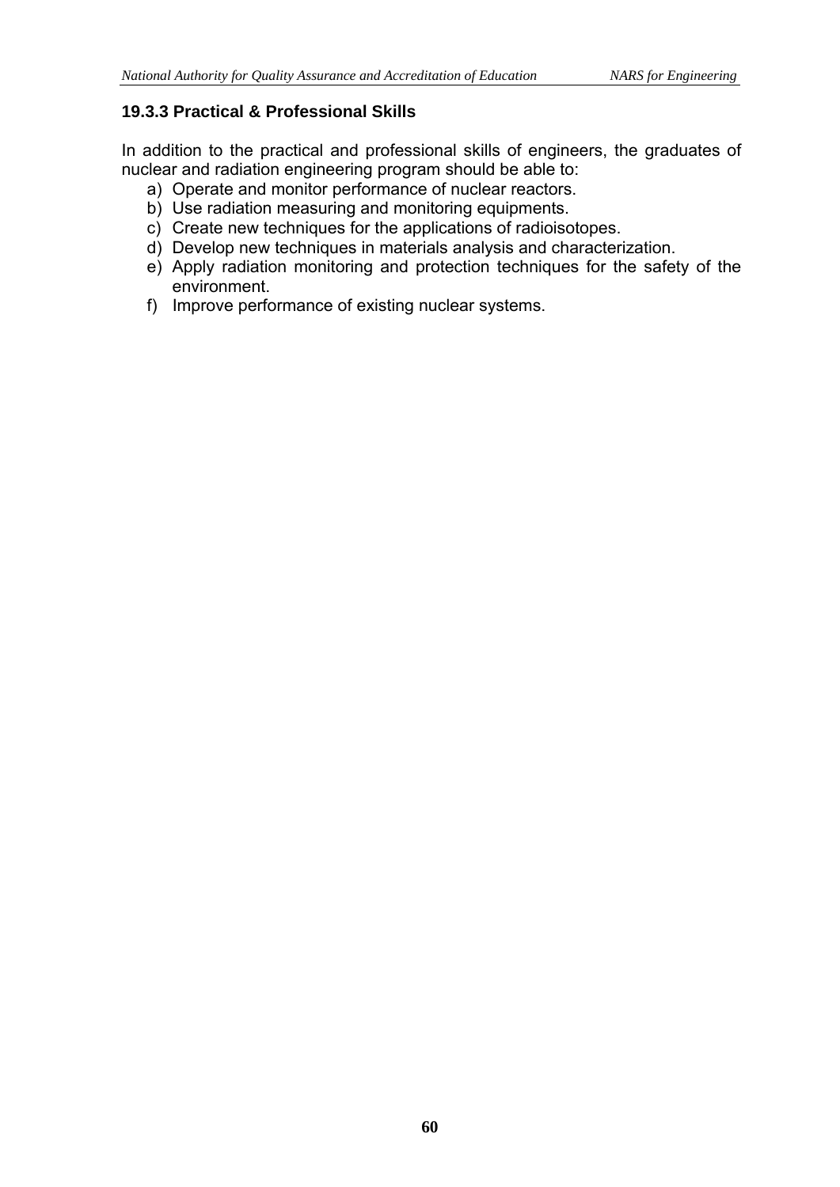### 19.3.3 Practical & Professional Skills

In addition to the practical and professional skills of engineers, the graduates of nuclear and radiation engineering program should be able to:

a) Operate and monitor performance of nuclear reactors.
b) Use radiation measuring and monitoring equipments.
c) Create new techniques for the applications of radioisotopes.
d) Develop new techniques in materials analysis and characterization.
e) Apply radiation monitoring and protection techniques for the safety of the environment.
f) Improve performance of existing nuclear systems.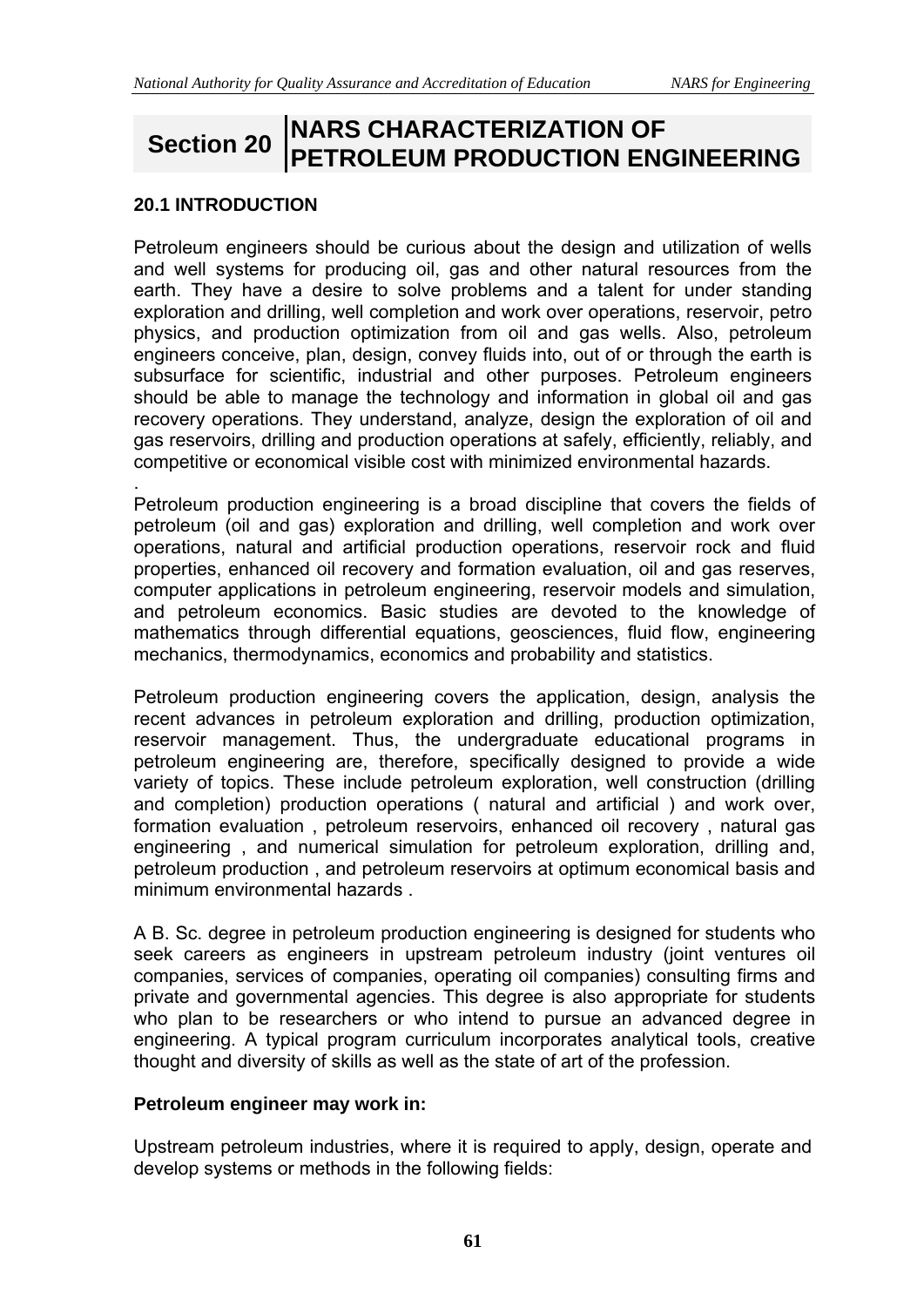# Section 20 NARS CHARACTERIZATION OF PETROLEUM PRODUCTION ENGINEERING

## 20.1 INTRODUCTION

Petroleum engineers should be curious about the design and utilization of wells and well systems for producing oil, gas and other natural resources from the earth. They have a desire to solve problems and a talent for under standing exploration and drilling, well completion and work over operations, reservoir, petro physics, and production optimization from oil and gas wells. Also, petroleum engineers conceive, plan, design, convey fluids into, out of or through the earth is subsurface for scientific, industrial and other purposes. Petroleum engineers should be able to manage the technology and information in global oil and gas recovery operations. They understand, analyze, design the exploration of oil and gas reservoirs, drilling and production operations at safely, efficiently, reliably, and competitive or economical visible cost with minimized environmental hazards.

.

Petroleum production engineering is a broad discipline that covers the fields of petroleum (oil and gas) exploration and drilling, well completion and work over operations, natural and artificial production operations, reservoir rock and fluid properties, enhanced oil recovery and formation evaluation, oil and gas reserves, computer applications in petroleum engineering, reservoir models and simulation, and petroleum economics. Basic studies are devoted to the knowledge of mathematics through differential equations, geosciences, fluid flow, engineering mechanics, thermodynamics, economics and probability and statistics.

Petroleum production engineering covers the application, design, analysis the recent advances in petroleum exploration and drilling, production optimization, reservoir management. Thus, the undergraduate educational programs in petroleum engineering are, therefore, specifically designed to provide a wide variety of topics. These include petroleum exploration, well construction (drilling and completion) production operations ( natural and artificial ) and work over, formation evaluation , petroleum reservoirs, enhanced oil recovery , natural gas engineering , and numerical simulation for petroleum exploration, drilling and, petroleum production , and petroleum reservoirs at optimum economical basis and minimum environmental hazards .

A B. Sc. degree in petroleum production engineering is designed for students who seek careers as engineers in upstream petroleum industry (joint ventures oil companies, services of companies, operating oil companies) consulting firms and private and governmental agencies. This degree is also appropriate for students who plan to be researchers or who intend to pursue an advanced degree in engineering. A typical program curriculum incorporates analytical tools, creative thought and diversity of skills as well as the state of art of the profession.

**Petroleum engineer may work in:**

Upstream petroleum industries, where it is required to apply, design, operate and develop systems or methods in the following fields: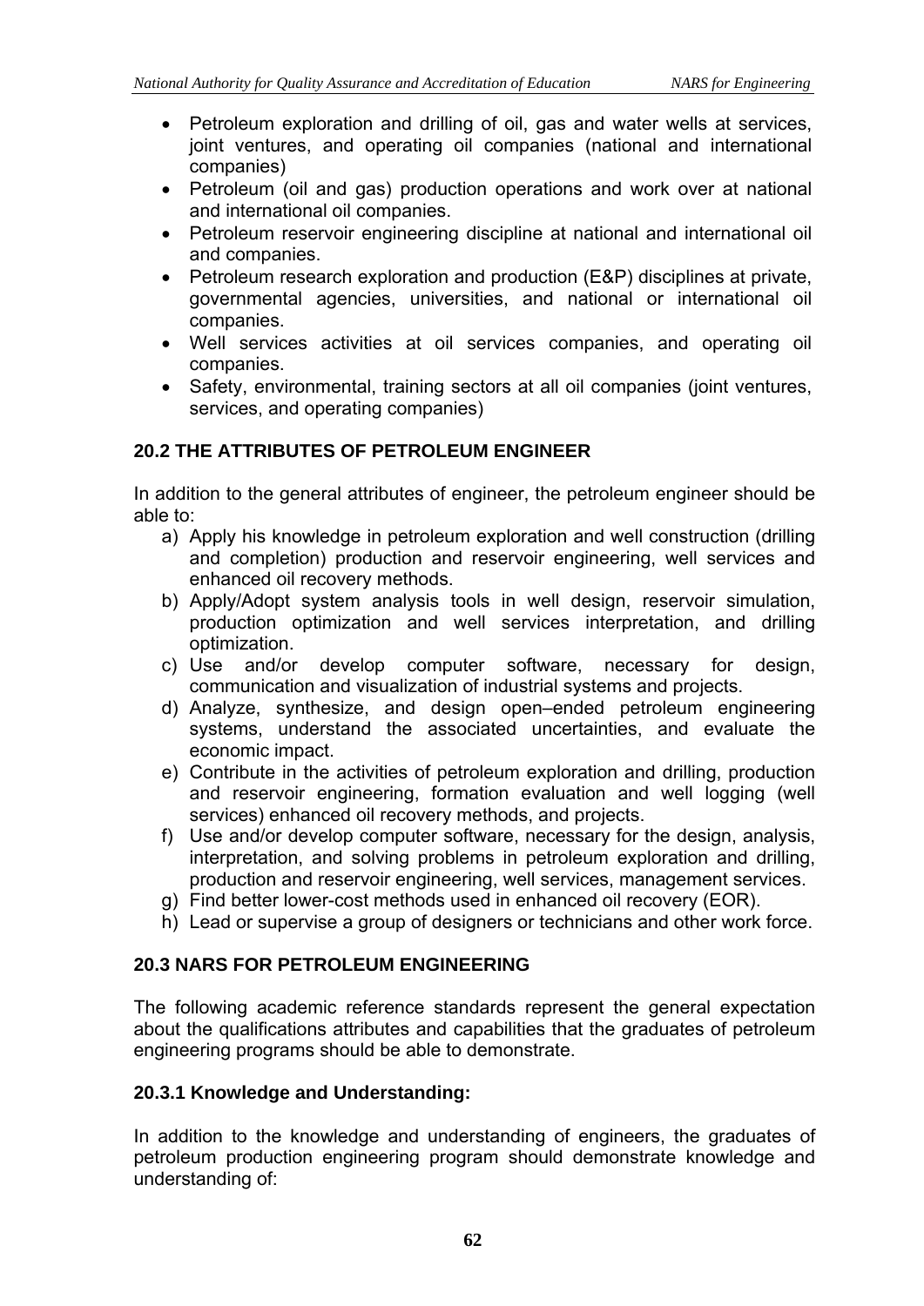- Petroleum exploration and drilling of oil, gas and water wells at services, joint ventures, and operating oil companies (national and international companies)
- Petroleum (oil and gas) production operations and work over at national and international oil companies.
- Petroleum reservoir engineering discipline at national and international oil and companies.
- Petroleum research exploration and production (E&P) disciplines at private, governmental agencies, universities, and national or international oil companies.
- Well services activities at oil services companies, and operating oil companies.
- Safety, environmental, training sectors at all oil companies (joint ventures, services, and operating companies)

## 20.2 THE ATTRIBUTES OF PETROLEUM ENGINEER

In addition to the general attributes of engineer, the petroleum engineer should be able to:

a) Apply his knowledge in petroleum exploration and well construction (drilling and completion) production and reservoir engineering, well services and enhanced oil recovery methods.
b) Apply/Adopt system analysis tools in well design, reservoir simulation, production optimization and well services interpretation, and drilling optimization.
c) Use and/or develop computer software, necessary for design, communication and visualization of industrial systems and projects.
d) Analyze, synthesize, and design open–ended petroleum engineering systems, understand the associated uncertainties, and evaluate the economic impact.
e) Contribute in the activities of petroleum exploration and drilling, production and reservoir engineering, formation evaluation and well logging (well services) enhanced oil recovery methods, and projects.
f) Use and/or develop computer software, necessary for the design, analysis, interpretation, and solving problems in petroleum exploration and drilling, production and reservoir engineering, well services, management services.
g) Find better lower-cost methods used in enhanced oil recovery (EOR).
h) Lead or supervise a group of designers or technicians and other work force.

## 20.3 NARS FOR PETROLEUM ENGINEERING

The following academic reference standards represent the general expectation about the qualifications attributes and capabilities that the graduates of petroleum engineering programs should be able to demonstrate.

### 20.3.1 Knowledge and Understanding:

In addition to the knowledge and understanding of engineers, the graduates of petroleum production engineering program should demonstrate knowledge and understanding of: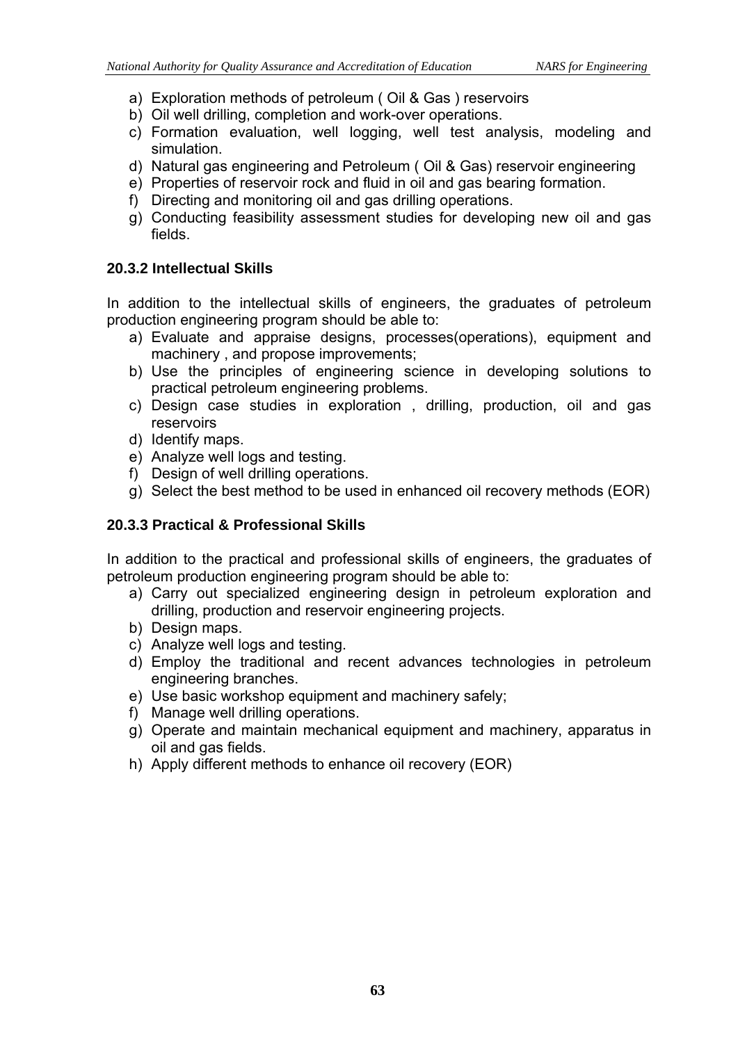a) Exploration methods of petroleum ( Oil & Gas ) reservoirs
b) Oil well drilling, completion and work-over operations.
c) Formation evaluation, well logging, well test analysis, modeling and simulation.
d) Natural gas engineering and Petroleum ( Oil & Gas) reservoir engineering
e) Properties of reservoir rock and fluid in oil and gas bearing formation.
f) Directing and monitoring oil and gas drilling operations.
g) Conducting feasibility assessment studies for developing new oil and gas fields.

### 20.3.2 Intellectual Skills

In addition to the intellectual skills of engineers, the graduates of petroleum production engineering program should be able to:

a) Evaluate and appraise designs, processes(operations), equipment and machinery , and propose improvements;
b) Use the principles of engineering science in developing solutions to practical petroleum engineering problems.
c) Design case studies in exploration , drilling, production, oil and gas reservoirs
d) Identify maps.
e) Analyze well logs and testing.
f) Design of well drilling operations.
g) Select the best method to be used in enhanced oil recovery methods (EOR)

### 20.3.3 Practical & Professional Skills

In addition to the practical and professional skills of engineers, the graduates of petroleum production engineering program should be able to:

a) Carry out specialized engineering design in petroleum exploration and drilling, production and reservoir engineering projects.
b) Design maps.
c) Analyze well logs and testing.
d) Employ the traditional and recent advances technologies in petroleum engineering branches.
e) Use basic workshop equipment and machinery safely;
f) Manage well drilling operations.
g) Operate and maintain mechanical equipment and machinery, apparatus in oil and gas fields.
h) Apply different methods to enhance oil recovery (EOR)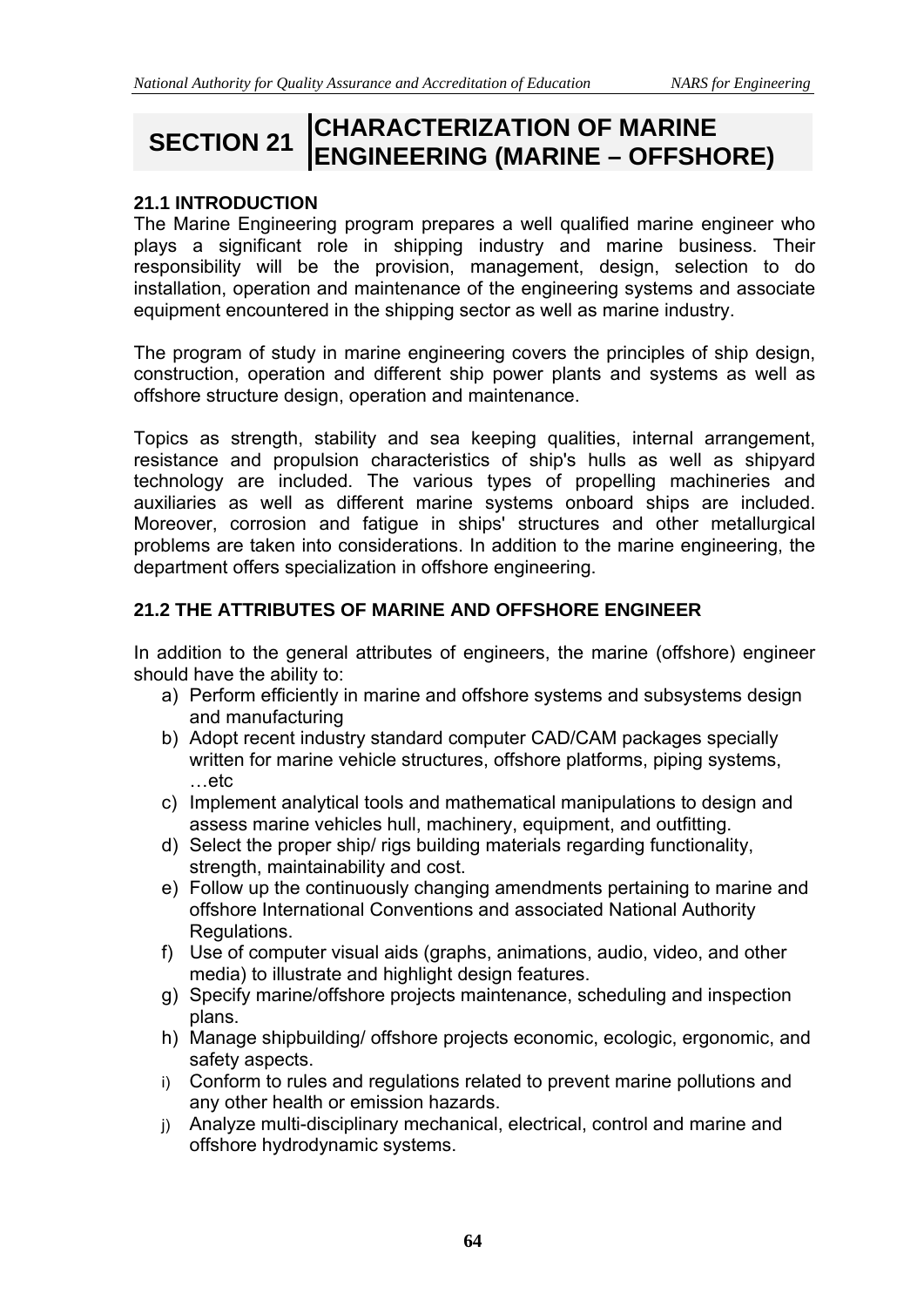# SECTION 21 CHARACTERIZATION OF MARINE ENGINEERING (MARINE – OFFSHORE)

## 21.1 INTRODUCTION

The Marine Engineering program prepares a well qualified marine engineer who plays a significant role in shipping industry and marine business. Their responsibility will be the provision, management, design, selection to do installation, operation and maintenance of the engineering systems and associate equipment encountered in the shipping sector as well as marine industry.

The program of study in marine engineering covers the principles of ship design, construction, operation and different ship power plants and systems as well as offshore structure design, operation and maintenance.

Topics as strength, stability and sea keeping qualities, internal arrangement, resistance and propulsion characteristics of ship's hulls as well as shipyard technology are included. The various types of propelling machineries and auxiliaries as well as different marine systems onboard ships are included. Moreover, corrosion and fatigue in ships' structures and other metallurgical problems are taken into considerations. In addition to the marine engineering, the department offers specialization in offshore engineering.

## 21.2 THE ATTRIBUTES OF MARINE AND OFFSHORE ENGINEER

In addition to the general attributes of engineers, the marine (offshore) engineer should have the ability to:

a) Perform efficiently in marine and offshore systems and subsystems design and manufacturing
b) Adopt recent industry standard computer CAD/CAM packages specially written for marine vehicle structures, offshore platforms, piping systems, …etc
c) Implement analytical tools and mathematical manipulations to design and assess marine vehicles hull, machinery, equipment, and outfitting.
d) Select the proper ship/ rigs building materials regarding functionality, strength, maintainability and cost.
e) Follow up the continuously changing amendments pertaining to marine and offshore International Conventions and associated National Authority Regulations.
f) Use of computer visual aids (graphs, animations, audio, video, and other media) to illustrate and highlight design features.
g) Specify marine/offshore projects maintenance, scheduling and inspection plans.
h) Manage shipbuilding/ offshore projects economic, ecologic, ergonomic, and safety aspects.
i) Conform to rules and regulations related to prevent marine pollutions and any other health or emission hazards.
j) Analyze multi-disciplinary mechanical, electrical, control and marine and offshore hydrodynamic systems.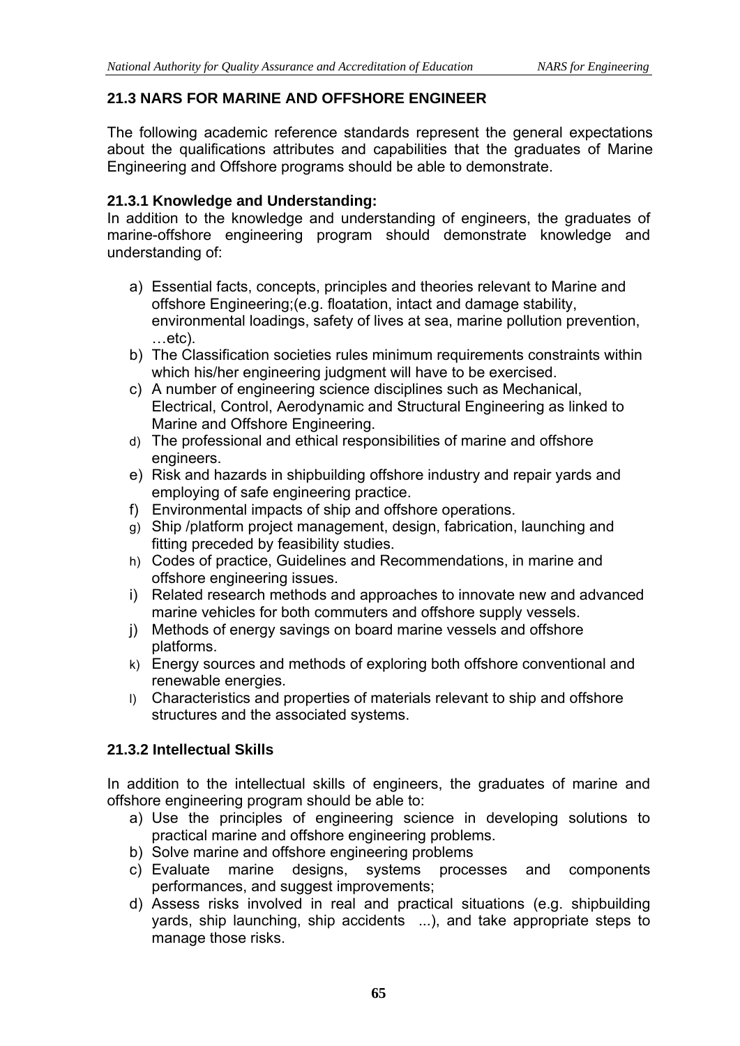### 21.3 NARS FOR MARINE AND OFFSHORE ENGINEER

The following academic reference standards represent the general expectations about the qualifications attributes and capabilities that the graduates of Marine Engineering and Offshore programs should be able to demonstrate.

#### 21.3.1 Knowledge and Understanding:

In addition to the knowledge and understanding of engineers, the graduates of marine-offshore engineering program should demonstrate knowledge and understanding of:

a) Essential facts, concepts, principles and theories relevant to Marine and offshore Engineering;(e.g. floatation, intact and damage stability, environmental loadings, safety of lives at sea, marine pollution prevention, …etc).
b) The Classification societies rules minimum requirements constraints within which his/her engineering judgment will have to be exercised.
c) A number of engineering science disciplines such as Mechanical, Electrical, Control, Aerodynamic and Structural Engineering as linked to Marine and Offshore Engineering.
d) The professional and ethical responsibilities of marine and offshore engineers.
e) Risk and hazards in shipbuilding offshore industry and repair yards and employing of safe engineering practice.
f) Environmental impacts of ship and offshore operations.
g) Ship /platform project management, design, fabrication, launching and fitting preceded by feasibility studies.
h) Codes of practice, Guidelines and Recommendations, in marine and offshore engineering issues.
i) Related research methods and approaches to innovate new and advanced marine vehicles for both commuters and offshore supply vessels.
j) Methods of energy savings on board marine vessels and offshore platforms.
k) Energy sources and methods of exploring both offshore conventional and renewable energies.
l) Characteristics and properties of materials relevant to ship and offshore structures and the associated systems.

#### 21.3.2 Intellectual Skills

In addition to the intellectual skills of engineers, the graduates of marine and offshore engineering program should be able to:

a) Use the principles of engineering science in developing solutions to practical marine and offshore engineering problems.
b) Solve marine and offshore engineering problems
c) Evaluate marine designs, systems processes and components performances, and suggest improvements;
d) Assess risks involved in real and practical situations (e.g. shipbuilding yards, ship launching, ship accidents ...), and take appropriate steps to manage those risks.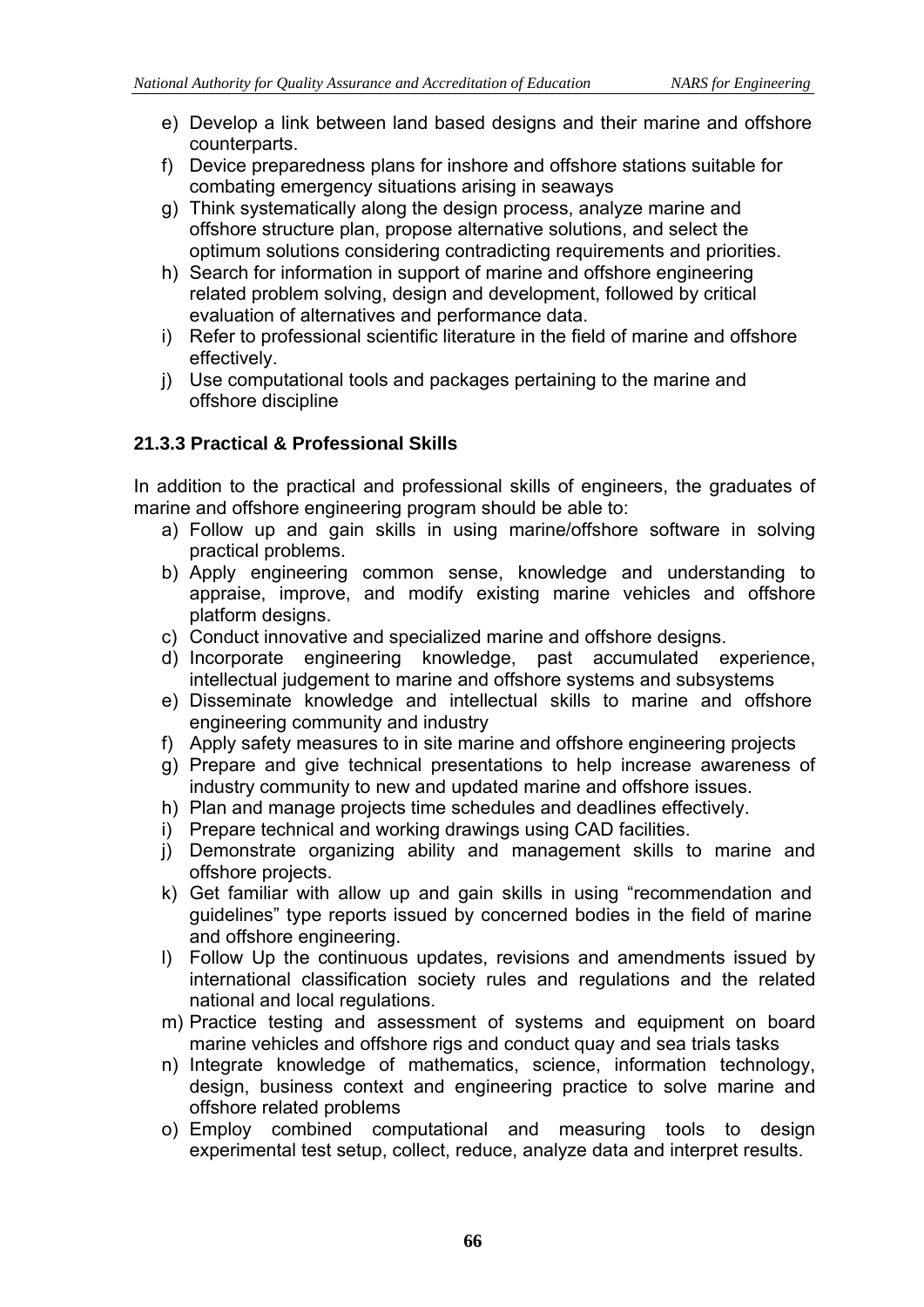e) Develop a link between land based designs and their marine and offshore counterparts.
f) Device preparedness plans for inshore and offshore stations suitable for combating emergency situations arising in seaways
g) Think systematically along the design process, analyze marine and offshore structure plan, propose alternative solutions, and select the optimum solutions considering contradicting requirements and priorities.
h) Search for information in support of marine and offshore engineering related problem solving, design and development, followed by critical evaluation of alternatives and performance data.
i) Refer to professional scientific literature in the field of marine and offshore effectively.
j) Use computational tools and packages pertaining to the marine and offshore discipline

### 21.3.3 Practical & Professional Skills

In addition to the practical and professional skills of engineers, the graduates of marine and offshore engineering program should be able to:

a) Follow up and gain skills in using marine/offshore software in solving practical problems.
b) Apply engineering common sense, knowledge and understanding to appraise, improve, and modify existing marine vehicles and offshore platform designs.
c) Conduct innovative and specialized marine and offshore designs.
d) Incorporate engineering knowledge, past accumulated experience, intellectual judgement to marine and offshore systems and subsystems
e) Disseminate knowledge and intellectual skills to marine and offshore engineering community and industry
f) Apply safety measures to in site marine and offshore engineering projects
g) Prepare and give technical presentations to help increase awareness of industry community to new and updated marine and offshore issues.
h) Plan and manage projects time schedules and deadlines effectively.
i) Prepare technical and working drawings using CAD facilities.
j) Demonstrate organizing ability and management skills to marine and offshore projects.
k) Get familiar with allow up and gain skills in using "recommendation and guidelines" type reports issued by concerned bodies in the field of marine and offshore engineering.
l) Follow Up the continuous updates, revisions and amendments issued by international classification society rules and regulations and the related national and local regulations.
m) Practice testing and assessment of systems and equipment on board marine vehicles and offshore rigs and conduct quay and sea trials tasks
n) Integrate knowledge of mathematics, science, information technology, design, business context and engineering practice to solve marine and offshore related problems
o) Employ combined computational and measuring tools to design experimental test setup, collect, reduce, analyze data and interpret results.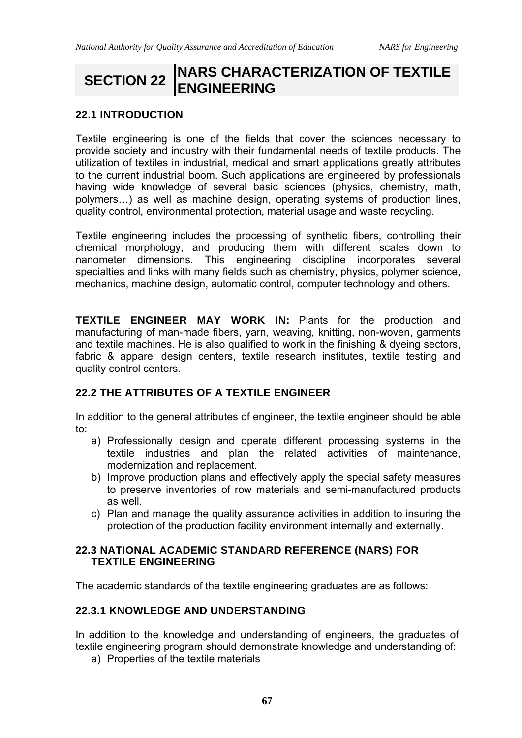# SECTION 22 NARS CHARACTERIZATION OF TEXTILE ENGINEERING

## 22.1 INTRODUCTION

Textile engineering is one of the fields that cover the sciences necessary to provide society and industry with their fundamental needs of textile products. The utilization of textiles in industrial, medical and smart applications greatly attributes to the current industrial boom. Such applications are engineered by professionals having wide knowledge of several basic sciences (physics, chemistry, math, polymers…) as well as machine design, operating systems of production lines, quality control, environmental protection, material usage and waste recycling.

Textile engineering includes the processing of synthetic fibers, controlling their chemical morphology, and producing them with different scales down to nanometer dimensions. This engineering discipline incorporates several specialties and links with many fields such as chemistry, physics, polymer science, mechanics, machine design, automatic control, computer technology and others.

**TEXTILE ENGINEER MAY WORK IN:** Plants for the production and manufacturing of man-made fibers, yarn, weaving, knitting, non-woven, garments and textile machines. He is also qualified to work in the finishing & dyeing sectors, fabric & apparel design centers, textile research institutes, textile testing and quality control centers.

## 22.2 THE ATTRIBUTES OF A TEXTILE ENGINEER

In addition to the general attributes of engineer, the textile engineer should be able to:

a) Professionally design and operate different processing systems in the textile industries and plan the related activities of maintenance, modernization and replacement.
b) Improve production plans and effectively apply the special safety measures to preserve inventories of row materials and semi-manufactured products as well.
c) Plan and manage the quality assurance activities in addition to insuring the protection of the production facility environment internally and externally.

## 22.3 NATIONAL ACADEMIC STANDARD REFERENCE (NARS) FOR TEXTILE ENGINEERING

The academic standards of the textile engineering graduates are as follows:

### 22.3.1 KNOWLEDGE AND UNDERSTANDING

In addition to the knowledge and understanding of engineers, the graduates of textile engineering program should demonstrate knowledge and understanding of:

a) Properties of the textile materials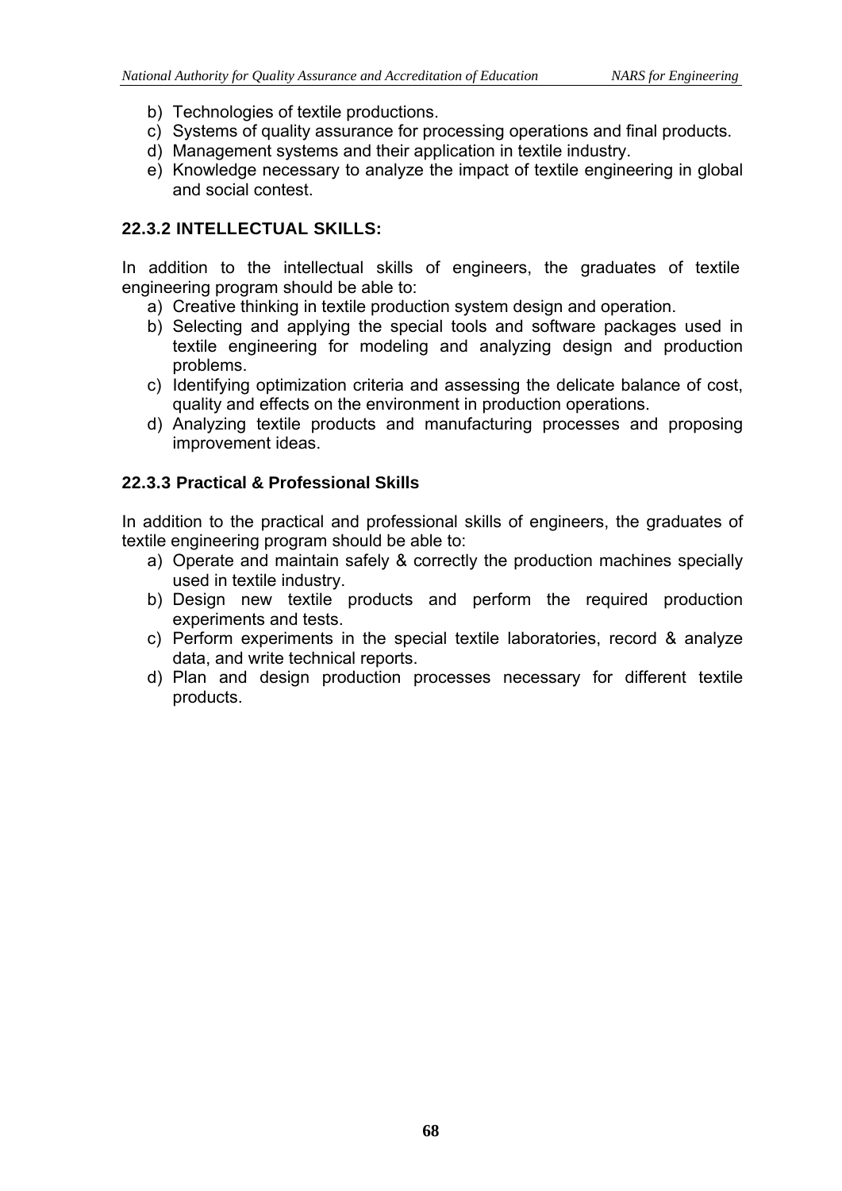b) Technologies of textile productions.
c) Systems of quality assurance for processing operations and final products.
d) Management systems and their application in textile industry.
e) Knowledge necessary to analyze the impact of textile engineering in global and social contest.

### 22.3.2 INTELLECTUAL SKILLS:

In addition to the intellectual skills of engineers, the graduates of textile engineering program should be able to:

a) Creative thinking in textile production system design and operation.
b) Selecting and applying the special tools and software packages used in textile engineering for modeling and analyzing design and production problems.
c) Identifying optimization criteria and assessing the delicate balance of cost, quality and effects on the environment in production operations.
d) Analyzing textile products and manufacturing processes and proposing improvement ideas.

### 22.3.3 Practical & Professional Skills

In addition to the practical and professional skills of engineers, the graduates of textile engineering program should be able to:

a) Operate and maintain safely & correctly the production machines specially used in textile industry.
b) Design new textile products and perform the required production experiments and tests.
c) Perform experiments in the special textile laboratories, record & analyze data, and write technical reports.
d) Plan and design production processes necessary for different textile products.